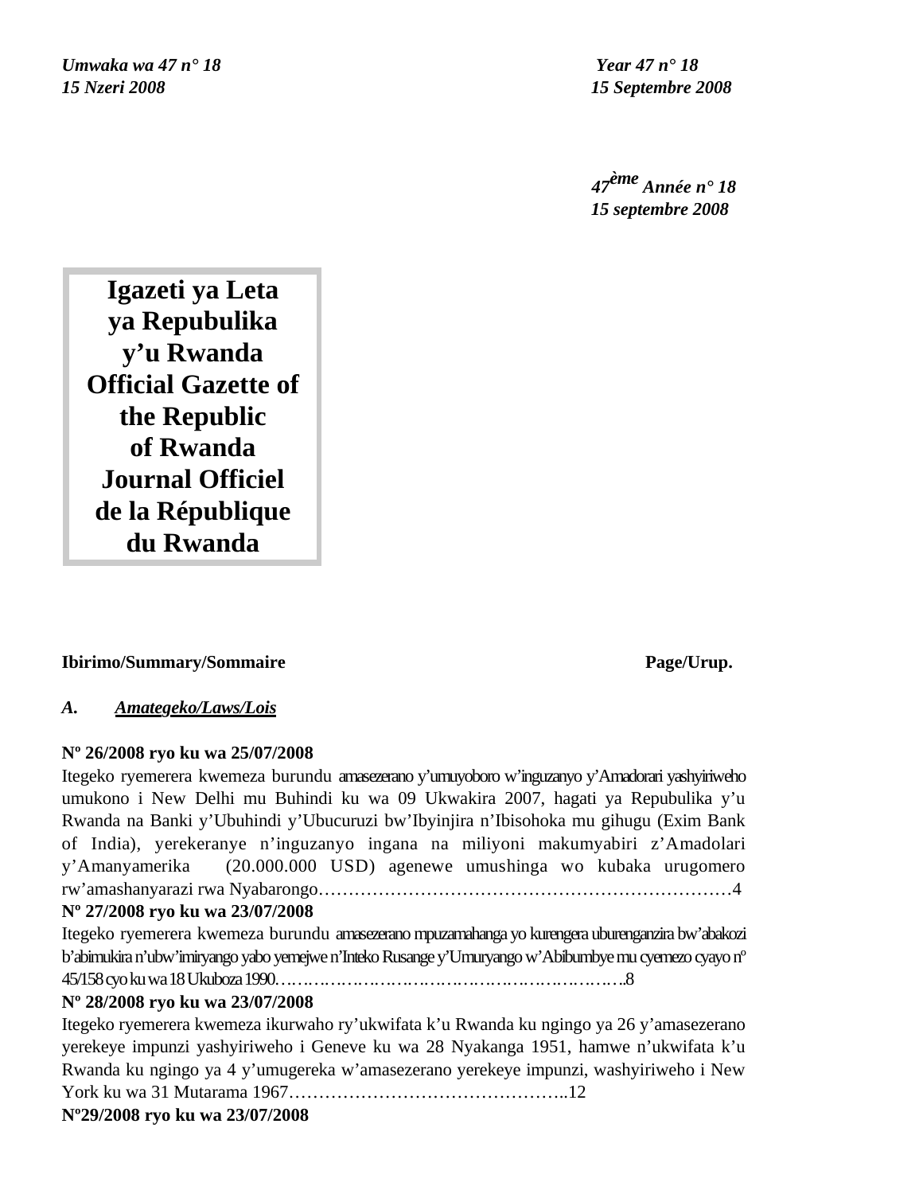*Umwaka wa 47 n° 18*
*15 Nzeri 2008*

*Year 47 n° 18*
*15 Septembre 2008*

*47ème Année n° 18*
*15 septembre 2008*

# Igazeti ya Leta ya Repubulika y'u Rwanda
# Official Gazette of the Republic of Rwanda
# Journal Officiel de la République du Rwanda

**Ibirimo/Summary/Sommaire** **Page/Urup.**

***A. Amategeko/Laws/Lois***

**Nº 26/2008 ryo ku wa 25/07/2008**
Itegeko ryemerera kwemeza burundu amasezerano y'umuyoboro w'inguzanyo y'Amadorari yashyiriweho umukono i New Delhi mu Buhindi ku wa 09 Ukwakira 2007, hagati ya Repubulika y'u Rwanda na Banki y'Ubuhindi y'Ubucuruzi bw'Ibyinjira n'Ibisohoka mu gihugu (Exim Bank of India), yerekeranye n'inguzanyo ingana na miliyoni makumyabiri z'Amadolari y'Amanyamerika (20.000.000 USD) agenewe umushinga wo kubaka urugomero rw'amashanyarazi rwa Nyabarongo……………………………………………………………4

**Nº 27/2008 ryo ku wa 23/07/2008**
Itegeko ryemerera kwemeza burundu amasezerano mpuzamahanga yo kurengera uburenganzira bw'abakozi b'abimukira n'ubw'imiryango yabo yemejwe n'Inteko Rusange y'Umuryango w'Abibumbye mu cyemezo cyayo nº 45/158 cyo ku wa 18 Ukuboza 1990………………………………………………………..8

**Nº 28/2008 ryo ku wa 23/07/2008**
Itegeko ryemerera kwemeza ikurwaho ry'ukwifata k'u Rwanda ku ngingo ya 26 y'amasezerano yerekeye impunzi yashyiriweho i Geneve ku wa 28 Nyakanga 1951, hamwe n'ukwifata k'u Rwanda ku ngingo ya 4 y'umugereka w'amasezerano yerekeye impunzi, washyiriweho i New York ku wa 31 Mutarama 1967………………………………………..12

**Nº29/2008 ryo ku wa 23/07/2008**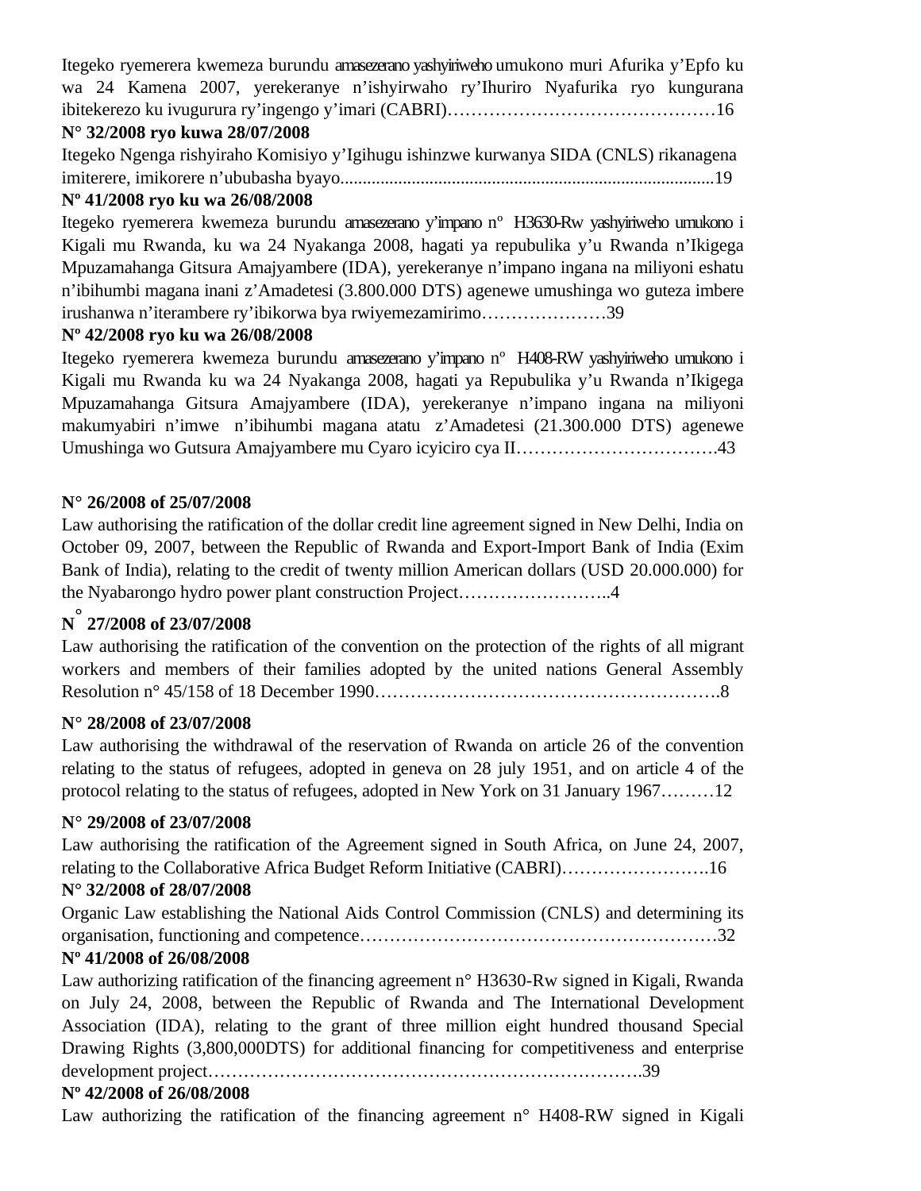Itegeko ryemerera kwemeza burundu amasezerano yashyiriweho umukono muri Afurika y'Epfo ku wa 24 Kamena 2007, yerekeranye n'ishyirwaho ry'Ihuriro Nyafurika ryo kungurana ibitekerezo ku ivugurura ry'ingengo y'imari (CABRI)………………………………………16

**N° 32/2008 ryo kuwa 28/07/2008**

Itegeko Ngenga rishyiraho Komisiyo y'Igihugu ishinzwe kurwanya SIDA (CNLS) rikanagena imiterere, imikorere n'ububasha byayo....................................................................................19

**Nº 41/2008 ryo ku wa 26/08/2008**

Itegeko ryemerera kwemeza burundu amasezerano y'impano nº H3630-Rw yashyiriweho umukono i Kigali mu Rwanda, ku wa 24 Nyakanga 2008, hagati ya repubulika y'u Rwanda n'Ikigega Mpuzamahanga Gitsura Amajyambere (IDA), yerekeranye n'impano ingana na miliyoni eshatu n'ibihumbi magana inani z'Amadetesi (3.800.000 DTS) agenewe umushinga wo guteza imbere irushanwa n'iterambere ry'ibikorwa bya rwiyemezamirimo…………………39

**Nº 42/2008 ryo ku wa 26/08/2008**

Itegeko ryemerera kwemeza burundu amasezerano y'impano nº H408-RW yashyiriweho umukono i Kigali mu Rwanda ku wa 24 Nyakanga 2008, hagati ya Repubulika y'u Rwanda n'Ikigega Mpuzamahanga Gitsura Amajyambere (IDA), yerekeranye n'impano ingana na miliyoni makumyabiri n'imwe n'ibihumbi magana atatu z'Amadetesi (21.300.000 DTS) agenewe Umushinga wo Gutsura Amajyambere mu Cyaro icyiciro cya II…………………………….43

**N° 26/2008 of 25/07/2008**

Law authorising the ratification of the dollar credit line agreement signed in New Delhi, India on October 09, 2007, between the Republic of Rwanda and Export-Import Bank of India (Exim Bank of India), relating to the credit of twenty million American dollars (USD 20.000.000) for the Nyabarongo hydro power plant construction Project……………………..4

**N° 27/2008 of 23/07/2008**

Law authorising the ratification of the convention on the protection of the rights of all migrant workers and members of their families adopted by the united nations General Assembly Resolution n° 45/158 of 18 December 1990………………………………………………….8

**N° 28/2008 of 23/07/2008**

Law authorising the withdrawal of the reservation of Rwanda on article 26 of the convention relating to the status of refugees, adopted in geneva on 28 july 1951, and on article 4 of the protocol relating to the status of refugees, adopted in New York on 31 January 1967………12

**N° 29/2008 of 23/07/2008**

Law authorising the ratification of the Agreement signed in South Africa, on June 24, 2007, relating to the Collaborative Africa Budget Reform Initiative (CABRI)…………………….16

**N° 32/2008 of 28/07/2008**

Organic Law establishing the National Aids Control Commission (CNLS) and determining its organisation, functioning and competence…………………………………………………32

**Nº 41/2008 of 26/08/2008**

Law authorizing ratification of the financing agreement n° H3630-Rw signed in Kigali, Rwanda on July 24, 2008, between the Republic of Rwanda and The International Development Association (IDA), relating to the grant of three million eight hundred thousand Special Drawing Rights (3,800,000DTS) for additional financing for competitiveness and enterprise development project……………………………………………………………….39

**Nº 42/2008 of 26/08/2008**

Law authorizing the ratification of the financing agreement n° H408-RW signed in Kigali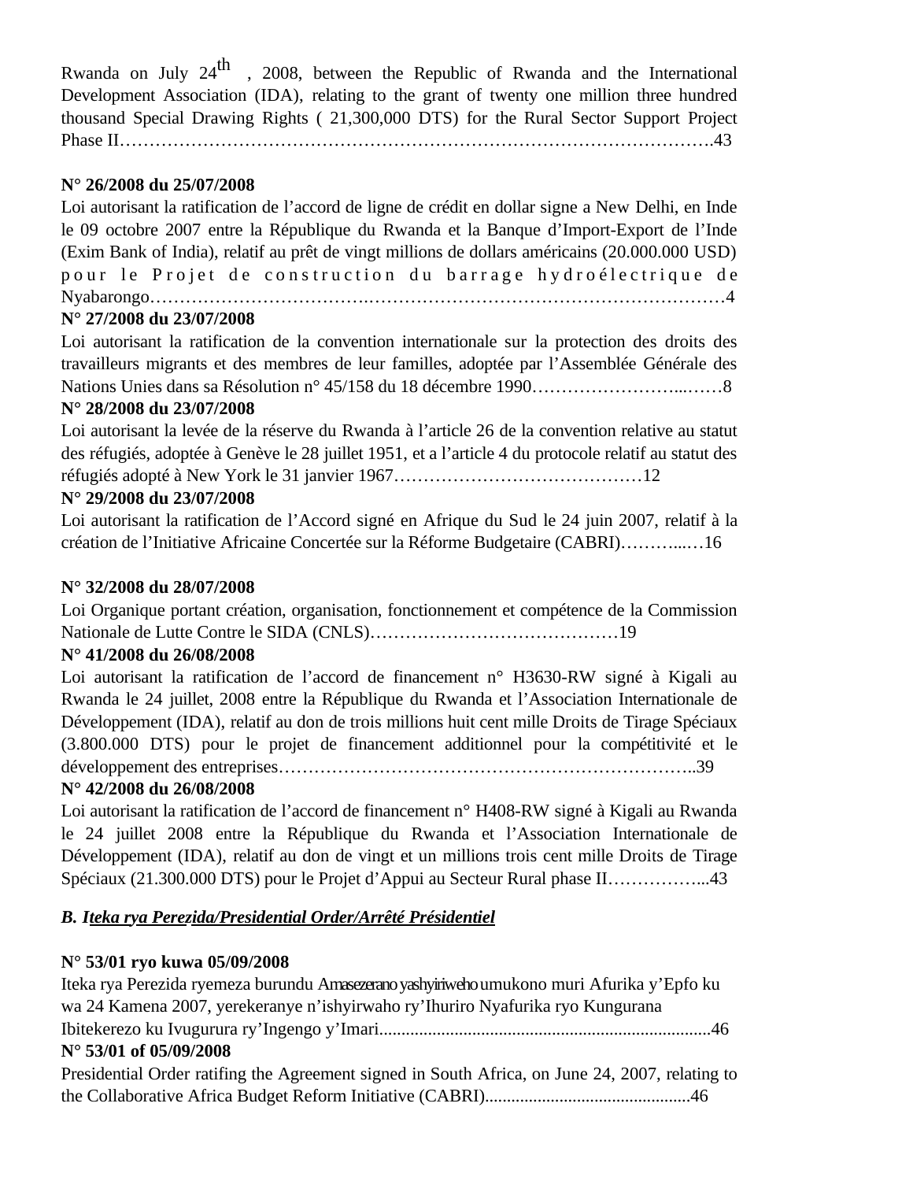Rwanda on July 24th , 2008, between the Republic of Rwanda and the International Development Association (IDA), relating to the grant of twenty one million three hundred thousand Special Drawing Rights ( 21,300,000 DTS) for the Rural Sector Support Project Phase II……………………………………………………………………………………….43

**N° 26/2008 du 25/07/2008**
Loi autorisant la ratification de l'accord de ligne de crédit en dollar signe a New Delhi, en Inde le 09 octobre 2007 entre la République du Rwanda et la Banque d'Import-Export de l'Inde (Exim Bank of India), relatif au prêt de vingt millions de dollars américains (20.000.000 USD) pour le Projet de construction du barrage hydroélectrique de Nyabarongo……………………………….……………………………………………………4

**N° 27/2008 du 23/07/2008**
Loi autorisant la ratification de la convention internationale sur la protection des droits des travailleurs migrants et des membres de leur familles, adoptée par l'Assemblée Générale des Nations Unies dans sa Résolution n° 45/158 du 18 décembre 1990……………………...……8

**N° 28/2008 du 23/07/2008**
Loi autorisant la levée de la réserve du Rwanda à l'article 26 de la convention relative au statut des réfugiés, adoptée à Genève le 28 juillet 1951, et a l'article 4 du protocole relatif au statut des réfugiés adopté à New York le 31 janvier 1967……………………………………12

**N° 29/2008 du 23/07/2008**
Loi autorisant la ratification de l'Accord signé en Afrique du Sud le 24 juin 2007, relatif à la création de l'Initiative Africaine Concertée sur la Réforme Budgetaire (CABRI)………..…16

**N° 32/2008 du 28/07/2008**
Loi Organique portant création, organisation, fonctionnement et compétence de la Commission Nationale de Lutte Contre le SIDA (CNLS)……………………………………19

**N° 41/2008 du 26/08/2008**
Loi autorisant la ratification de l'accord de financement n° H3630-RW signé à Kigali au Rwanda le 24 juillet, 2008 entre la République du Rwanda et l'Association Internationale de Développement (IDA), relatif au don de trois millions huit cent mille Droits de Tirage Spéciaux (3.800.000 DTS) pour le projet de financement additionnel pour la compétitivité et le développement des entreprises…………………………………………………………..39

**N° 42/2008 du 26/08/2008**
Loi autorisant la ratification de l'accord de financement n° H408-RW signé à Kigali au Rwanda le 24 juillet 2008 entre la République du Rwanda et l'Association Internationale de Développement (IDA), relatif au don de vingt et un millions trois cent mille Droits de Tirage Spéciaux (21.300.000 DTS) pour le Projet d'Appui au Secteur Rural phase II……………...43

***B. Iteka rya Perezida/Presidential Order/Arrêté Présidentiel***

**N° 53/01 ryo kuwa 05/09/2008**
Iteka rya Perezida ryemeza burundu Amasezerano yashyiriweho umukono muri Afurika y'Epfo ku wa 24 Kamena 2007, yerekeranye n'ishyirwaho ry'Ihuriro Nyafurika ryo Kungurana Ibitekerezo ku Ivugurura ry'Ingengo y'Imari..........................................................................46

**N° 53/01 of 05/09/2008**
Presidential Order ratifing the Agreement signed in South Africa, on June 24, 2007, relating to the Collaborative Africa Budget Reform Initiative (CABRI)..............................................46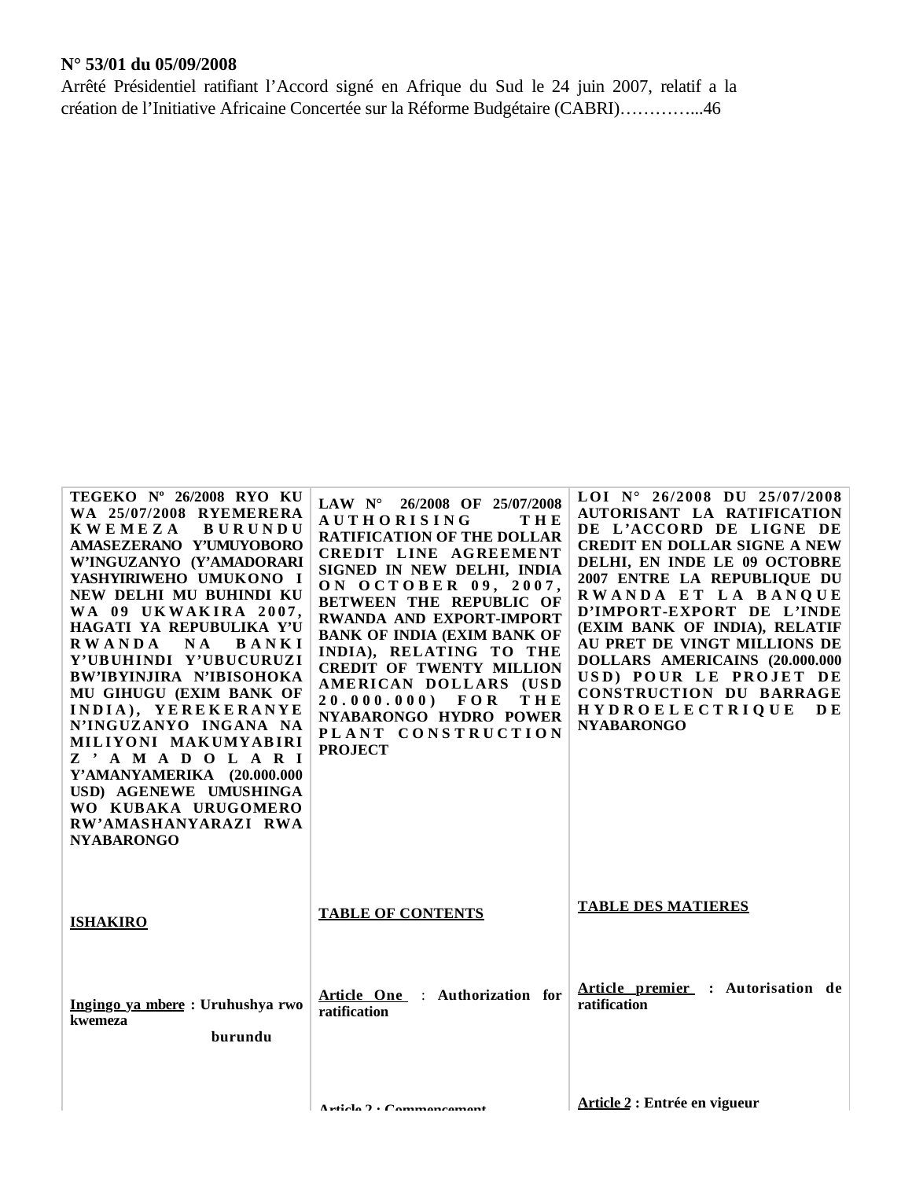**N° 53/01 du 05/09/2008**

Arrêté Présidentiel ratifiant l'Accord signé en Afrique du Sud le 24 juin 2007, relatif a la création de l'Initiative Africaine Concertée sur la Réforme Budgétaire (CABRI)…………...46

| **TEGEKO Nº 26/2008 RYO KU WA 25/07/2008 RYEMERERA KWEMEZA BURUNDU AMASEZERANO Y'UMUYOBORO W'INGUZANYO (Y'AMADORARI YASHYIRIWEHO UMUKONO I NEW DELHI MU BUHINDI KU WA 09 UKWAKIRA 2007, HAGATI YA REPUBULIKA Y'U RWANDA NA BANKI Y'UBUHINDI Y'UBUCURUZI BW'IBYINJIRA N'IBISOHOKA MU GIHUGU (EXIM BANK OF INDIA), YEREKERANYE N'INGUZANYO INGANA NA MILIYONI MAKUMYABIRI Z'AMADOLARI Y'AMANYAMERIKA (20.000.000 USD) AGENEWE UMUSHINGA WO KUBAKA URUGOMERO RW'AMASHANYARAZI RWA NYABARONGO** | **LAW N° 26/2008 OF 25/07/2008 AUTHORISING THE RATIFICATION OF THE DOLLAR CREDIT LINE AGREEMENT SIGNED IN NEW DELHI, INDIA ON OCTOBER 09, 2007, BETWEEN THE REPUBLIC OF RWANDA AND EXPORT-IMPORT BANK OF INDIA (EXIM BANK OF INDIA), RELATING TO THE CREDIT OF TWENTY MILLION AMERICAN DOLLARS (USD 20.000.000) FOR THE NYABARONGO HYDRO POWER PLANT CONSTRUCTION PROJECT** | **LOI N° 26/2008 DU 25/07/2008 AUTORISANT LA RATIFICATION DE L'ACCORD DE LIGNE DE CREDIT EN DOLLAR SIGNE A NEW DELHI, EN INDE LE 09 OCTOBRE 2007 ENTRE LA REPUBLIQUE DU RWANDA ET LA BANQUE D'IMPORT-EXPORT DE L'INDE (EXIM BANK OF INDIA), RELATIF AU PRET DE VINGT MILLIONS DE DOLLARS AMERICAINS (20.000.000 USD) POUR LE PROJET DE CONSTRUCTION DU BARRAGE HYDROELECTRIQUE DE NYABARONGO** |
|---|---|---|
| **ISHAKIRO** | **TABLE OF CONTENTS** | **TABLE DES MATIERES** |
| **Ingingo ya mbere : Uruhushya rwo kwemeza burundu** | **Article One : Authorization for ratification** | **Article premier : Autorisation de ratification** |
| | **Article 2 : Commencement** | **Article 2 : Entrée en vigueur** |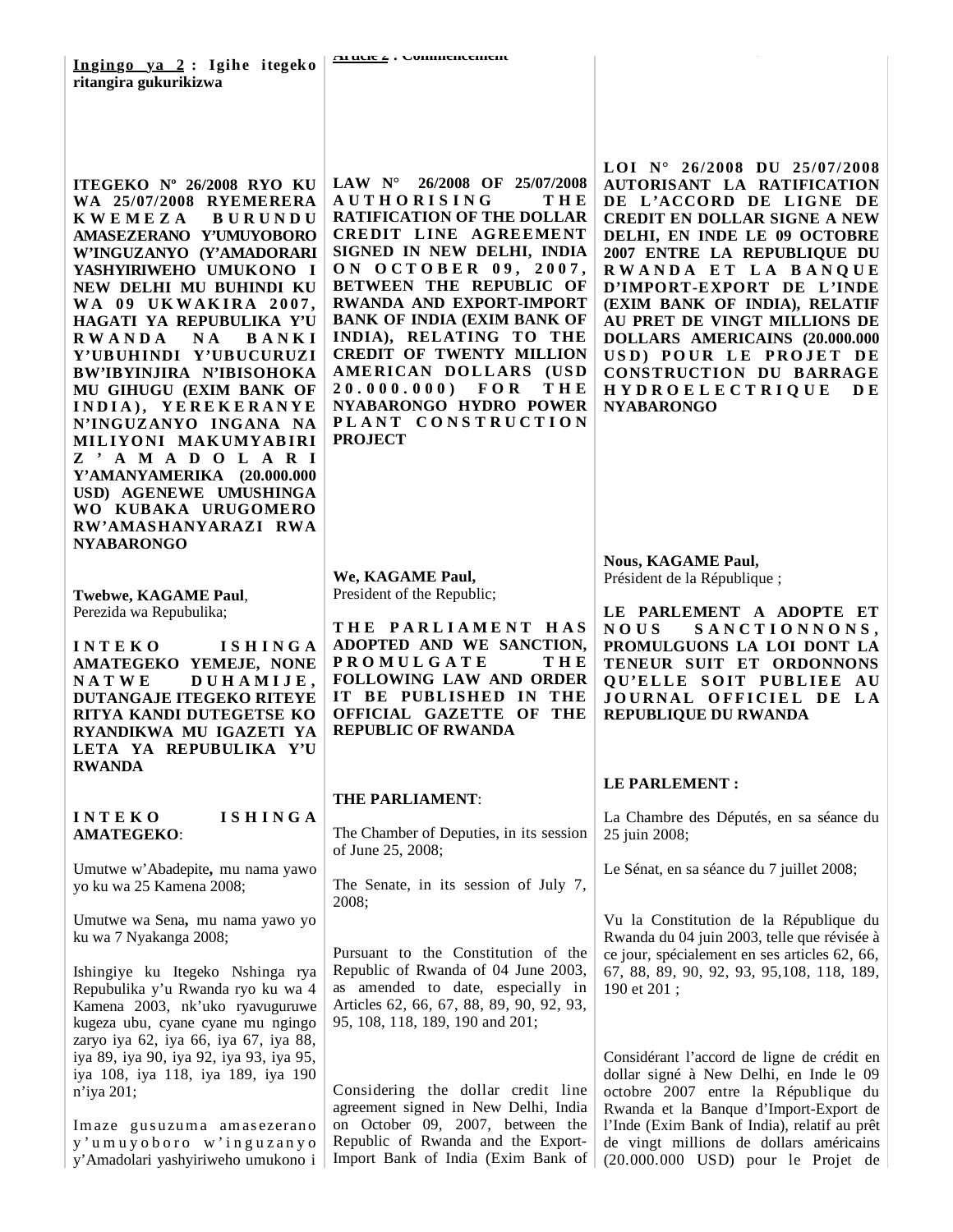**Ingingo ya 2 : Igihe itegeko ritangira gukurikizwa**

**Article 2 : Commencement**

**ITEGEKO Nº 26/2008 RYO KU WA 25/07/2008 RYEMERERA KWEMEZA BURUNDU AMASEZERANO Y'UMUYOBORO W'INGUZANYO (Y'AMADORARI YASHYIRIWEHO UMUKONO I NEW DELHI MU BUHINDI KU WA 09 UKWAKIRA 2007, HAGATI YA REPUBULIKA Y'U RWANDA NA BANKI Y'UBUHINDI Y'UBUCURUZI BW'IBYINJIRA N'IBISOHOKA MU GIHUGU (EXIM BANK OF INDIA), YEREKERANYE N'INGUZANYO INGANA NA MILIYONI MAKUMYABIRI Z'AMADOLARI Y'AMANYAMERIKA (20.000.000 USD) AGENEWE UMUSHINGA WO KUBAKA URUGOMERO RW'AMASHANYARAZI RWA NYABARONGO**

Twebwe, **KAGAME Paul**,
Perezida wa Repubulika;

**INTEKO ISHINGA AMATEGEKO YEMEJE, NONE NATWE DUHAMIJE, DUTANGAJE ITEGEKO RITEYE RITYA KANDI DUTEGETSE KO RYANDIKWA MU IGAZETI YA LETA YA REPUBULIKA Y'U RWANDA**

**INTEKO ISHINGA AMATEGEKO**:

Umutwe w'Abadepite**,** mu nama yawo yo ku wa 25 Kamena 2008;

Umutwe wa Sena**,** mu nama yawo yo ku wa 7 Nyakanga 2008;

Ishingiye ku Itegeko Nshinga rya Repubulika y'u Rwanda ryo ku wa 4 Kamena 2003, nk'uko ryavuguruwe kugeza ubu, cyane cyane mu ngingo zaryo iya 62, iya 66, iya 67, iya 88, iya 89, iya 90, iya 92, iya 93, iya 95, iya 108, iya 118, iya 189, iya 190 n'iya 201;

Imaze gusuzuma amasezerano y'umuyoboro w'inguzanyo y'Amadolari yashyiriweho umukono i

**LAW N° 26/2008 OF 25/07/2008 AUTHORISING THE RATIFICATION OF THE DOLLAR CREDIT LINE AGREEMENT SIGNED IN NEW DELHI, INDIA ON OCTOBER 09, 2007, BETWEEN THE REPUBLIC OF RWANDA AND EXPORT-IMPORT BANK OF INDIA (EXIM BANK OF INDIA), RELATING TO THE CREDIT OF TWENTY MILLION AMERICAN DOLLARS (USD 20.000.000) FOR THE NYABARONGO HYDRO POWER PLANT CONSTRUCTION PROJECT**

**We, KAGAME Paul,**
President of the Republic;

**THE PARLIAMENT HAS ADOPTED AND WE SANCTION, PROMULGATE THE FOLLOWING LAW AND ORDER IT BE PUBLISHED IN THE OFFICIAL GAZETTE OF THE REPUBLIC OF RWANDA**

**THE PARLIAMENT**:

The Chamber of Deputies, in its session of June 25, 2008;

The Senate, in its session of July 7, 2008;

Pursuant to the Constitution of the Republic of Rwanda of 04 June 2003, as amended to date, especially in Articles 62, 66, 67, 88, 89, 90, 92, 93, 95, 108, 118, 189, 190 and 201;

Considering the dollar credit line agreement signed in New Delhi, India on October 09, 2007, between the Republic of Rwanda and the Export-Import Bank of India (Exim Bank of

**LOI N° 26/2008 DU 25/07/2008 AUTORISANT LA RATIFICATION DE L'ACCORD DE LIGNE DE CREDIT EN DOLLAR SIGNE A NEW DELHI, EN INDE LE 09 OCTOBRE 2007 ENTRE LA REPUBLIQUE DU RWANDA ET LA BANQUE D'IMPORT-EXPORT DE L'INDE (EXIM BANK OF INDIA), RELATIF AU PRET DE VINGT MILLIONS DE DOLLARS AMERICAINS (20.000.000 USD) POUR LE PROJET DE CONSTRUCTION DU BARRAGE HYDROELECTRIQUE DE NYABARONGO**

**Nous, KAGAME Paul,**
Président de la République ;

**LE PARLEMENT A ADOPTE ET NOUS SANCTIONNONS, PROMULGUONS LA LOI DONT LA TENEUR SUIT ET ORDONNONS QU'ELLE SOIT PUBLIEE AU JOURNAL OFFICIEL DE LA REPUBLIQUE DU RWANDA**

**LE PARLEMENT :**

La Chambre des Députés, en sa séance du 25 juin 2008;

Le Sénat, en sa séance du 7 juillet 2008;

Vu la Constitution de la République du Rwanda du 04 juin 2003, telle que révisée à ce jour, spécialement en ses articles 62, 66, 67, 88, 89, 90, 92, 93, 95,108, 118, 189, 190 et 201 ;

Considérant l'accord de ligne de crédit en dollar signé à New Delhi, en Inde le 09 octobre 2007 entre la République du Rwanda et la Banque d'Import-Export de l'Inde (Exim Bank of India), relatif au prêt de vingt millions de dollars américains (20.000.000 USD) pour le Projet de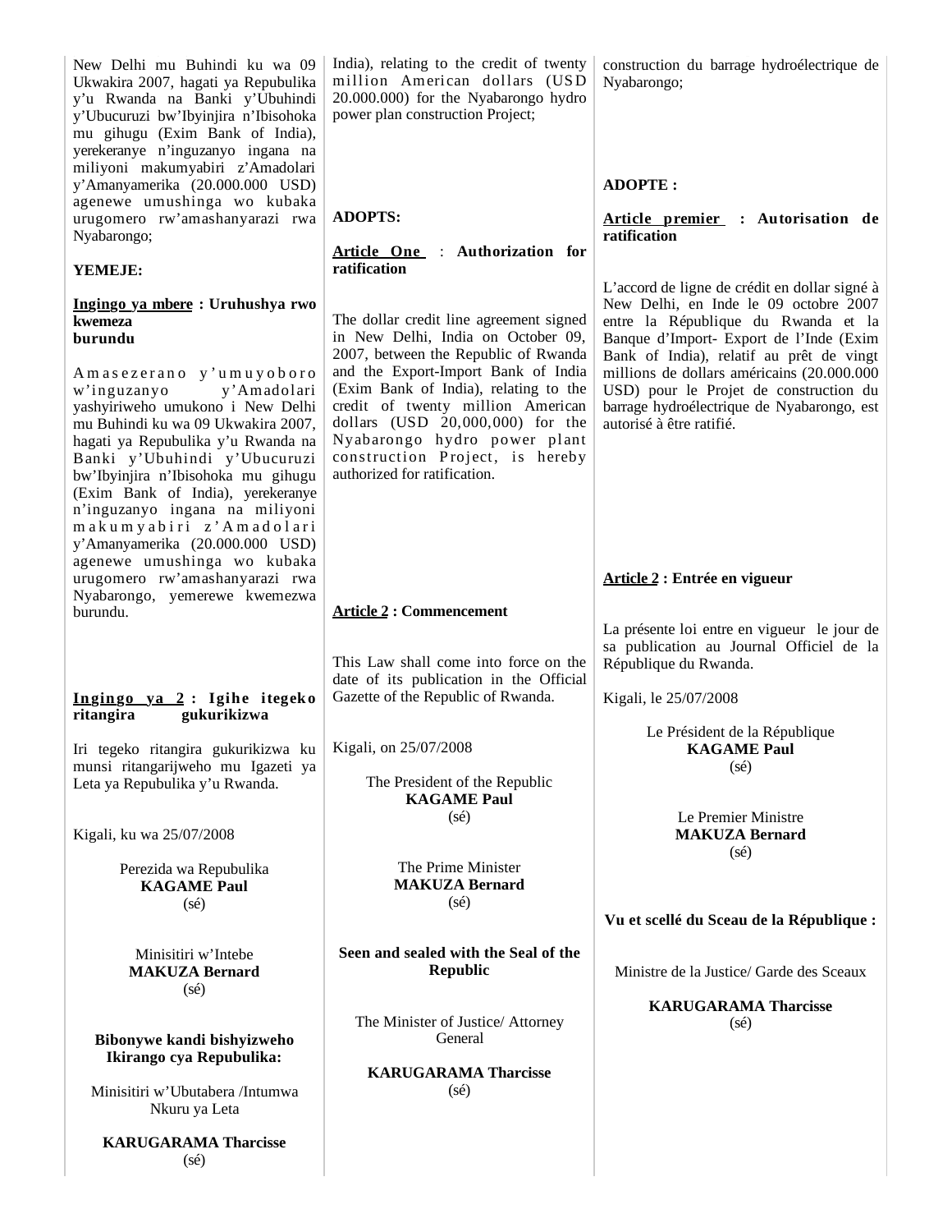New Delhi mu Buhindi ku wa 09 Ukwakira 2007, hagati ya Repubulika y'u Rwanda na Banki y'Ubuhindi y'Ubucuruzi bw'Ibyinjira n'Ibisohoka mu gihugu (Exim Bank of India), yerekeranye n'inguzanyo ingana na miliyoni makumyabiri z'Amadolari y'Amanyamerika (20.000.000 USD) agenewe umushinga wo kubaka urugomero rw'amashanyarazi rwa Nyabarongo;

**YEMEJE:**

**Ingingo ya mbere : Uruhushya rwo kwemeza burundu**

Amasezerano y'umuyoboro w'inguzanyo y'Amadolari yashyiriweho umukono i New Delhi mu Buhindi ku wa 09 Ukwakira 2007, hagati ya Repubulika y'u Rwanda na Banki y'Ubuhindi y'Ubucuruzi bw'Ibyinjira n'Ibisohoka mu gihugu (Exim Bank of India), yerekeranye n'inguzanyo ingana na miliyoni makumyabiri z'Amadolari y'Amanyamerika (20.000.000 USD) agenewe umushinga wo kubaka urugomero rw'amashanyarazi rwa Nyabarongo, yemerewe kwemezwa burundu.

**Ingingo ya 2 : Igihe itegeko ritangira gukurikizwa**

Iri tegeko ritangira gukurikizwa ku munsi ritangarijweho mu Igazeti ya Leta ya Repubulika y'u Rwanda.

Kigali, ku wa 25/07/2008

Perezida wa Repubulika
**KAGAME Paul**
(sé)

Minisitiri w'Intebe
**MAKUZA Bernard**
(sé)

**Bibonywe kandi bishyizweho Ikirango cya Repubulika:**

Minisitiri w'Ubutabera /Intumwa Nkuru ya Leta

**KARUGARAMA Tharcisse**
(sé)

India), relating to the credit of twenty million American dollars (USD 20.000.000) for the Nyabarongo hydro power plan construction Project;

**ADOPTS:**

**Article One : Authorization for ratification**

The dollar credit line agreement signed in New Delhi, India on October 09, 2007, between the Republic of Rwanda and the Export-Import Bank of India (Exim Bank of India), relating to the credit of twenty million American dollars (USD 20,000,000) for the Nyabarongo hydro power plant construction Project, is hereby authorized for ratification.

**Article 2 : Commencement**

This Law shall come into force on the date of its publication in the Official Gazette of the Republic of Rwanda.

Kigali, on 25/07/2008

The President of the Republic
**KAGAME Paul**
(sé)

The Prime Minister
**MAKUZA Bernard**
(sé)

**Seen and sealed with the Seal of the Republic**

The Minister of Justice/ Attorney General

**KARUGARAMA Tharcisse**
(sé)

construction du barrage hydroélectrique de Nyabarongo;

**ADOPTE :**

**Article premier : Autorisation de ratification**

L'accord de ligne de crédit en dollar signé à New Delhi, en Inde le 09 octobre 2007 entre la République du Rwanda et la Banque d'Import- Export de l'Inde (Exim Bank of India), relatif au prêt de vingt millions de dollars américains (20.000.000 USD) pour le Projet de construction du barrage hydroélectrique de Nyabarongo, est autorisé à être ratifié.

**Article 2 : Entrée en vigueur**

La présente loi entre en vigueur le jour de sa publication au Journal Officiel de la République du Rwanda.

Kigali, le 25/07/2008

Le Président de la République
**KAGAME Paul**
(sé)

Le Premier Ministre
**MAKUZA Bernard**
(sé)

**Vu et scellé du Sceau de la République :**

Ministre de la Justice/ Garde des Sceaux

**KARUGARAMA Tharcisse**
(sé)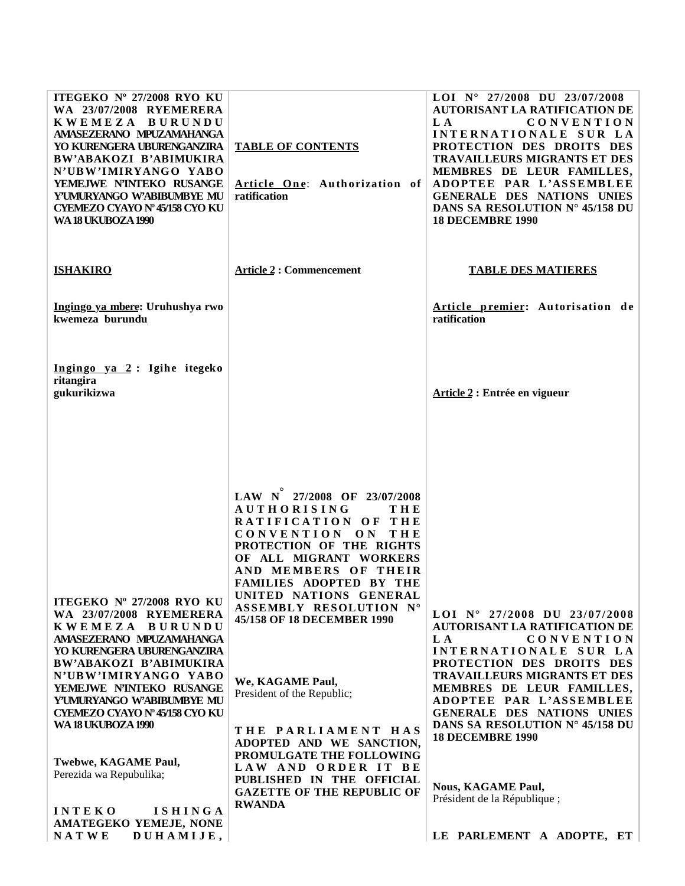**ITEGEKO Nº 27/2008 RYO KU WA 23/07/2008 RYEMERERA KWEMEZA BURUNDU AMASEZERANO MPUZAMAHANGA YO KURENGERA UBURENGANZIRA BW'ABAKOZI B'ABIMUKIRA N'UBW'IMIRYANGO YABO YEMEJWE N'INTEKO RUSANGE Y'UMURYANGO W'ABIBUMBYE MU CYEMEZO CYAYO Nº 45/158 CYO KU WA 18 UKUBOZA 1990**

**ISHAKIRO**

**Ingingo ya mbere: Uruhushya rwo kwemeza burundu**

**Ingingo ya 2 : Igihe itegeko ritangira gukurikizwa**

**TABLE OF CONTENTS**

**Article One: Authorization of ratification**

**Article 2 : Commencement**

**LOI N° 27/2008 DU 23/07/2008 AUTORISANT LA RATIFICATION DE LA CONVENTION INTERNATIONALE SUR LA PROTECTION DES DROITS DES TRAVAILLEURS MIGRANTS ET DES MEMBRES DE LEUR FAMILLES, ADOPTEE PAR L'ASSEMBLEE GENERALE DES NATIONS UNIES DANS SA RESOLUTION N° 45/158 DU 18 DECEMBRE 1990**

**TABLE DES MATIERES**

**Article premier: Autorisation de ratification**

**Article 2 : Entrée en vigueur**

**ITEGEKO Nº 27/2008 RYO KU WA 23/07/2008 RYEMERERA KWEMEZA BURUNDU AMASEZERANO MPUZAMAHANGA YO KURENGERA UBURENGANZIRA BW'ABAKOZI B'ABIMUKIRA N'UBW'IMIRYANGO YABO YEMEJWE N'INTEKO RUSANGE Y'UMURYANGO W'ABIBUMBYE MU CYEMEZO CYAYO Nº 45/158 CYO KU WA 18 UKUBOZA 1990**

**Twebwe, KAGAME Paul,**
Perezida wa Repubulika;

**INTEKO ISHINGA AMATEGEKO YEMEJE, NONE NATWE DUHAMIJE,**

**LAW N° 27/2008 OF 23/07/2008 AUTHORISING THE RATIFICATION OF THE CONVENTION ON THE PROTECTION OF THE RIGHTS OF ALL MIGRANT WORKERS AND MEMBERS OF THEIR FAMILIES ADOPTED BY THE UNITED NATIONS GENERAL ASSEMBLY RESOLUTION N° 45/158 OF 18 DECEMBER 1990**

**We, KAGAME Paul,**
President of the Republic;

**THE PARLIAMENT HAS ADOPTED AND WE SANCTION, PROMULGATE THE FOLLOWING LAW AND ORDER IT BE PUBLISHED IN THE OFFICIAL GAZETTE OF THE REPUBLIC OF RWANDA**

**LOI N° 27/2008 DU 23/07/2008 AUTORISANT LA RATIFICATION DE LA CONVENTION INTERNATIONALE SUR LA PROTECTION DES DROITS DES TRAVAILLEURS MIGRANTS ET DES MEMBRES DE LEUR FAMILLES, ADOPTEE PAR L'ASSEMBLEE GENERALE DES NATIONS UNIES DANS SA RESOLUTION N° 45/158 DU 18 DECEMBRE 1990**

**Nous, KAGAME Paul,**
Président de la République ;

**LE PARLEMENT A ADOPTE, ET**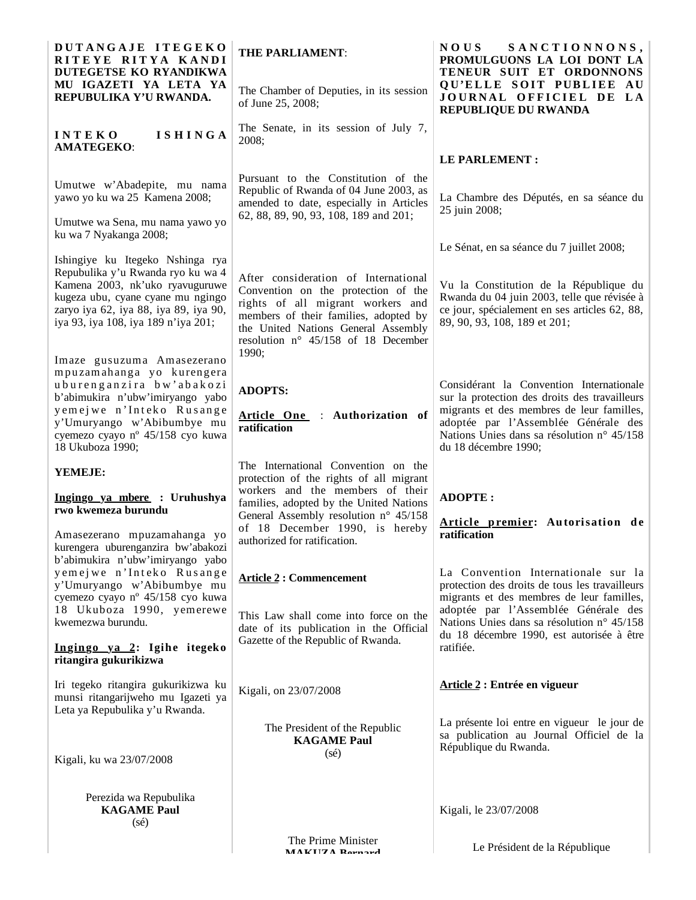**DUTANGAJE ITEGEKO RITEYE RITYA KANDI DUTEGETSE KO RYANDIKWA MU IGAZETI YA LETA YA REPUBULIKA Y'U RWANDA.**

**INTEKO ISHINGA AMATEGEKO**:

Umutwe w'Abadepite, mu nama yawo yo ku wa 25 Kamena 2008;

Umutwe wa Sena, mu nama yawo yo ku wa 7 Nyakanga 2008;

Ishingiye ku Itegeko Nshinga rya Repubulika y'u Rwanda ryo ku wa 4 Kamena 2003, nk'uko ryavuguruwe kugeza ubu, cyane cyane mu ngingo zaryo iya 62, iya 88, iya 89, iya 90, iya 93, iya 108, iya 189 n'iya 201;

Imaze gusuzuma Amasezerano mpuzamahanga yo kurengera uburenganzira bw'abakozi b'abimukira n'ubw'imiryango yabo yemejwe n'Inteko Rusange y'Umuryango w'Abibumbye mu cyemezo cyayo nº 45/158 cyo kuwa 18 Ukuboza 1990;

**YEMEJE:**

**Ingingo ya mbere : Uruhushya rwo kwemeza burundu**

Amasezerano mpuzamahanga yo kurengera uburenganzira bw'abakozi b'abimukira n'ubw'imiryango yabo yemejwe n'Inteko Rusange y'Umuryango w'Abibumbye mu cyemezo cyayo nº 45/158 cyo kuwa 18 Ukuboza 1990, yemerewe kwemezwa burundu.

**Ingingo ya 2: Igihe itegeko ritangira gukurikizwa**

Iri tegeko ritangira gukurikizwa ku munsi ritangarijweho mu Igazeti ya Leta ya Repubulika y'u Rwanda.

Kigali, ku wa 23/07/2008

Perezida wa Repubulika
**KAGAME Paul**
(sé)

**THE PARLIAMENT**:

The Chamber of Deputies, in its session of June 25, 2008;

The Senate, in its session of July 7, 2008;

Pursuant to the Constitution of the Republic of Rwanda of 04 June 2003, as amended to date, especially in Articles 62, 88, 89, 90, 93, 108, 189 and 201;

After consideration of International Convention on the protection of the rights of all migrant workers and members of their families, adopted by the United Nations General Assembly resolution n° 45/158 of 18 December 1990;

**ADOPTS:**

**Article One : Authorization of ratification**

The International Convention on the protection of the rights of all migrant workers and the members of their families, adopted by the United Nations General Assembly resolution n° 45/158 of 18 December 1990, is hereby authorized for ratification.

**Article 2 : Commencement**

This Law shall come into force on the date of its publication in the Official Gazette of the Republic of Rwanda.

Kigali, on 23/07/2008

The President of the Republic
**KAGAME Paul**
(sé)

The Prime Minister
**MAKUZA Bernard**

**NOUS SANCTIONNONS, PROMULGUONS LA LOI DONT LA TENEUR SUIT ET ORDONNONS QU'ELLE SOIT PUBLIEE AU JOURNAL OFFICIEL DE LA REPUBLIQUE DU RWANDA**

**LE PARLEMENT :**

La Chambre des Députés, en sa séance du 25 juin 2008;

Le Sénat, en sa séance du 7 juillet 2008;

Vu la Constitution de la République du Rwanda du 04 juin 2003, telle que révisée à ce jour, spécialement en ses articles 62, 88, 89, 90, 93, 108, 189 et 201;

Considérant la Convention Internationale sur la protection des droits des travailleurs migrants et des membres de leur familles, adoptée par l'Assemblée Générale des Nations Unies dans sa résolution n° 45/158 du 18 décembre 1990;

**ADOPTE :**

**Article premier: Autorisation de ratification**

La Convention Internationale sur la protection des droits de tous les travailleurs migrants et des membres de leur familles, adoptée par l'Assemblée Générale des Nations Unies dans sa résolution n° 45/158 du 18 décembre 1990, est autorisée à être ratifiée.

**Article 2 : Entrée en vigueur**

La présente loi entre en vigueur le jour de sa publication au Journal Officiel de la République du Rwanda.

Kigali, le 23/07/2008

Le Président de la République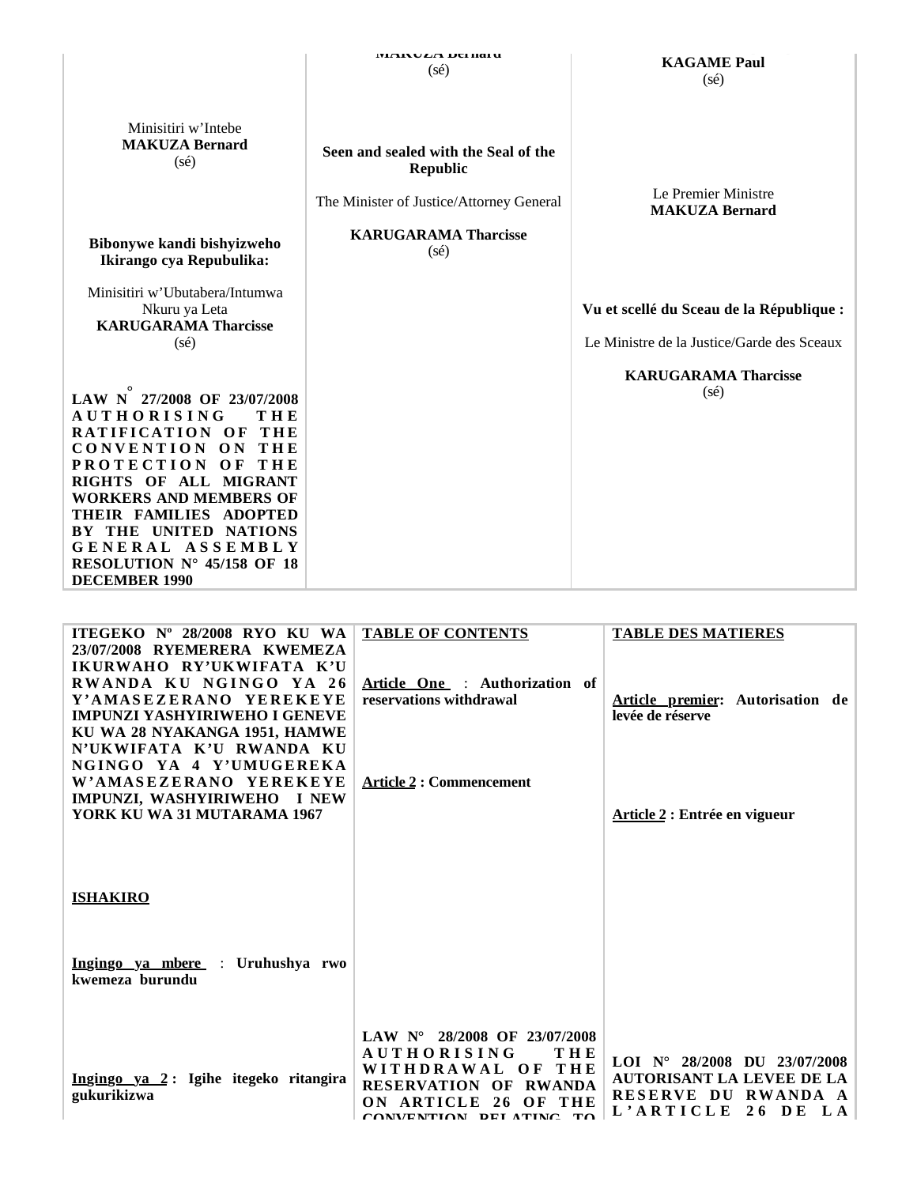| | MAKUZA Bernard (sé) | **KAGAME Paul** (sé) |
|---|---|---|
| Minisitiri w'Intebe **MAKUZA Bernard** (sé) | **Seen and sealed with the Seal of the Republic** | |
| | The Minister of Justice/Attorney General | Le Premier Ministre **MAKUZA Bernard** |
| **Bibonywe kandi bishyizweho Ikirango cya Repubulika:** | **KARUGARAMA Tharcisse** (sé) | |
| Minisitiri w'Ubutabera/Intumwa Nkuru ya Leta **KARUGARAMA Tharcisse** (sé) | | **Vu et scellé du Sceau de la République :** |
| | | Le Ministre de la Justice/Garde des Sceaux |
| | | **KARUGARAMA Tharcisse** (sé) |
| **LAW N° 27/2008 OF 23/07/2008 AUTHORISING THE RATIFICATION OF THE CONVENTION ON THE PROTECTION OF THE RIGHTS OF ALL MIGRANT WORKERS AND MEMBERS OF THEIR FAMILIES ADOPTED BY THE UNITED NATIONS GENERAL ASSEMBLY RESOLUTION N° 45/158 OF 18 DECEMBER 1990** | | |

**ITEGEKO Nº 28/2008 RYO KU WA 23/07/2008 RYEMERERA KWEMEZA IKURWAHO RY'UKWIFATA K'U RWANDA KU NGINGO YA 26 Y'AMASEZERANO YEREKEYE IMPUNZI YASHYIRIWEHO I GENEVE KU WA 28 NYAKANGA 1951, HAMWE N'UKWIFATA K'U RWANDA KU NGINGO YA 4 Y'UMUGEREKA W'AMASEZERANO YEREKEYE IMPUNZI, WASHYIRIWEHO I NEW YORK KU WA 31 MUTARAMA 1967**

**ISHAKIRO**

**Ingingo ya mbere : Uruhushya rwo kwemeza burundu**

**Ingingo ya 2 : Igihe itegeko ritangira gukurikizwa**

**TABLE OF CONTENTS**

**Article One : Authorization of reservations withdrawal**

**Article 2 : Commencement**

**LAW N° 28/2008 OF 23/07/2008 AUTHORISING THE WITHDRAWAL OF THE RESERVATION OF RWANDA ON ARTICLE 26 OF THE CONVENTION RELATING TO**

**TABLE DES MATIERES**

**Article premier: Autorisation de levée de réserve**

**Article 2 : Entrée en vigueur**

**LOI N° 28/2008 DU 23/07/2008 AUTORISANT LA LEVEE DE LA RESERVE DU RWANDA A L'ARTICLE 26 DE LA**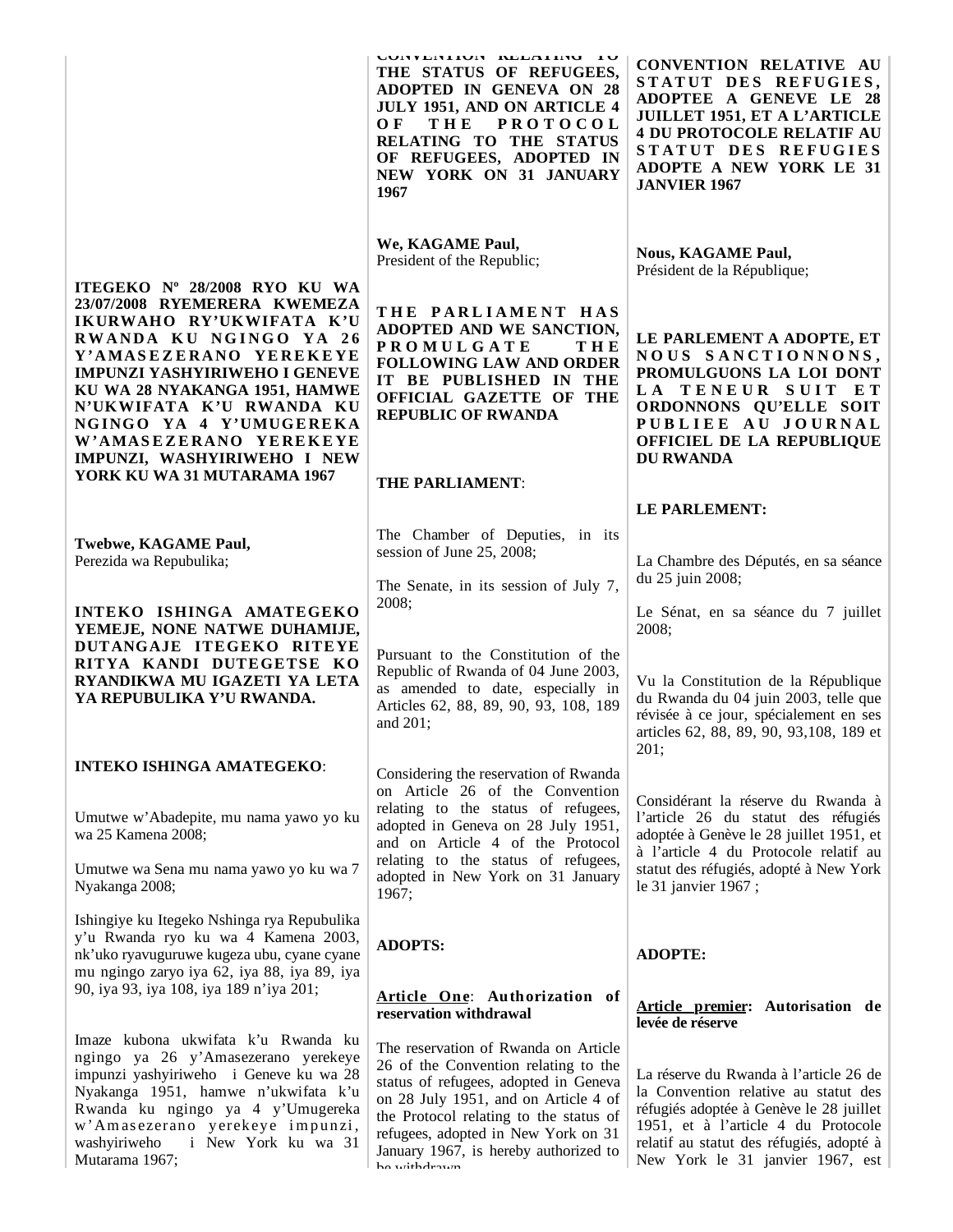ITEGEKO Nº 28/2008 RYO KU WA 23/07/2008 RYEMERERA KWEMEZA IKURWAHO RY'UKWIFATA K'U RWANDA KU NGINGO YA 26 Y'AMASEZERANO YEREKEYE IMPUNZI YASHYIRIWEHO I GENEVE KU WA 28 NYAKANGA 1951, HAMWE N'UKWIFATA K'U RWANDA KU NGINGO YA 4 Y'UMUGEREKA W'AMASEZERANO YEREKEYE IMPUNZI, WASHYIRIWEHO I NEW YORK KU WA 31 MUTARAMA 1967

**Twebwe, KAGAME Paul,**
Perezida wa Repubulika;

**INTEKO ISHINGA AMATEGEKO YEMEJE, NONE NATWE DUHAMIJE, DUTANGAJE ITEGEKO RITEYE RITYA KANDI DUTEGETSE KO RYANDIKWA MU IGAZETI YA LETA YA REPUBULIKA Y'U RWANDA.**

**INTEKO ISHINGA AMATEGEKO**:

Umutwe w'Abadepite, mu nama yawo yo ku wa 25 Kamena 2008;

Umutwe wa Sena mu nama yawo yo ku wa 7 Nyakanga 2008;

Ishingiye ku Itegeko Nshinga rya Repubulika y'u Rwanda ryo ku wa 4 Kamena 2003, nk'uko ryavuguruwe kugeza ubu, cyane cyane mu ngingo zaryo iya 62, iya 88, iya 89, iya 90, iya 93, iya 108, iya 189 n'iya 201;

Imaze kubona ukwifata k'u Rwanda ku ngingo ya 26 y'Amasezerano yerekeye impunzi yashyiriweho i Geneve ku wa 28 Nyakanga 1951, hamwe n'ukwifata k'u Rwanda ku ngingo ya 4 y'Umugereka w'Amasezerano yerekeye impunzi, washyiriweho i New York ku wa 31 Mutarama 1967;

CONVENTION RELATING TO THE STATUS OF REFUGEES, ADOPTED IN GENEVA ON 28 JULY 1951, AND ON ARTICLE 4 OF THE PROTOCOL RELATING TO THE STATUS OF REFUGEES, ADOPTED IN NEW YORK ON 31 JANUARY 1967

**We, KAGAME Paul,**
President of the Republic;

**THE PARLIAMENT HAS ADOPTED AND WE SANCTION, PROMULGATE THE FOLLOWING LAW AND ORDER IT BE PUBLISHED IN THE OFFICIAL GAZETTE OF THE REPUBLIC OF RWANDA**

**THE PARLIAMENT**:

The Chamber of Deputies, in its session of June 25, 2008;

The Senate, in its session of July 7, 2008;

Pursuant to the Constitution of the Republic of Rwanda of 04 June 2003, as amended to date, especially in Articles 62, 88, 89, 90, 93, 108, 189 and 201;

Considering the reservation of Rwanda on Article 26 of the Convention relating to the status of refugees, adopted in Geneva on 28 July 1951, and on Article 4 of the Protocol relating to the status of refugees, adopted in New York on 31 January 1967;

**ADOPTS:**

**Article One: Authorization of reservation withdrawal**

The reservation of Rwanda on Article 26 of the Convention relating to the status of refugees, adopted in Geneva on 28 July 1951, and on Article 4 of the Protocol relating to the status of refugees, adopted in New York on 31 January 1967, is hereby authorized to be withdrawn.

**CONVENTION RELATIVE AU STATUT DES REFUGIES, ADOPTEE A GENEVE LE 28 JUILLET 1951, ET A L'ARTICLE 4 DU PROTOCOLE RELATIF AU STATUT DES REFUGIES ADOPTE A NEW YORK LE 31 JANVIER 1967**

**Nous, KAGAME Paul,**
Président de la République;

**LE PARLEMENT A ADOPTE, ET NOUS SANCTIONNONS, PROMULGUONS LA LOI DONT LA TENEUR SUIT ET ORDONNONS QU'ELLE SOIT PUBLIEE AU JOURNAL OFFICIEL DE LA REPUBLIQUE DU RWANDA**

**LE PARLEMENT:**

La Chambre des Députés, en sa séance du 25 juin 2008;

Le Sénat, en sa séance du 7 juillet 2008;

Vu la Constitution de la République du Rwanda du 04 juin 2003, telle que révisée à ce jour, spécialement en ses articles 62, 88, 89, 90, 93,108, 189 et 201;

Considérant la réserve du Rwanda à l'article 26 du statut des réfugiés adoptée à Genève le 28 juillet 1951, et à l'article 4 du Protocole relatif au statut des réfugiés, adopté à New York le 31 janvier 1967 ;

**ADOPTE:**

**Article premier: Autorisation de levée de réserve**

La réserve du Rwanda à l'article 26 de la Convention relative au statut des réfugiés adoptée à Genève le 28 juillet 1951, et à l'article 4 du Protocole relatif au statut des réfugiés, adopté à New York le 31 janvier 1967, est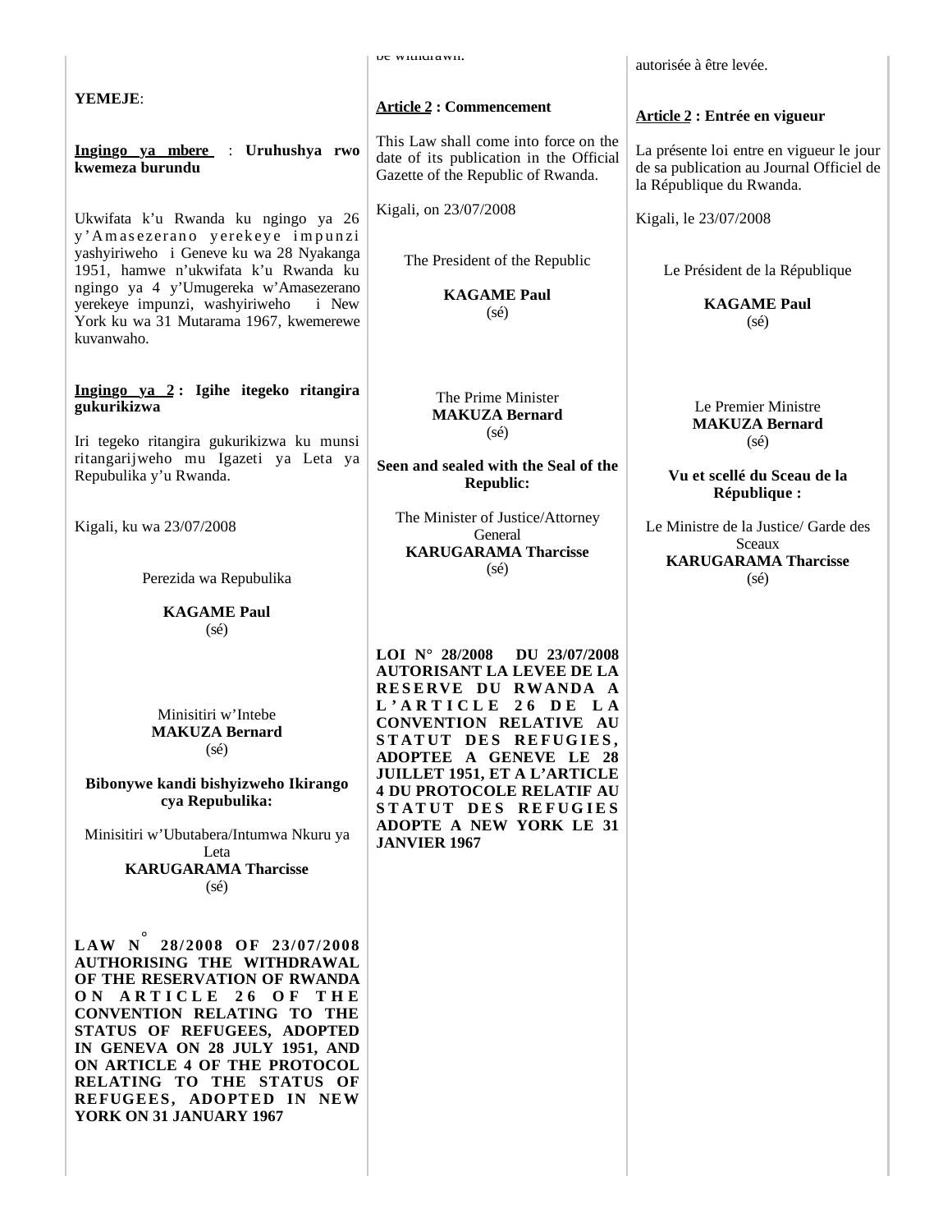**YEMEJE**:

**Ingingo ya mbere : Uruhushya rwo kwemeza burundu**

Ukwifata k'u Rwanda ku ngingo ya 26 y'Amasezerano yerekeye impunzi yashyiriweho i Geneve ku wa 28 Nyakanga 1951, hamwe n'ukwifata k'u Rwanda ku ngingo ya 4 y'Umugereka w'Amasezerano yerekeye impunzi, washyiriweho i New York ku wa 31 Mutarama 1967, kwemerewe kuvanwaho.

**Ingingo ya 2 : Igihe itegeko ritangira gukurikizwa**

Iri tegeko ritangira gukurikizwa ku munsi ritangarijweho mu Igazeti ya Leta ya Repubulika y'u Rwanda.

Kigali, ku wa 23/07/2008

Perezida wa Repubulika

**KAGAME Paul**
(sé)

Minisitiri w'Intebe
**MAKUZA Bernard**
(sé)

**Bibonywe kandi bishyizweho Ikirango cya Repubulika:**

Minisitiri w'Ubutabera/Intumwa Nkuru ya Leta
**KARUGARAMA Tharcisse**
(sé)

**LAW N° 28/2008 OF 23/07/2008 AUTHORISING THE WITHDRAWAL OF THE RESERVATION OF RWANDA ON ARTICLE 26 OF THE CONVENTION RELATING TO THE STATUS OF REFUGEES, ADOPTED IN GENEVA ON 28 JULY 1951, AND ON ARTICLE 4 OF THE PROTOCOL RELATING TO THE STATUS OF REFUGEES, ADOPTED IN NEW YORK ON 31 JANUARY 1967**

be withdrawn.

**Article 2 : Commencement**

This Law shall come into force on the date of its publication in the Official Gazette of the Republic of Rwanda.

Kigali, on 23/07/2008

The President of the Republic

**KAGAME Paul**
(sé)

The Prime Minister
**MAKUZA Bernard**
(sé)

**Seen and sealed with the Seal of the Republic:**

The Minister of Justice/Attorney General
**KARUGARAMA Tharcisse**
(sé)

**LOI N° 28/2008 DU 23/07/2008 AUTORISANT LA LEVEE DE LA RESERVE DU RWANDA A L'ARTICLE 26 DE LA CONVENTION RELATIVE AU STATUT DES REFUGIES, ADOPTEE A GENEVE LE 28 JUILLET 1951, ET A L'ARTICLE 4 DU PROTOCOLE RELATIF AU STATUT DES REFUGIES ADOPTE A NEW YORK LE 31 JANVIER 1967**

autorisée à être levée.

**Article 2 : Entrée en vigueur**

La présente loi entre en vigueur le jour de sa publication au Journal Officiel de la République du Rwanda.

Kigali, le 23/07/2008

Le Président de la République

**KAGAME Paul**
(sé)

Le Premier Ministre
**MAKUZA Bernard**
(sé)

**Vu et scellé du Sceau de la République :**

Le Ministre de la Justice/ Garde des Sceaux
**KARUGARAMA Tharcisse**
(sé)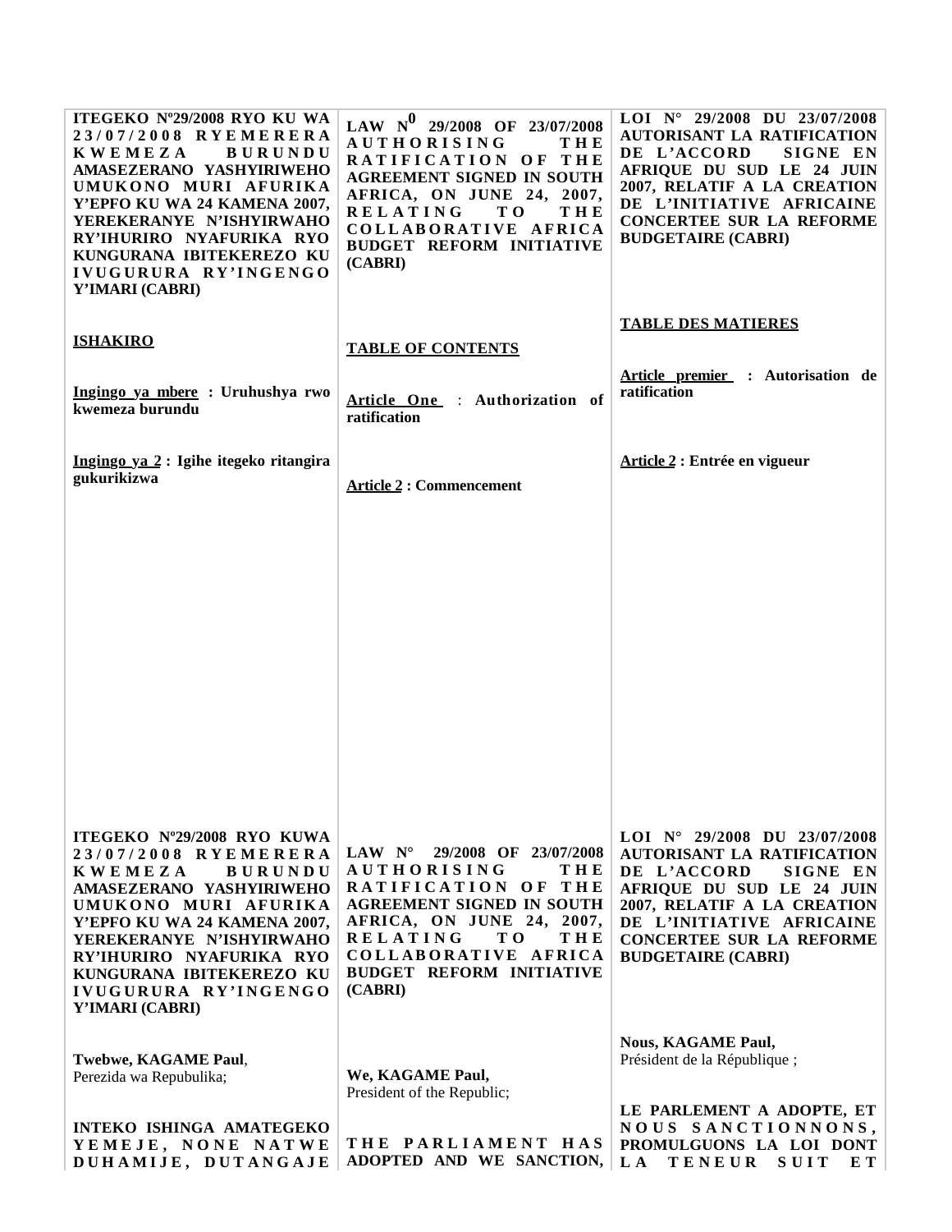**ITEGEKO Nº29/2008 RYO KU WA 23/07/2008 RYEMERERA KWEMEZA BURUNDU AMASEZERANO YASHYIRIWEHO UMUKONO MURI AFURIKA Y'EPFO KU WA 24 KAMENA 2007, YEREKERANYE N'ISHYIRWAHO RY'IHURIRO NYAFURIKA RYO KUNGURANA IBITEKEREZO KU IVUGURURA RY'INGENGO Y'IMARI (CABRI)**

**ISHAKIRO**

**Ingingo ya mbere : Uruhushya rwo kwemeza burundu**

**Ingingo ya 2 : Igihe itegeko ritangira gukurikizwa**

**LAW N⁰ 29/2008 OF 23/07/2008 AUTHORISING THE RATIFICATION OF THE AGREEMENT SIGNED IN SOUTH AFRICA, ON JUNE 24, 2007, RELATING TO THE COLLABORATIVE AFRICA BUDGET REFORM INITIATIVE (CABRI)**

**TABLE OF CONTENTS**

**Article One : Authorization of ratification**

**Article 2 : Commencement**

**LOI N° 29/2008 DU 23/07/2008 AUTORISANT LA RATIFICATION DE L'ACCORD SIGNE EN AFRIQUE DU SUD LE 24 JUIN 2007, RELATIF A LA CREATION DE L'INITIATIVE AFRICAINE CONCERTEE SUR LA REFORME BUDGETAIRE (CABRI)**

**TABLE DES MATIERES**

**Article premier : Autorisation de ratification**

**Article 2 : Entrée en vigueur**

---

**ITEGEKO Nº29/2008 RYO KUWA 23/07/2008 RYEMERERA KWEMEZA BURUNDU AMASEZERANO YASHYIRIWEHO UMUKONO MURI AFURIKA Y'EPFO KU WA 24 KAMENA 2007, YEREKERANYE N'ISHYIRWAHO RY'IHURIRO NYAFURIKA RYO KUNGURANA IBITEKEREZO KU IVUGURURA RY'INGENGO Y'IMARI (CABRI)**

**Twebwe, KAGAME Paul**,
Perezida wa Repubulika;

**INTEKO ISHINGA AMATEGEKO YEMEJE, NONE NATWE DUHAMIJE, DUTANGAJE**

**LAW N° 29/2008 OF 23/07/2008 AUTHORISING THE RATIFICATION OF THE AGREEMENT SIGNED IN SOUTH AFRICA, ON JUNE 24, 2007, RELATING TO THE COLLABORATIVE AFRICA BUDGET REFORM INITIATIVE (CABRI)**

**We, KAGAME Paul,**
President of the Republic;

**THE PARLIAMENT HAS ADOPTED AND WE SANCTION,**

**LOI N° 29/2008 DU 23/07/2008 AUTORISANT LA RATIFICATION DE L'ACCORD SIGNE EN AFRIQUE DU SUD LE 24 JUIN 2007, RELATIF A LA CREATION DE L'INITIATIVE AFRICAINE CONCERTEE SUR LA REFORME BUDGETAIRE (CABRI)**

**Nous, KAGAME Paul,**
Président de la République ;

**LE PARLEMENT A ADOPTE, ET NOUS SANCTIONNONS, PROMULGUONS LA LOI DONT LA TENEUR SUIT ET**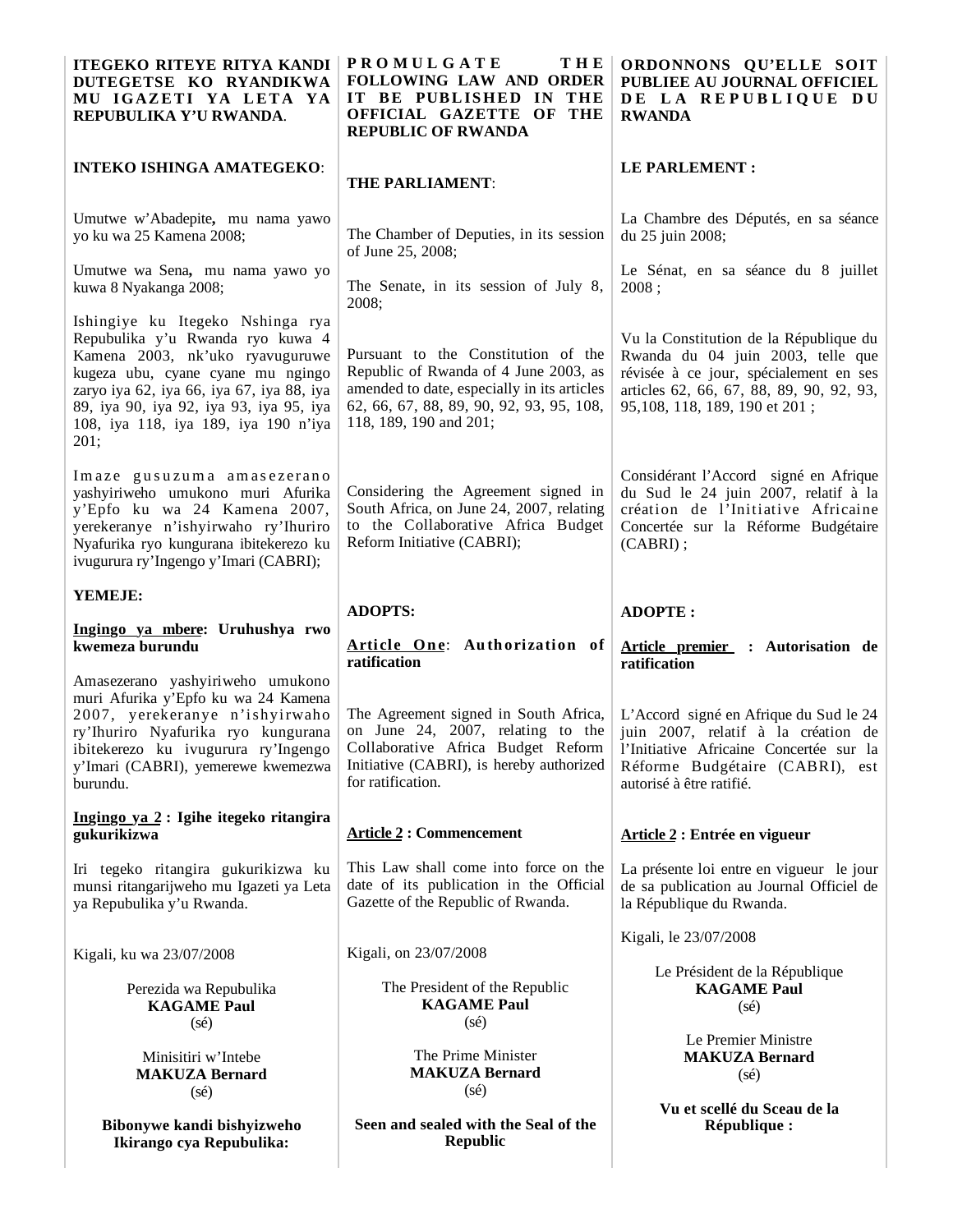**ITEGEKO RITEYE RITYA KANDI DUTEGETSE KO RYANDIKWA MU IGAZETI YA LETA YA REPUBULIKA Y'U RWANDA**.

**INTEKO ISHINGA AMATEGEKO**:

Umutwe w'Abadepite**,** mu nama yawo yo ku wa 25 Kamena 2008;

Umutwe wa Sena**,** mu nama yawo yo kuwa 8 Nyakanga 2008;

Ishingiye ku Itegeko Nshinga rya Repubulika y'u Rwanda ryo kuwa 4 Kamena 2003, nk'uko ryavuguruwe kugeza ubu, cyane cyane mu ngingo zaryo iya 62, iya 66, iya 67, iya 88, iya 89, iya 90, iya 92, iya 93, iya 95, iya 108, iya 118, iya 189, iya 190 n'iya 201;

Imaze gusuzuma amasezerano yashyiriweho umukono muri Afurika y'Epfo ku wa 24 Kamena 2007, yerekeranye n'ishyirwaho ry'Ihuriro Nyafurika ryo kungurana ibitekerezo ku ivugurura ry'Ingengo y'Imari (CABRI);

**YEMEJE:**

**Ingingo ya mbere: Uruhushya rwo kwemeza burundu**

Amasezerano yashyiriweho umukono muri Afurika y'Epfo ku wa 24 Kamena 2007, yerekeranye n'ishyirwaho ry'Ihuriro Nyafurika ryo kungurana ibitekerezo ku ivugurura ry'Ingengo y'Imari (CABRI), yemerewe kwemezwa burundu.

**Ingingo ya 2 : Igihe itegeko ritangira gukurikizwa**

Iri tegeko ritangira gukurikizwa ku munsi ritangarijweho mu Igazeti ya Leta ya Repubulika y'u Rwanda.

Kigali, ku wa 23/07/2008

Perezida wa Repubulika
**KAGAME Paul**
(sé)

Minisitiri w'Intebe
**MAKUZA Bernard**
(sé)

**Bibonywe kandi bishyizweho Ikirango cya Repubulika:**

---

**PROMULGATE THE FOLLOWING LAW AND ORDER IT BE PUBLISHED IN THE OFFICIAL GAZETTE OF THE REPUBLIC OF RWANDA**

**THE PARLIAMENT**:

The Chamber of Deputies, in its session of June 25, 2008;

The Senate, in its session of July 8, 2008;

Pursuant to the Constitution of the Republic of Rwanda of 4 June 2003, as amended to date, especially in its articles 62, 66, 67, 88, 89, 90, 92, 93, 95, 108, 118, 189, 190 and 201;

Considering the Agreement signed in South Africa, on June 24, 2007, relating to the Collaborative Africa Budget Reform Initiative (CABRI);

**ADOPTS:**

**Article One: Authorization of ratification**

The Agreement signed in South Africa, on June 24, 2007, relating to the Collaborative Africa Budget Reform Initiative (CABRI), is hereby authorized for ratification.

**Article 2 : Commencement**

This Law shall come into force on the date of its publication in the Official Gazette of the Republic of Rwanda.

Kigali, on 23/07/2008

The President of the Republic
**KAGAME Paul**
(sé)

The Prime Minister
**MAKUZA Bernard**
(sé)

**Seen and sealed with the Seal of the Republic**

---

**ORDONNONS QU'ELLE SOIT PUBLIEE AU JOURNAL OFFICIEL DE LA REPUBLIQUE DU RWANDA**

**LE PARLEMENT :**

La Chambre des Députés, en sa séance du 25 juin 2008;

Le Sénat, en sa séance du 8 juillet 2008 ;

Vu la Constitution de la République du Rwanda du 04 juin 2003, telle que révisée à ce jour, spécialement en ses articles 62, 66, 67, 88, 89, 90, 92, 93, 95,108, 118, 189, 190 et 201 ;

Considérant l'Accord signé en Afrique du Sud le 24 juin 2007, relatif à la création de l'Initiative Africaine Concertée sur la Réforme Budgétaire (CABRI) ;

**ADOPTE :**

**Article premier : Autorisation de ratification**

L'Accord signé en Afrique du Sud le 24 juin 2007, relatif à la création de l'Initiative Africaine Concertée sur la Réforme Budgétaire (CABRI), est autorisé à être ratifié.

**Article 2 : Entrée en vigueur**

La présente loi entre en vigueur le jour de sa publication au Journal Officiel de la République du Rwanda.

Kigali, le 23/07/2008

Le Président de la République
**KAGAME Paul**
(sé)

Le Premier Ministre
**MAKUZA Bernard**
(sé)

**Vu et scellé du Sceau de la République :**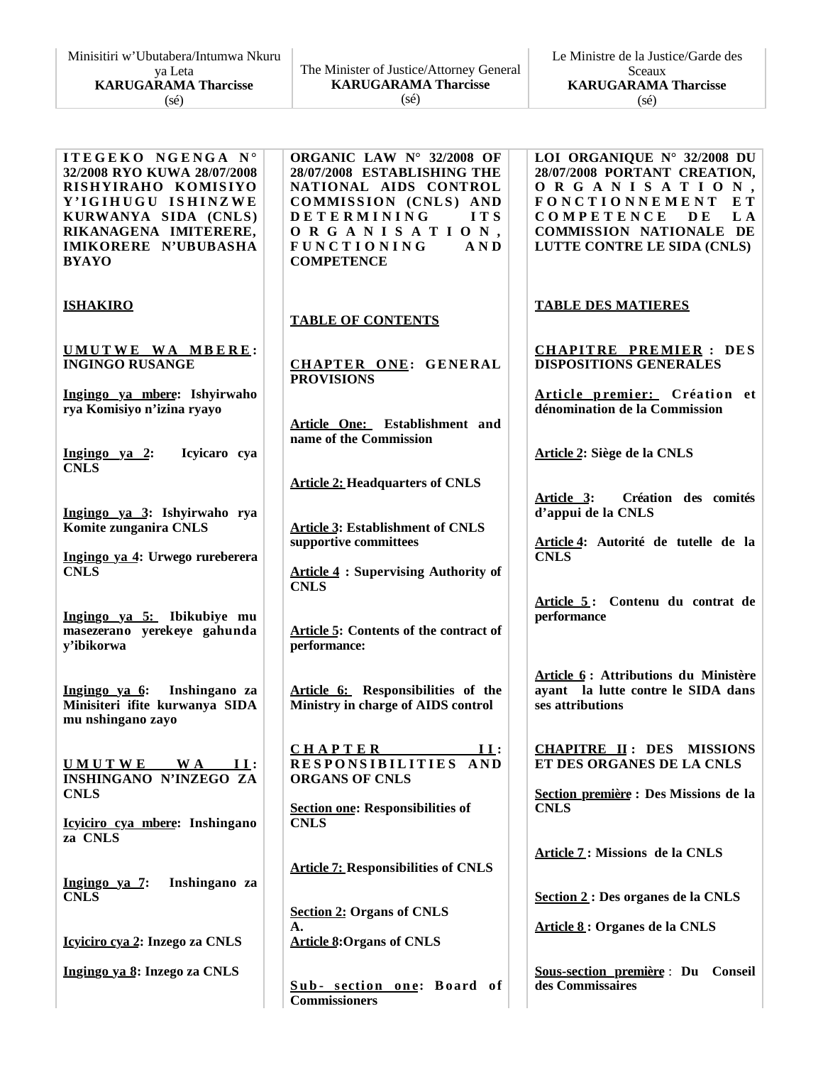| Minisitiri w'Ubutabera/Intumwa Nkuru ya Leta<br>**KARUGARAMA Tharcisse**<br>(sé) | The Minister of Justice/Attorney General<br>**KARUGARAMA Tharcisse**<br>(sé) | Le Ministre de la Justice/Garde des Sceaux<br>**KARUGARAMA Tharcisse**<br>(sé) |
|---|---|---|

**ITEGEKO NGENGA N° 32/2008 RYO KUWA 28/07/2008 RISHYIRAHO KOMISIYO Y'IGIHUGU ISHINZWE KURWANYA SIDA (CNLS) RIKANAGENA IMITERERE, IMIKORERE N'UBUBASHA BYAYO**

**ISHAKIRO**

**UMUTWE WA MBERE: INGINGO RUSANGE**

**Ingingo ya mbere: Ishyirwaho rya Komisiyo n'izina ryayo**

**Ingingo ya 2: Icyicaro cya CNLS**

**Ingingo ya 3: Ishyirwaho rya Komite zunganira CNLS**

**Ingingo ya 4: Urwego rureberera CNLS**

**Ingingo ya 5: Ibikubiye mu masezerano yerekeye gahunda y'ibikorwa**

**Ingingo ya 6: Inshingano za Minisiteri ifite kurwanya SIDA mu nshingano zayo**

**UMUTWE WA II: INSHINGANO N'INZEGO ZA CNLS**

**Icyiciro cya mbere: Inshingano za CNLS**

**Ingingo ya 7: Inshingano za CNLS**

**Icyiciro cya 2: Inzego za CNLS**

**Ingingo ya 8: Inzego za CNLS**

**ORGANIC LAW N° 32/2008 OF 28/07/2008 ESTABLISHING THE NATIONAL AIDS CONTROL COMMISSION (CNLS) AND DETERMINING ITS ORGANISATION, FUNCTIONING AND COMPETENCE**

**TABLE OF CONTENTS**

**CHAPTER ONE: GENERAL PROVISIONS**

**Article One: Establishment and name of the Commission**

**Article 2: Headquarters of CNLS**

**Article 3: Establishment of CNLS supportive committees**

**Article 4 : Supervising Authority of CNLS**

**Article 5: Contents of the contract of performance:**

**Article 6: Responsibilities of the Ministry in charge of AIDS control**

**CHAPTER II: RESPONSIBILITIES AND ORGANS OF CNLS**

**Section one: Responsibilities of CNLS**

**Article 7: Responsibilities of CNLS**

**Section 2: Organs of CNLS**
**A.**
**Article 8:Organs of CNLS**

**Sub- section one: Board of Commissioners**

**LOI ORGANIQUE N° 32/2008 DU 28/07/2008 PORTANT CREATION, ORGANISATION, FONCTIONNEMENT ET COMPETENCE DE LA COMMISSION NATIONALE DE LUTTE CONTRE LE SIDA (CNLS)**

**TABLE DES MATIERES**

**CHAPITRE PREMIER : DES DISPOSITIONS GENERALES**

**Article premier: Création et dénomination de la Commission**

**Article 2: Siège de la CNLS**

**Article 3: Création des comités d'appui de la CNLS**

**Article 4: Autorité de tutelle de la CNLS**

**Article 5 : Contenu du contrat de performance**

**Article 6 : Attributions du Ministère ayant la lutte contre le SIDA dans ses attributions**

**CHAPITRE II : DES MISSIONS ET DES ORGANES DE LA CNLS**

**Section première : Des Missions de la CNLS**

**Article 7 : Missions de la CNLS**

**Section 2 : Des organes de la CNLS**

**Article 8 : Organes de la CNLS**

**Sous-section première : Du Conseil des Commissaires**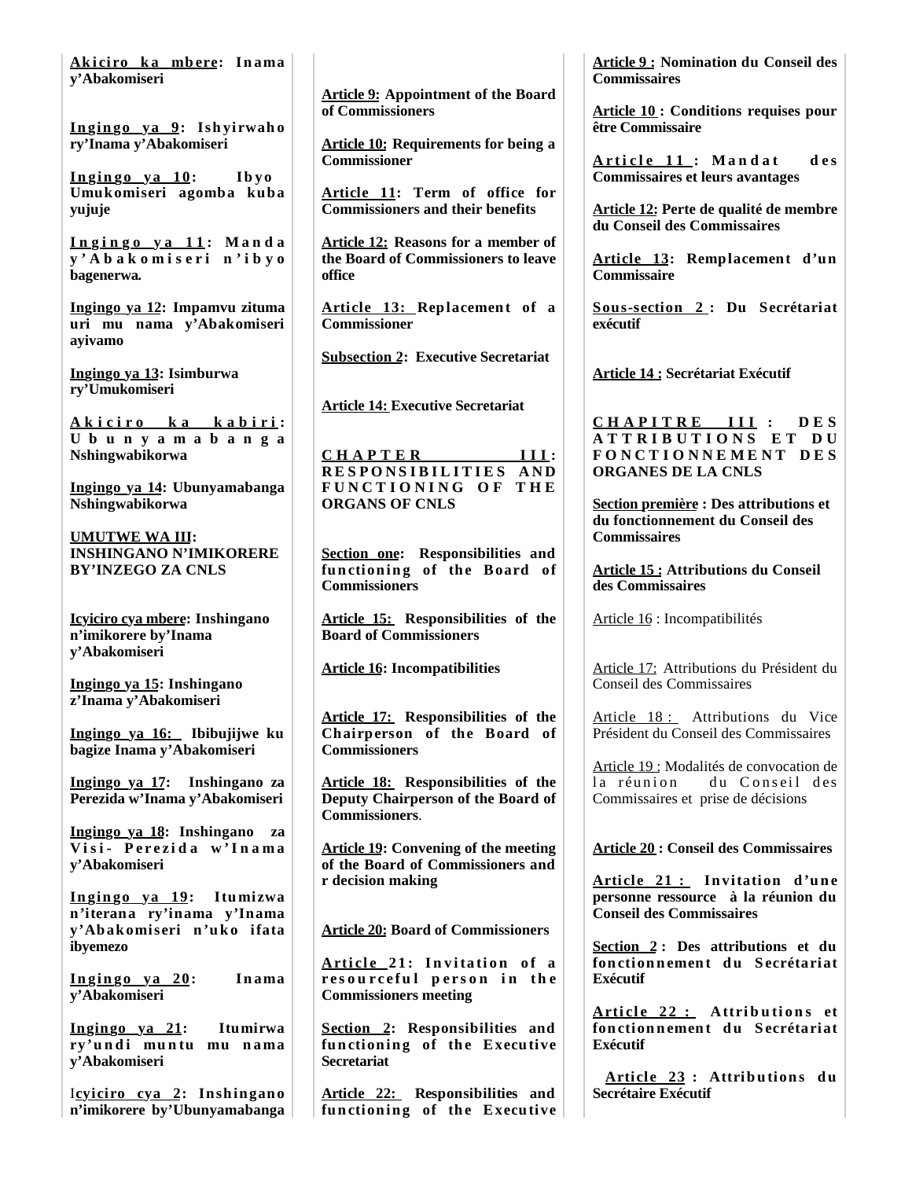**Akiciro ka mbere: Inama y'Abakomiseri**

**Ingingo ya 9: Ishyirwaho ry'Inama y'Abakomiseri**

**Ingingo ya 10: Ibyo Umukomiseri agomba kuba yujuje**

**Ingingo ya 11: Manda y'Abakomiseri n'ibyo bagenerwa.**

**Ingingo ya 12: Impamvu zituma uri mu nama y'Abakomiseri ayivamo**

**Ingingo ya 13: Isimburwa ry'Umukomiseri**

**Akiciro ka kabiri: Ubunyamabanga Nshingwabikorwa**

**Ingingo ya 14: Ubunyamabanga Nshingwabikorwa**

**UMUTWE WA III: INSHINGANO N'IMIKORERE BY'INZEGO ZA CNLS**

**Icyiciro cya mbere: Inshingano n'imikorere by'Inama y'Abakomiseri**

**Ingingo ya 15: Inshingano z'Inama y'Abakomiseri**

**Ingingo ya 16: Ibibujijwe ku bagize Inama y'Abakomiseri**

**Ingingo ya 17: Inshingano za Perezida w'Inama y'Abakomiseri**

**Ingingo ya 18: Inshingano za Visi- Perezida w'Inama y'Abakomiseri**

**Ingingo ya 19: Itumizwa n'iterana ry'inama y'Inama y'Abakomiseri n'uko ifata ibyemezo**

**Ingingo ya 20: Inama y'Abakomiseri**

**Ingingo ya 21: Itumirwa ry'undi muntu mu nama y'Abakomiseri**

**Icyiciro cya 2: Inshingano n'imikorere by'Ubunyamabanga**

**Article 9: Appointment of the Board of Commissioners**

**Article 10: Requirements for being a Commissioner**

**Article 11: Term of office for Commissioners and their benefits**

**Article 12: Reasons for a member of the Board of Commissioners to leave office**

**Article 13: Replacement of a Commissioner**

**Subsection 2: Executive Secretariat**

**Article 14: Executive Secretariat**

**CHAPTER III: RESPONSIBILITIES AND FUNCTIONING OF THE ORGANS OF CNLS**

**Section one: Responsibilities and functioning of the Board of Commissioners**

**Article 15: Responsibilities of the Board of Commissioners**

**Article 16: Incompatibilities**

**Article 17: Responsibilities of the Chairperson of the Board of Commissioners**

**Article 18: Responsibilities of the Deputy Chairperson of the Board of Commissioners.**

**Article 19: Convening of the meeting of the Board of Commissioners and r decision making**

**Article 20: Board of Commissioners**

**Article 21: Invitation of a resourceful person in the Commissioners meeting**

**Section 2: Responsibilities and functioning of the Executive Secretariat**

**Article 22: Responsibilities and functioning of the Executive**

**Article 9 : Nomination du Conseil des Commissaires**

**Article 10 : Conditions requises pour être Commissaire**

**Article 11 : Mandat des Commissaires et leurs avantages**

**Article 12: Perte de qualité de membre du Conseil des Commissaires**

**Article 13: Remplacement d'un Commissaire**

**Sous-section 2 : Du Secrétariat exécutif**

**Article 14 : Secrétariat Exécutif**

**CHAPITRE III : DES ATTRIBUTIONS ET DU FONCTIONNEMENT DES ORGANES DE LA CNLS**

**Section première : Des attributions et du fonctionnement du Conseil des Commissaires**

**Article 15 : Attributions du Conseil des Commissaires**

Article 16 : Incompatibilités

Article 17: Attributions du Président du Conseil des Commissaires

Article 18 : Attributions du Vice Président du Conseil des Commissaires

Article 19 : Modalités de convocation de la réunion du Conseil des Commissaires et prise de décisions

**Article 20 : Conseil des Commissaires**

**Article 21 : Invitation d'une personne ressource à la réunion du Conseil des Commissaires**

**Section 2 : Des attributions et du fonctionnement du Secrétariat Exécutif**

**Article 22 : Attributions et fonctionnement du Secrétariat Exécutif**

**Article 23 : Attributions du Secrétaire Exécutif**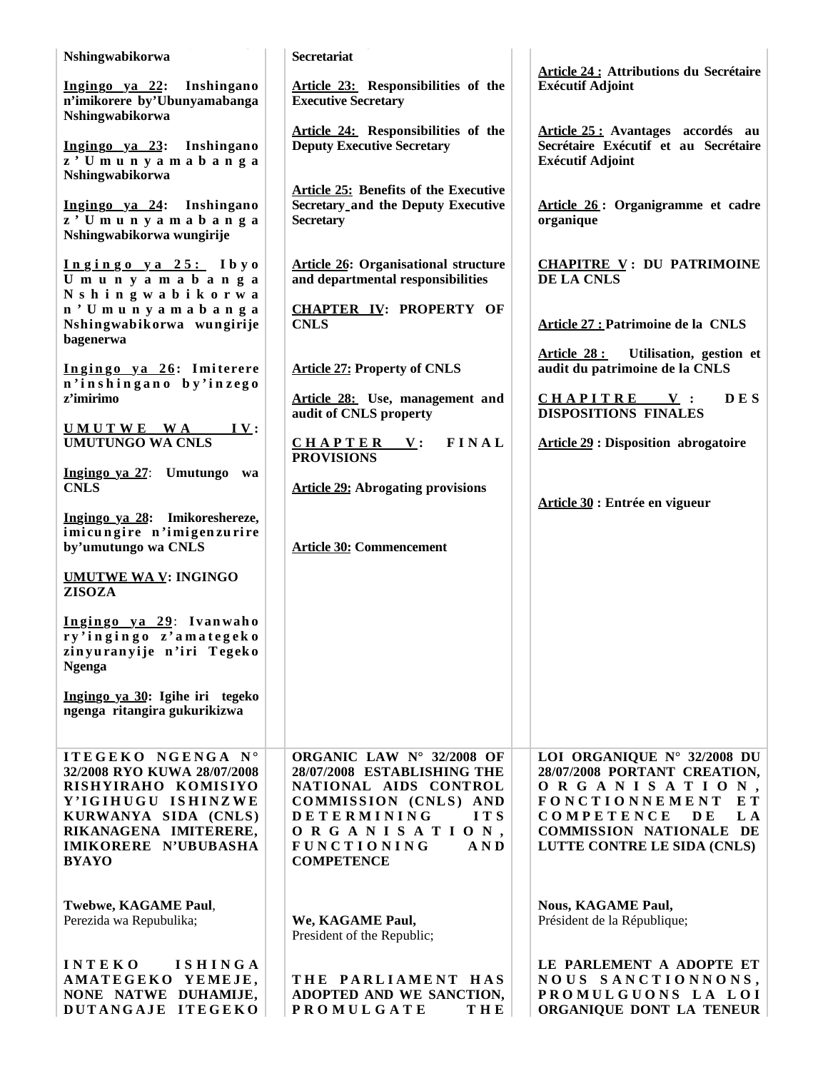Nshingwabikorwa

Ingingo ya 22: Inshingano n'imikorere by'Ubunyamabanga Nshingwabikorwa

Ingingo ya 23: Inshingano z'Umunyamabanga Nshingwabikorwa

Ingingo ya 24: Inshingano z'Umunyamabanga Nshingwabikorwa wungirije

Ingingo ya 25: Ibyo Umunyamabanga Nshingwabikorwa n'Umunyamabanga Nshingwabikorwa wungirije bagenerwa

Ingingo ya 26: Imiterere n'inshingano by'inzego z'imirimo

UMUTWE WA IV: UMUTUNGO WA CNLS

Ingingo ya 27: Umutungo wa CNLS

Ingingo ya 28: Imikoreshereze, imicungire n'imigenzurire by'umutungo wa CNLS

UMUTWE WA V: INGINGO ZISOZA

Ingingo ya 29: Ivanwaho ry'ingingo z'amategeko zinyuranyije n'iri Tegeko Ngenga

Ingingo ya 30: Igihe iri tegeko ngenga ritangira gukurikizwa

Secretariat

Article 23: Responsibilities of the Executive Secretary

Article 24: Responsibilities of the Deputy Executive Secretary

Article 25: Benefits of the Executive Secretary and the Deputy Executive Secretary

Article 26: Organisational structure and departmental responsibilities

CHAPTER IV: PROPERTY OF CNLS

Article 27: Property of CNLS

Article 28: Use, management and audit of CNLS property

CHAPTER V: FINAL PROVISIONS

Article 29: Abrogating provisions

Article 30: Commencement

Article 24 : Attributions du Secrétaire Exécutif Adjoint

Article 25 : Avantages accordés au Secrétaire Exécutif et au Secrétaire Exécutif Adjoint

Article 26 : Organigramme et cadre organique

CHAPITRE V : DU PATRIMOINE DE LA CNLS

Article 27 : Patrimoine de la CNLS

Article 28 : Utilisation, gestion et audit du patrimoine de la CNLS

CHAPITRE V : DES DISPOSITIONS FINALES

Article 29 : Disposition abrogatoire

Article 30 : Entrée en vigueur

**ITEGEKO NGENGA N° 32/2008 RYO KUWA 28/07/2008 RISHYIRAHO KOMISIYO Y'IGIHUGU ISHINZWE KURWANYA SIDA (CNLS) RIKANAGENA IMITERERE, IMIKORERE N'UBUBASHA BYAYO**

**Twebwe, KAGAME Paul**,
Perezida wa Repubulika;

**INTEKO ISHINGA AMATEGEKO YEMEJE, NONE NATWE DUHAMIJE, DUTANGAJE ITEGEKO**

**ORGANIC LAW N° 32/2008 OF 28/07/2008 ESTABLISHING THE NATIONAL AIDS CONTROL COMMISSION (CNLS) AND DETERMINING ITS ORGANISATION, FUNCTIONING AND COMPETENCE**

**We, KAGAME Paul,**
President of the Republic;

**THE PARLIAMENT HAS ADOPTED AND WE SANCTION, PROMULGATE THE**

**LOI ORGANIQUE N° 32/2008 DU 28/07/2008 PORTANT CREATION, ORGANISATION, FONCTIONNEMENT ET COMPETENCE DE LA COMMISSION NATIONALE DE LUTTE CONTRE LE SIDA (CNLS)**

**Nous, KAGAME Paul,**
Président de la République;

**LE PARLEMENT A ADOPTE ET NOUS SANCTIONNONS, PROMULGUONS LA LOI ORGANIQUE DONT LA TENEUR**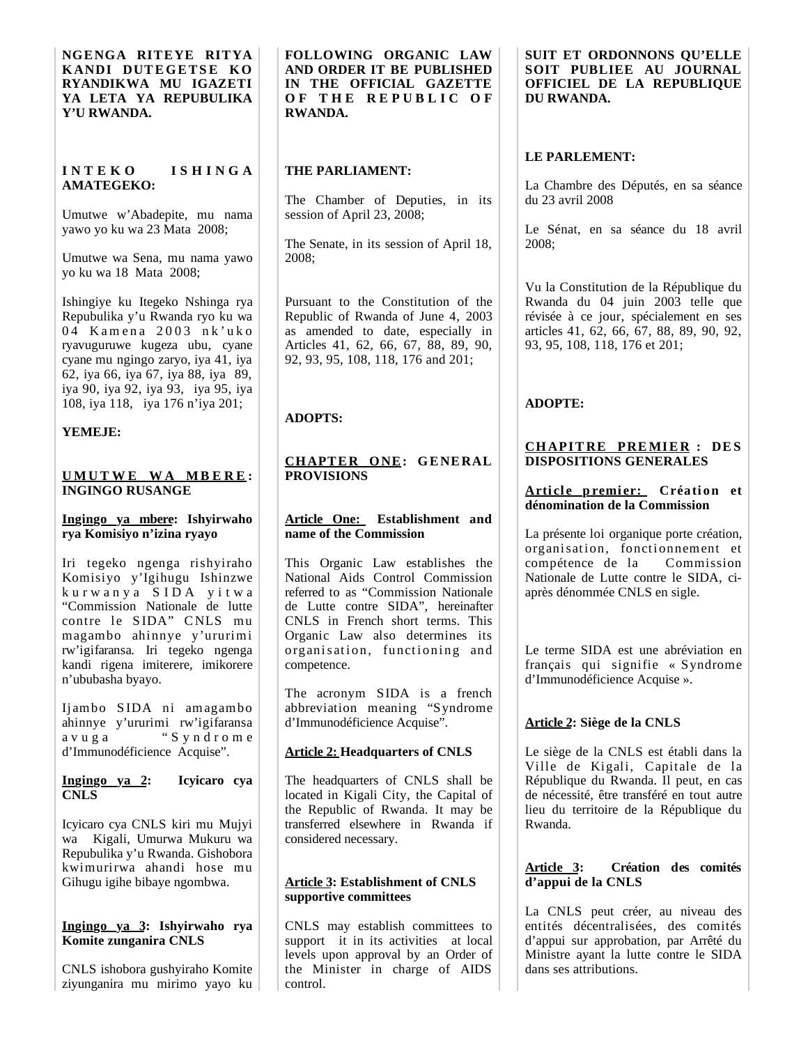**NGENGA RITEYE RITYA KANDI DUTEGETSE KO RYANDIKWA MU IGAZETI YA LETA YA REPUBULIKA Y'U RWANDA.**

**INTEKO ISHINGA AMATEGEKO:**

Umutwe w'Abadepite, mu nama yawo yo ku wa 23 Mata 2008;

Umutwe wa Sena, mu nama yawo yo ku wa 18 Mata 2008;

Ishingiye ku Itegeko Nshinga rya Repubulika y'u Rwanda ryo ku wa 04 Kamena 2003 nk'uko ryavuguruwe kugeza ubu, cyane cyane mu ngingo zaryo, iya 41, iya 62, iya 66, iya 67, iya 88, iya 89, iya 90, iya 92, iya 93, iya 95, iya 108, iya 118, iya 176 n'iya 201;

**YEMEJE:**

**UMUTWE WA MBERE: INGINGO RUSANGE**

**Ingingo ya mbere: Ishyirwaho rya Komisiyo n'izina ryayo**

Iri tegeko ngenga rishyiraho Komisiyo y'Igihugu Ishinzwe kurwanya SIDA yitwa "Commission Nationale de lutte contre le SIDA" CNLS mu magambo ahinnye y'ururimi rw'igifaransa. Iri tegeko ngenga kandi rigena imiterere, imikorere n'ububasha byayo.

Ijambo SIDA ni amagambo ahinnye y'ururimi rw'igifaransa avuga "Syndrome d'Immunodéficience Acquise".

**Ingingo ya 2: Icyicaro cya CNLS**

Icyicaro cya CNLS kiri mu Mujyi wa Kigali, Umurwa Mukuru wa Repubulika y'u Rwanda. Gishobora kwimurirwa ahandi hose mu Gihugu igihe bibaye ngombwa.

**Ingingo ya 3: Ishyirwaho rya Komite zunganira CNLS**

CNLS ishobora gushyiraho Komite ziyunganira mu mirimo yayo ku

**FOLLOWING ORGANIC LAW AND ORDER IT BE PUBLISHED IN THE OFFICIAL GAZETTE OF THE REPUBLIC OF RWANDA.**

**THE PARLIAMENT:**

The Chamber of Deputies, in its session of April 23, 2008;

The Senate, in its session of April 18, 2008;

Pursuant to the Constitution of the Republic of Rwanda of June 4, 2003 as amended to date, especially in Articles 41, 62, 66, 67, 88, 89, 90, 92, 93, 95, 108, 118, 176 and 201;

**ADOPTS:**

**CHAPTER ONE: GENERAL PROVISIONS**

**Article One: Establishment and name of the Commission**

This Organic Law establishes the National Aids Control Commission referred to as "Commission Nationale de Lutte contre SIDA", hereinafter CNLS in French short terms. This Organic Law also determines its organisation, functioning and competence.

The acronym SIDA is a french abbreviation meaning "Syndrome d'Immunodéficience Acquise".

**Article 2: Headquarters of CNLS**

The headquarters of CNLS shall be located in Kigali City, the Capital of the Republic of Rwanda. It may be transferred elsewhere in Rwanda if considered necessary.

**Article 3: Establishment of CNLS supportive committees**

CNLS may establish committees to support it in its activities at local levels upon approval by an Order of the Minister in charge of AIDS control.

**SUIT ET ORDONNONS QU'ELLE SOIT PUBLIEE AU JOURNAL OFFICIEL DE LA REPUBLIQUE DU RWANDA.**

**LE PARLEMENT:**

La Chambre des Députés, en sa séance du 23 avril 2008

Le Sénat, en sa séance du 18 avril 2008;

Vu la Constitution de la République du Rwanda du 04 juin 2003 telle que révisée à ce jour, spécialement en ses articles 41, 62, 66, 67, 88, 89, 90, 92, 93, 95, 108, 118, 176 et 201;

**ADOPTE:**

**CHAPITRE PREMIER : DES DISPOSITIONS GENERALES**

**Article premier: Création et dénomination de la Commission**

La présente loi organique porte création, organisation, fonctionnement et compétence de la Commission Nationale de Lutte contre le SIDA, ci-après dénommée CNLS en sigle.

Le terme SIDA est une abréviation en français qui signifie « Syndrome d'Immunodéficience Acquise ».

**Article 2: Siège de la CNLS**

Le siège de la CNLS est établi dans la Ville de Kigali, Capitale de la République du Rwanda. Il peut, en cas de nécessité, être transféré en tout autre lieu du territoire de la République du Rwanda.

**Article 3: Création des comités d'appui de la CNLS**

La CNLS peut créer, au niveau des entités décentralisées, des comités d'appui sur approbation, par Arrêté du Ministre ayant la lutte contre le SIDA dans ses attributions.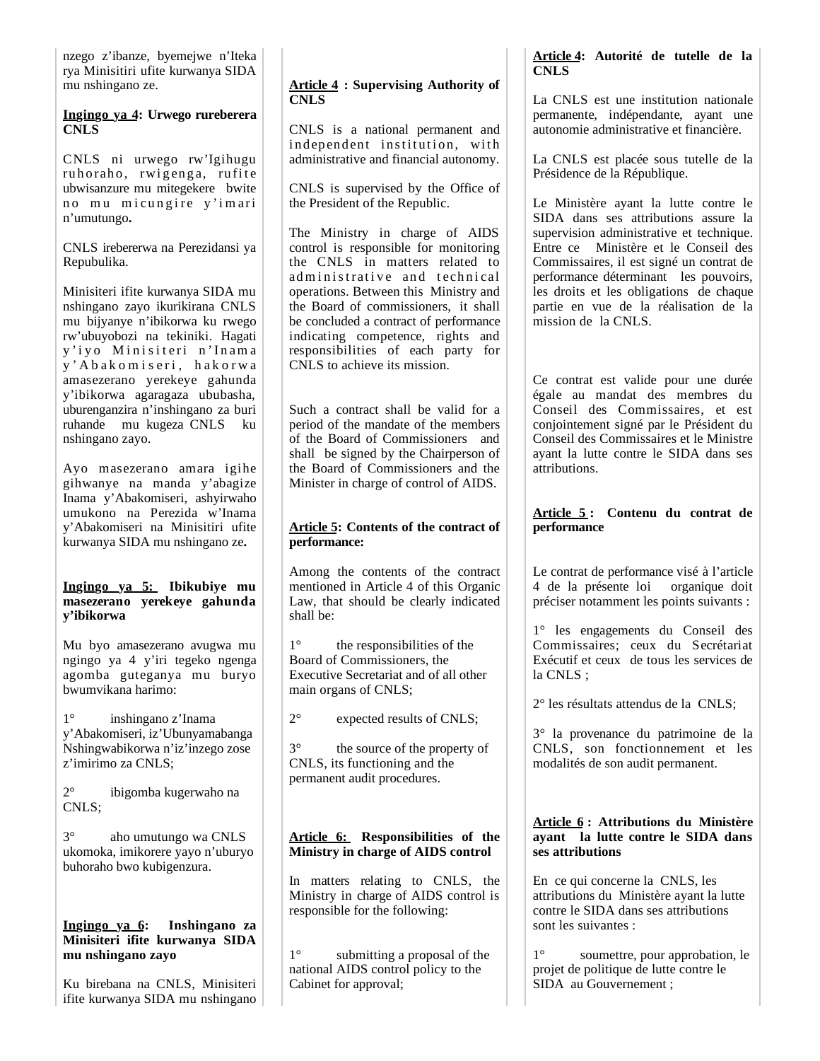nzego z'ibanze, byemejwe n'Iteka rya Minisitiri ufite kurwanya SIDA mu nshingano ze.

**Ingingo ya 4: Urwego rureberera CNLS**

CNLS ni urwego rw'Igihugu ruhoraho, rwigenga, rufite ubwisanzure mu mitegekere bwite no mu micungire y'imari n'umutungo.

CNLS irebererwa na Perezidansi ya Repubulika.

Minisiteri ifite kurwanya SIDA mu nshingano zayo ikurikirana CNLS mu bijyanye n'ibikorwa ku rwego rw'ubuyobozi na tekiniki. Hagati y'iyo Minisiteri n'Inama y'Abakomiseri, hakorwa amasezerano yerekeye gahunda y'ibikorwa agaragaza ububasha, uburenganzira n'inshingano za buri ruhande mu kugeza CNLS ku nshingano zayo.

Ayo masezerano amara igihe gihwanye na manda y'abagize Inama y'Abakomiseri, ashyirwaho umukono na Perezida w'Inama y'Abakomiseri na Minisitiri ufite kurwanya SIDA mu nshingano ze.

**Ingingo ya 5: Ibikubiye mu masezerano yerekeye gahunda y'ibikorwa**

Mu byo amasezerano avugwa mu ngingo ya 4 y'iri tegeko ngenga agomba guteganya mu buryo bwumvikana harimo:

1° inshingano z'Inama y'Abakomiseri, iz'Ubunyamabanga Nshingwabikorwa n'iz'inzego zose z'imirimo za CNLS;

2° ibigomba kugerwaho na CNLS;

3° aho umutungo wa CNLS ukomoka, imikorere yayo n'uburyo buhoraho bwo kubigenzura.

**Ingingo ya 6: Inshingano za Minisiteri ifite kurwanya SIDA mu nshingano zayo**

Ku birebana na CNLS, Minisiteri ifite kurwanya SIDA mu nshingano

**Article 4 : Supervising Authority of CNLS**

CNLS is a national permanent and independent institution, with administrative and financial autonomy.

CNLS is supervised by the Office of the President of the Republic.

The Ministry in charge of AIDS control is responsible for monitoring the CNLS in matters related to administrative and technical operations. Between this Ministry and the Board of commissioners, it shall be concluded a contract of performance indicating competence, rights and responsibilities of each party for CNLS to achieve its mission.

Such a contract shall be valid for a period of the mandate of the members of the Board of Commissioners and shall be signed by the Chairperson of the Board of Commissioners and the Minister in charge of control of AIDS.

**Article 5: Contents of the contract of performance:**

Among the contents of the contract mentioned in Article 4 of this Organic Law, that should be clearly indicated shall be:

1° the responsibilities of the Board of Commissioners, the Executive Secretariat and of all other main organs of CNLS;

2° expected results of CNLS;

3° the source of the property of CNLS, its functioning and the permanent audit procedures.

**Article 6: Responsibilities of the Ministry in charge of AIDS control**

In matters relating to CNLS, the Ministry in charge of AIDS control is responsible for the following:

1° submitting a proposal of the national AIDS control policy to the Cabinet for approval;

**Article 4: Autorité de tutelle de la CNLS**

La CNLS est une institution nationale permanente, indépendante, ayant une autonomie administrative et financière.

La CNLS est placée sous tutelle de la Présidence de la République.

Le Ministère ayant la lutte contre le SIDA dans ses attributions assure la supervision administrative et technique. Entre ce Ministère et le Conseil des Commissaires, il est signé un contrat de performance déterminant les pouvoirs, les droits et les obligations de chaque partie en vue de la réalisation de la mission de la CNLS.

Ce contrat est valide pour une durée égale au mandat des membres du Conseil des Commissaires, et est conjointement signé par le Président du Conseil des Commissaires et le Ministre ayant la lutte contre le SIDA dans ses attributions.

**Article 5 : Contenu du contrat de performance**

Le contrat de performance visé à l'article 4 de la présente loi organique doit préciser notamment les points suivants :

1° les engagements du Conseil des Commissaires; ceux du Secrétariat Exécutif et ceux de tous les services de la CNLS ;

2° les résultats attendus de la CNLS;

3° la provenance du patrimoine de la CNLS, son fonctionnement et les modalités de son audit permanent.

**Article 6 : Attributions du Ministère ayant la lutte contre le SIDA dans ses attributions**

En ce qui concerne la CNLS, les attributions du Ministère ayant la lutte contre le SIDA dans ses attributions sont les suivantes :

1° soumettre, pour approbation, le projet de politique de lutte contre le SIDA au Gouvernement ;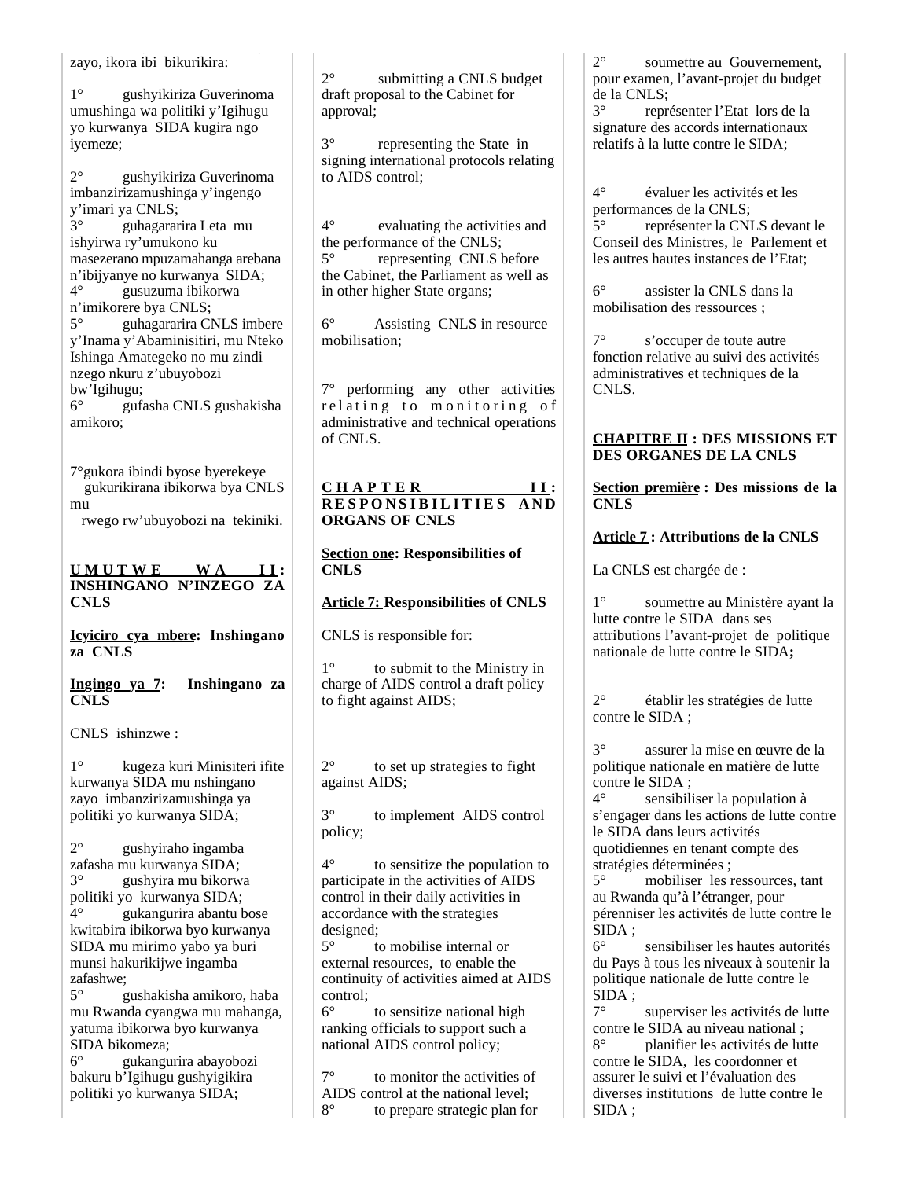zayo, ikora ibi bikurikira:

1° gushyikiriza Guverinoma umushinga wa politiki y'Igihugu yo kurwanya SIDA kugira ngo iyemeze;

2° gushyikiriza Guverinoma imbanzirizamushinga y'ingengo y'imari ya CNLS;
3° guhagararira Leta mu ishyirwa ry'umukono ku masezerano mpuzamahanga arebana n'ibijyanye no kurwanya SIDA;
4° gusuzuma ibikorwa n'imikorere bya CNLS;
5° guhagararira CNLS imbere y'Inama y'Abaminisitiri, mu Nteko Ishinga Amategeko no mu zindi nzego nkuru z'ubuyobozi bw'Igihugu;
6° gufasha CNLS gushakisha amikoro;

7°gukora ibindi byose byerekeye gukurikirana ibikorwa bya CNLS mu rwego rw'ubuyobozi na tekiniki.

## UMUTWE WA II: INSHINGANO N'INZEGO ZA CNLS

### Icyiciro cya mbere: Inshingano za CNLS

### Ingingo ya 7: Inshingano za CNLS

CNLS ishinzwe :

1° kugeza kuri Minisiteri ifite kurwanya SIDA mu nshingano zayo imbanzirizamushinga ya politiki yo kurwanya SIDA;

2° gushyiraho ingamba zafasha mu kurwanya SIDA;
3° gushyira mu bikorwa politiki yo kurwanya SIDA;
4° gukangurira abantu bose kwitabira ibikorwa byo kurwanya SIDA mu mirimo yabo ya buri munsi hakurikijwe ingamba zafashwe;
5° gushakisha amikoro, haba mu Rwanda cyangwa mu mahanga, yatuma ibikorwa byo kurwanya SIDA bikomeza;
6° gukangurira abayobozi bakuru b'Igihugu gushyigikira politiki yo kurwanya SIDA;

2° submitting a CNLS budget draft proposal to the Cabinet for approval;

3° representing the State in signing international protocols relating to AIDS control;

4° evaluating the activities and the performance of the CNLS;
5° representing CNLS before the Cabinet, the Parliament as well as in other higher State organs;

6° Assisting CNLS in resource mobilisation;

7° performing any other activities relating to monitoring of administrative and technical operations of CNLS.

## CHAPTER II: RESPONSIBILITIES AND ORGANS OF CNLS

### Section one: Responsibilities of CNLS

### Article 7: Responsibilities of CNLS

CNLS is responsible for:

1° to submit to the Ministry in charge of AIDS control a draft policy to fight against AIDS;

2° to set up strategies to fight against AIDS;

3° to implement AIDS control policy;

4° to sensitize the population to participate in the activities of AIDS control in their daily activities in accordance with the strategies designed;
5° to mobilise internal or external resources, to enable the continuity of activities aimed at AIDS control;
6° to sensitize national high ranking officials to support such a national AIDS control policy;

7° to monitor the activities of AIDS control at the national level;
8° to prepare strategic plan for

2° soumettre au Gouvernement, pour examen, l'avant-projet du budget de la CNLS;
3° représenter l'Etat lors de la signature des accords internationaux relatifs à la lutte contre le SIDA;

4° évaluer les activités et les performances de la CNLS;
5° représenter la CNLS devant le Conseil des Ministres, le Parlement et les autres hautes instances de l'Etat;

6° assister la CNLS dans la mobilisation des ressources ;

7° s'occuper de toute autre fonction relative au suivi des activités administratives et techniques de la CNLS.

## CHAPITRE II : DES MISSIONS ET DES ORGANES DE LA CNLS

### Section première : Des missions de la CNLS

### Article 7 : Attributions de la CNLS

La CNLS est chargée de :

1° soumettre au Ministère ayant la lutte contre le SIDA dans ses attributions l'avant-projet de politique nationale de lutte contre le SIDA**;**

2° établir les stratégies de lutte contre le SIDA ;

3° assurer la mise en œuvre de la politique nationale en matière de lutte contre le SIDA ;
4° sensibiliser la population à s'engager dans les actions de lutte contre le SIDA dans leurs activités quotidiennes en tenant compte des stratégies déterminées ;
5° mobiliser les ressources, tant au Rwanda qu'à l'étranger, pour pérenniser les activités de lutte contre le SIDA ;
6° sensibiliser les hautes autorités du Pays à tous les niveaux à soutenir la politique nationale de lutte contre le SIDA ;
7° superviser les activités de lutte contre le SIDA au niveau national ;
8° planifier les activités de lutte contre le SIDA, les coordonner et assurer le suivi et l'évaluation des diverses institutions de lutte contre le SIDA ;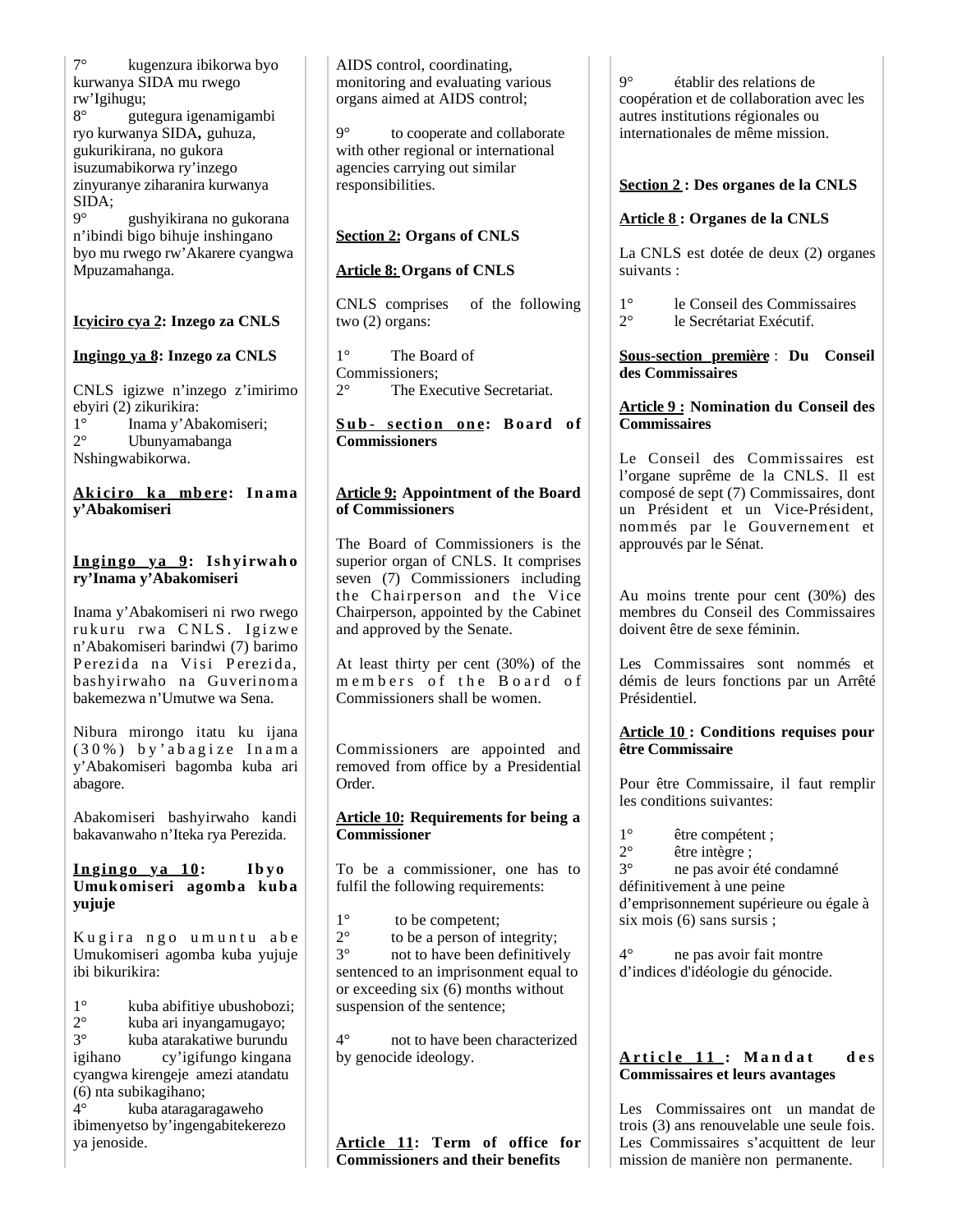7° kugenzura ibikorwa byo kurwanya SIDA mu rwego rw'Igihugu;

8° gutegura igenamigambi ryo kurwanya SIDA**,** guhuza, gukurikirana, no gukora isuzumabikorwa ry'inzego zinyuranye ziharanira kurwanya SIDA;

9° gushyikirana no gukorana n'ibindi bigo bihuje inshingano byo mu rwego rw'Akarere cyangwa Mpuzamahanga.

**Icyiciro cya 2: Inzego za CNLS**

**Ingingo ya 8: Inzego za CNLS**

CNLS igizwe n'inzego z'imirimo ebyiri (2) zikurikira:

1° Inama y'Abakomiseri;

2° Ubunyamabanga Nshingwabikorwa.

**Akiciro ka mbere: Inama y'Abakomiseri**

**Ingingo ya 9: Ishyirwaho ry'Inama y'Abakomiseri**

Inama y'Abakomiseri ni rwo rwego rukuru rwa CNLS. Igizwe n'Abakomiseri barindwi (7) barimo Perezida na Visi Perezida, bashyirwaho na Guverinoma bakemezwa n'Umutwe wa Sena.

Nibura mirongo itatu ku ijana (30%) by'abagize Inama y'Abakomiseri bagomba kuba ari abagore.

Abakomiseri bashyirwaho kandi bakavanwaho n'Iteka rya Perezida.

**Ingingo ya 10: Ibyo Umukomiseri agomba kuba yujuje**

Kugira ngo umuntu abe Umukomiseri agomba kuba yujuje ibi bikurikira:

1° kuba abifitiye ubushobozi;

2° kuba ari inyangamugayo;

3° kuba atarakatiwe burundu igihano cy'igifungo kingana cyangwa kirengeje amezi atandatu (6) nta subikagihano;

4° kuba ataragaragaweho ibimenyetso by'ingengabitekerezo ya jenoside.

AIDS control, coordinating, monitoring and evaluating various organs aimed at AIDS control;

9° to cooperate and collaborate with other regional or international agencies carrying out similar responsibilities.

**Section 2: Organs of CNLS**

**Article 8: Organs of CNLS**

CNLS comprises of the following two (2) organs:

1° The Board of Commissioners;

2° The Executive Secretariat.

**Sub- section one: Board of Commissioners**

**Article 9: Appointment of the Board of Commissioners**

The Board of Commissioners is the superior organ of CNLS. It comprises seven (7) Commissioners including the Chairperson and the Vice Chairperson, appointed by the Cabinet and approved by the Senate.

At least thirty per cent (30%) of the members of the Board of Commissioners shall be women.

Commissioners are appointed and removed from office by a Presidential Order.

**Article 10: Requirements for being a Commissioner**

To be a commissioner, one has to fulfil the following requirements:

1° to be competent;

2° to be a person of integrity;

3° not to have been definitively sentenced to an imprisonment equal to or exceeding six (6) months without suspension of the sentence;

4° not to have been characterized by genocide ideology.

**Article 11: Term of office for Commissioners and their benefits**

9° établir des relations de coopération et de collaboration avec les autres institutions régionales ou internationales de même mission.

**Section 2 : Des organes de la CNLS**

**Article 8 : Organes de la CNLS**

La CNLS est dotée de deux (2) organes suivants :

1° le Conseil des Commissaires

2° le Secrétariat Exécutif.

**Sous-section première : Du Conseil des Commissaires**

**Article 9 : Nomination du Conseil des Commissaires**

Le Conseil des Commissaires est l'organe suprême de la CNLS. Il est composé de sept (7) Commissaires, dont un Président et un Vice-Président, nommés par le Gouvernement et approuvés par le Sénat.

Au moins trente pour cent (30%) des membres du Conseil des Commissaires doivent être de sexe féminin.

Les Commissaires sont nommés et démis de leurs fonctions par un Arrêté Présidentiel.

**Article 10 : Conditions requises pour être Commissaire**

Pour être Commissaire, il faut remplir les conditions suivantes:

1° être compétent ;

2° être intègre ;

3° ne pas avoir été condamné définitivement à une peine d'emprisonnement supérieure ou égale à six mois (6) sans sursis ;

4° ne pas avoir fait montre d'indices d'idéologie du génocide.

**Article 11 : Mandat des Commissaires et leurs avantages**

Les Commissaires ont un mandat de trois (3) ans renouvelable une seule fois. Les Commissaires s'acquittent de leur mission de manière non permanente.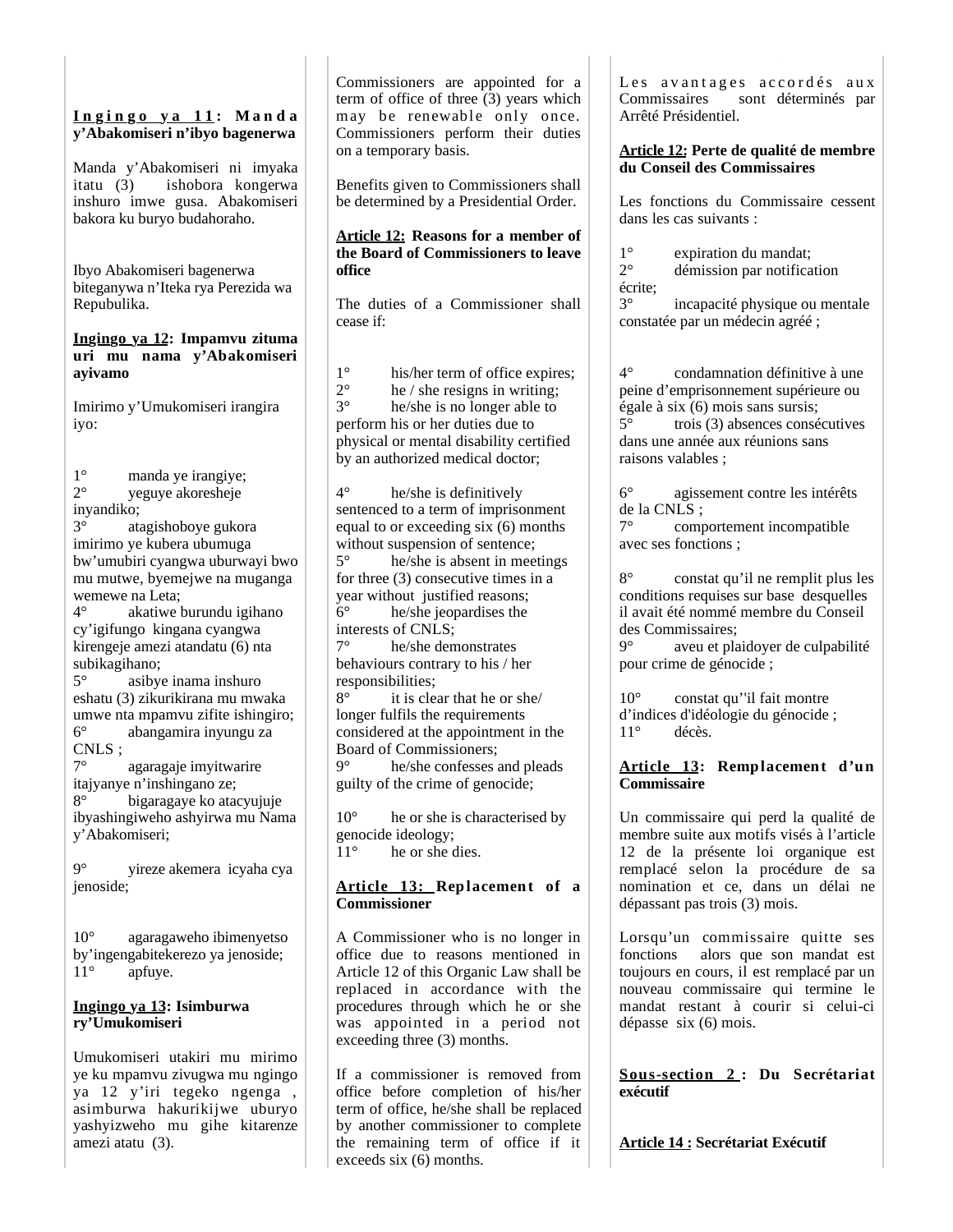**Ingingo ya 11: Manda y'Abakomiseri n'ibyo bagenerwa**

Manda y'Abakomiseri ni imyaka itatu (3) ishobora kongerwa inshuro imwe gusa. Abakomiseri bakora ku buryo budahoraho.

Ibyo Abakomiseri bagenerwa biteganywa n'Iteka rya Perezida wa Repubulika.

**Ingingo ya 12: Impamvu zituma uri mu nama y'Abakomiseri ayivamo**

Imirimo y'Umukomiseri irangira iyo:

1° manda ye irangiye;
2° yeguye akoresheje inyandiko;
3° atagishoboye gukora imirimo ye kubera ubumuga bw'umubiri cyangwa uburwayi bwo mu mutwe, byemejwe na muganga wemewe na Leta;
4° akatiwe burundu igihano cy'igifungo kingana cyangwa kirengeje amezi atandatu (6) nta subikagihano;
5° asibye inama inshuro eshatu (3) zikurikirana mu mwaka umwe nta mpamvu zifite ishingiro;
6° abangamira inyungu za CNLS ;
7° agaragaje imyitwarire itajyanye n'inshingano ze;
8° bigaragaye ko atacyujuje ibyashingiweho ashyirwa mu Nama y'Abakomiseri;

9° yireze akemera icyaha cya jenoside;

10° agaragaweho ibimenyetso by'ingengabitekerezo ya jenoside;
11° apfuye.

**Ingingo ya 13: Isimburwa ry'Umukomiseri**

Umukomiseri utakiri mu mirimo ye ku mpamvu zivugwa mu ngingo ya 12 y'iri tegeko ngenga , asimburwa hakurikijwe uburyo yashyizweho mu gihe kitarenze amezi atatu (3).

Commissioners are appointed for a term of office of three (3) years which may be renewable only once. Commissioners perform their duties on a temporary basis.

Benefits given to Commissioners shall be determined by a Presidential Order.

**Article 12: Reasons for a member of the Board of Commissioners to leave office**

The duties of a Commissioner shall cease if:

1° his/her term of office expires;
2° he / she resigns in writing;
3° he/she is no longer able to perform his or her duties due to physical or mental disability certified by an authorized medical doctor;

4° he/she is definitively sentenced to a term of imprisonment equal to or exceeding six (6) months without suspension of sentence;
5° he/she is absent in meetings for three (3) consecutive times in a year without justified reasons;
6° he/she jeopardises the interests of CNLS;
7° he/she demonstrates behaviours contrary to his / her responsibilities;
8° it is clear that he or she/ longer fulfils the requirements considered at the appointment in the Board of Commissioners;
9° he/she confesses and pleads guilty of the crime of genocide;

10° he or she is characterised by genocide ideology;
11° he or she dies.

**Article 13: Replacement of a Commissioner**

A Commissioner who is no longer in office due to reasons mentioned in Article 12 of this Organic Law shall be replaced in accordance with the procedures through which he or she was appointed in a period not exceeding three (3) months.

If a commissioner is removed from office before completion of his/her term of office, he/she shall be replaced by another commissioner to complete the remaining term of office if it exceeds six (6) months.

Les avantages accordés aux Commissaires sont déterminés par Arrêté Présidentiel.

**Article 12: Perte de qualité de membre du Conseil des Commissaires**

Les fonctions du Commissaire cessent dans les cas suivants :

1° expiration du mandat;
2° démission par notification écrite;
3° incapacité physique ou mentale constatée par un médecin agréé ;

4° condamnation définitive à une peine d'emprisonnement supérieure ou égale à six (6) mois sans sursis;
5° trois (3) absences consécutives dans une année aux réunions sans raisons valables ;

6° agissement contre les intérêts de la CNLS ;
7° comportement incompatible avec ses fonctions ;

8° constat qu'il ne remplit plus les conditions requises sur base desquelles il avait été nommé membre du Conseil des Commissaires;
9° aveu et plaidoyer de culpabilité pour crime de génocide ;

10° constat qu''il fait montre d'indices d'idéologie du génocide ;
11° décès.

**Article 13: Remplacement d'un Commissaire**

Un commissaire qui perd la qualité de membre suite aux motifs visés à l'article 12 de la présente loi organique est remplacé selon la procédure de sa nomination et ce, dans un délai ne dépassant pas trois (3) mois.

Lorsqu'un commissaire quitte ses fonctions alors que son mandat est toujours en cours, il est remplacé par un nouveau commissaire qui termine le mandat restant à courir si celui-ci dépasse six (6) mois.

**Sous-section 2 : Du Secrétariat exécutif**

**Article 14 : Secrétariat Exécutif**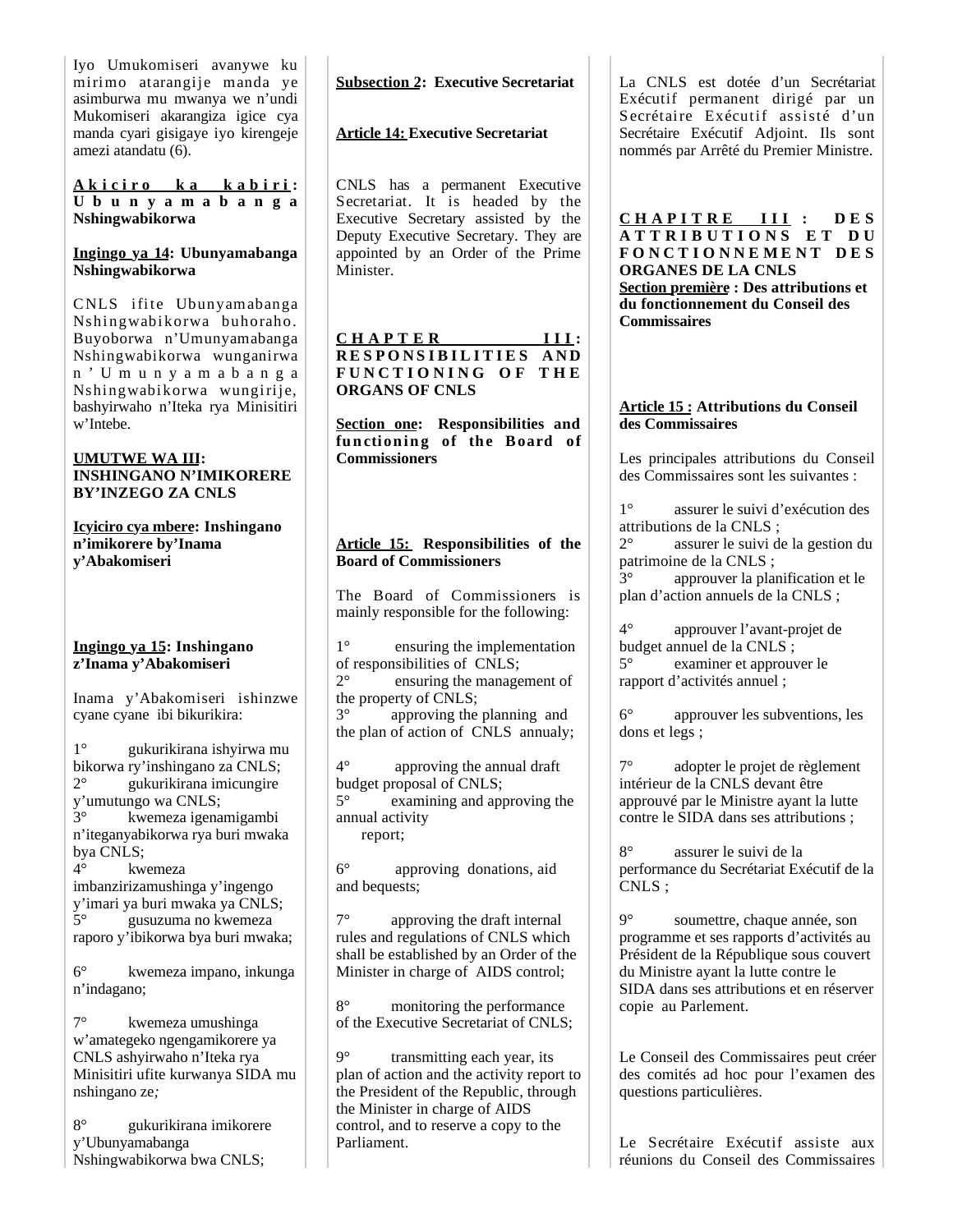Iyo Umukomiseri avanywe ku mirimo atarangije manda ye asimburwa mu mwanya we n'undi Mukomiseri akarangiza igice cya manda cyari gisigaye iyo kirengeje amezi atandatu (6).

**Akiciro ka kabiri: Ubunyamabanga Nshingwabikorwa**

**Ingingo ya 14: Ubunyamabanga Nshingwabikorwa**

CNLS ifite Ubunyamabanga Nshingwabikorwa buhoraho. Buyoborwa n'Umunyamabanga Nshingwabikorwa wunganirwa n'Umunyamabanga Nshingwabikorwa wungirije, bashyirwaho n'Iteka rya Minisitiri w'Intebe.

**UMUTWE WA III: INSHINGANO N'IMIKORERE BY'INZEGO ZA CNLS**

**Icyiciro cya mbere: Inshingano n'imikorere by'Inama y'Abakomiseri**

**Ingingo ya 15: Inshingano z'Inama y'Abakomiseri**

Inama y'Abakomiseri ishinzwe cyane cyane ibi bikurikira:

1° gukurikirana ishyirwa mu bikorwa ry'inshingano za CNLS;
2° gukurikirana imicungire y'umutungo wa CNLS;
3° kwemeza igenamigambi n'iteganyabikorwa rya buri mwaka bya CNLS;
4° kwemeza imbanzirizamushinga y'ingengo y'imari ya buri mwaka ya CNLS;
5° gusuzuma no kwemeza raporo y'ibikorwa bya buri mwaka;

6° kwemeza impano, inkunga n'indagano;

7° kwemeza umushinga w'amategeko ngengamikorere ya CNLS ashyirwaho n'Iteka rya Minisitiri ufite kurwanya SIDA mu nshingano ze;

8° gukurikirana imikorere y'Ubunyamabanga Nshingwabikorwa bwa CNLS;

**Subsection 2: Executive Secretariat**

**Article 14: Executive Secretariat**

CNLS has a permanent Executive Secretariat. It is headed by the Executive Secretary assisted by the Deputy Executive Secretary. They are appointed by an Order of the Prime Minister.

**CHAPTER III: RESPONSIBILITIES AND FUNCTIONING OF THE ORGANS OF CNLS**

**Section one: Responsibilities and functioning of the Board of Commissioners**

**Article 15: Responsibilities of the Board of Commissioners**

The Board of Commissioners is mainly responsible for the following:

1° ensuring the implementation of responsibilities of CNLS;
2° ensuring the management of the property of CNLS;
3° approving the planning and the plan of action of CNLS annualy;

4° approving the annual draft budget proposal of CNLS;
5° examining and approving the annual activity report;

6° approving donations, aid and bequests;

7° approving the draft internal rules and regulations of CNLS which shall be established by an Order of the Minister in charge of AIDS control;

8° monitoring the performance of the Executive Secretariat of CNLS;

9° transmitting each year, its plan of action and the activity report to the President of the Republic, through the Minister in charge of AIDS control, and to reserve a copy to the Parliament.

La CNLS est dotée d'un Secrétariat Exécutif permanent dirigé par un Secrétaire Exécutif assisté d'un Secrétaire Exécutif Adjoint. Ils sont nommés par Arrêté du Premier Ministre.

**CHAPITRE III : DES ATTRIBUTIONS ET DU FONCTIONNEMENT DES ORGANES DE LA CNLS**

**Section première : Des attributions et du fonctionnement du Conseil des Commissaires**

**Article 15 : Attributions du Conseil des Commissaires**

Les principales attributions du Conseil des Commissaires sont les suivantes :

1° assurer le suivi d'exécution des attributions de la CNLS ;
2° assurer le suivi de la gestion du patrimoine de la CNLS ;
3° approuver la planification et le plan d'action annuels de la CNLS ;

4° approuver l'avant-projet de budget annuel de la CNLS ;
5° examiner et approuver le rapport d'activités annuel ;

6° approuver les subventions, les dons et legs ;

7° adopter le projet de règlement intérieur de la CNLS devant être approuvé par le Ministre ayant la lutte contre le SIDA dans ses attributions ;

8° assurer le suivi de la performance du Secrétariat Exécutif de la CNLS ;

9° soumettre, chaque année, son programme et ses rapports d'activités au Président de la République sous couvert du Ministre ayant la lutte contre le SIDA dans ses attributions et en réserver copie au Parlement.

Le Conseil des Commissaires peut créer des comités ad hoc pour l'examen des questions particulières.

Le Secrétaire Exécutif assiste aux réunions du Conseil des Commissaires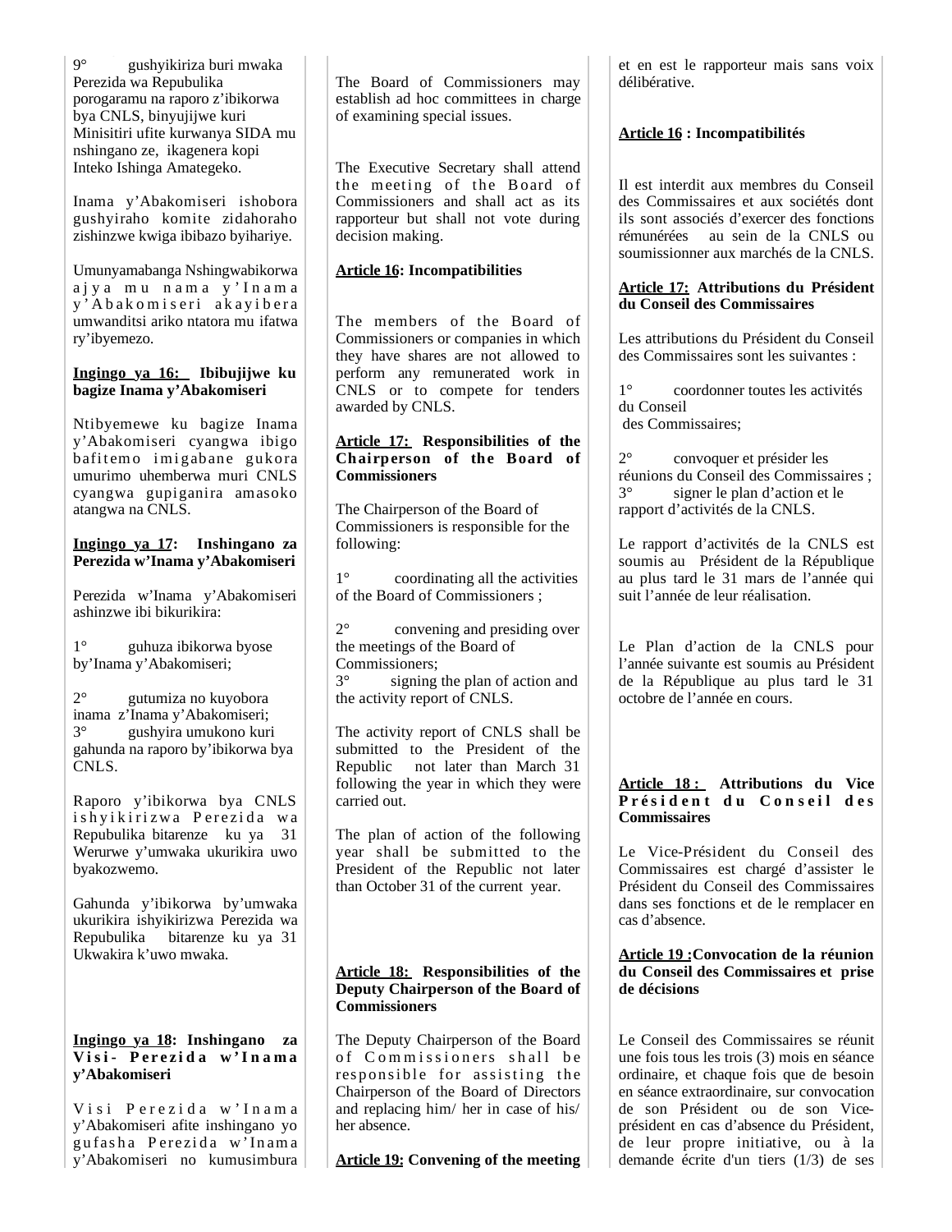9° gushyikiriza buri mwaka Perezida wa Repubulika porogaramu na raporo z'ibikorwa bya CNLS, binyujijwe kuri Minisitiri ufite kurwanya SIDA mu nshingano ze, ikagenera kopi Inteko Ishinga Amategeko.

Inama y'Abakomiseri ishobora gushyiraho komite zidahoraho zishinzwe kwiga ibibazo byihariye.

Umunyamabanga Nshingwabikorwa ajya mu nama y'Inama y'Abakomiseri akayibera umwanditsi ariko ntatora mu ifatwa ry'ibyemezo.

**Ingingo ya 16: Ibibujijwe ku bagize Inama y'Abakomiseri**

Ntibyemewe ku bagize Inama y'Abakomiseri cyangwa ibigo bafitemo imigabane gukora umurimo uhemberwa muri CNLS cyangwa gupiganira amasoko atangwa na CNLS.

**Ingingo ya 17: Inshingano za Perezida w'Inama y'Abakomiseri**

Perezida w'Inama y'Abakomiseri ashinzwe ibi bikurikira:

1° guhuza ibikorwa byose by'Inama y'Abakomiseri;

2° gutumiza no kuyobora inama z'Inama y'Abakomiseri;

3° gushyira umukono kuri gahunda na raporo by'ibikorwa bya CNLS.

Raporo y'ibikorwa bya CNLS ishyikirizwa Perezida wa Repubulika bitarenze ku ya 31 Werurwe y'umwaka ukurikira uwo byakozwemo.

Gahunda y'ibikorwa by'umwaka ukurikira ishyikirizwa Perezida wa Repubulika bitarenze ku ya 31 Ukwakira k'uwo mwaka.

**Ingingo ya 18: Inshingano za Visi- Perezida w'Inama y'Abakomiseri**

Visi Perezida w'Inama y'Abakomiseri afite inshingano yo gufasha Perezida w'Inama y'Abakomiseri no kumusimbura

The Board of Commissioners may establish ad hoc committees in charge of examining special issues.

The Executive Secretary shall attend the meeting of the Board of Commissioners and shall act as its rapporteur but shall not vote during decision making.

**Article 16: Incompatibilities**

The members of the Board of Commissioners or companies in which they have shares are not allowed to perform any remunerated work in CNLS or to compete for tenders awarded by CNLS.

**Article 17: Responsibilities of the Chairperson of the Board of Commissioners**

The Chairperson of the Board of Commissioners is responsible for the following:

1° coordinating all the activities of the Board of Commissioners ;

2° convening and presiding over the meetings of the Board of Commissioners;

3° signing the plan of action and the activity report of CNLS.

The activity report of CNLS shall be submitted to the President of the Republic not later than March 31 following the year in which they were carried out.

The plan of action of the following year shall be submitted to the President of the Republic not later than October 31 of the current year.

**Article 18: Responsibilities of the Deputy Chairperson of the Board of Commissioners**

The Deputy Chairperson of the Board of Commissioners shall be responsible for assisting the Chairperson of the Board of Directors and replacing him/ her in case of his/ her absence.

**Article 19: Convening of the meeting**

et en est le rapporteur mais sans voix délibérative.

**Article 16 : Incompatibilités**

Il est interdit aux membres du Conseil des Commissaires et aux sociétés dont ils sont associés d'exercer des fonctions rémunérées au sein de la CNLS ou soumissionner aux marchés de la CNLS.

**Article 17: Attributions du Président du Conseil des Commissaires**

Les attributions du Président du Conseil des Commissaires sont les suivantes :

1° coordonner toutes les activités du Conseil des Commissaires;

2° convoquer et présider les réunions du Conseil des Commissaires ;

3° signer le plan d'action et le rapport d'activités de la CNLS.

Le rapport d'activités de la CNLS est soumis au Président de la République au plus tard le 31 mars de l'année qui suit l'année de leur réalisation.

Le Plan d'action de la CNLS pour l'année suivante est soumis au Président de la République au plus tard le 31 octobre de l'année en cours.

**Article 18 : Attributions du Vice Président du Conseil des Commissaires**

Le Vice-Président du Conseil des Commissaires est chargé d'assister le Président du Conseil des Commissaires dans ses fonctions et de le remplacer en cas d'absence.

**Article 19 :Convocation de la réunion du Conseil des Commissaires et prise de décisions**

Le Conseil des Commissaires se réunit une fois tous les trois (3) mois en séance ordinaire, et chaque fois que de besoin en séance extraordinaire, sur convocation de son Président ou de son Vice-président en cas d'absence du Président, de leur propre initiative, ou à la demande écrite d'un tiers (1/3) de ses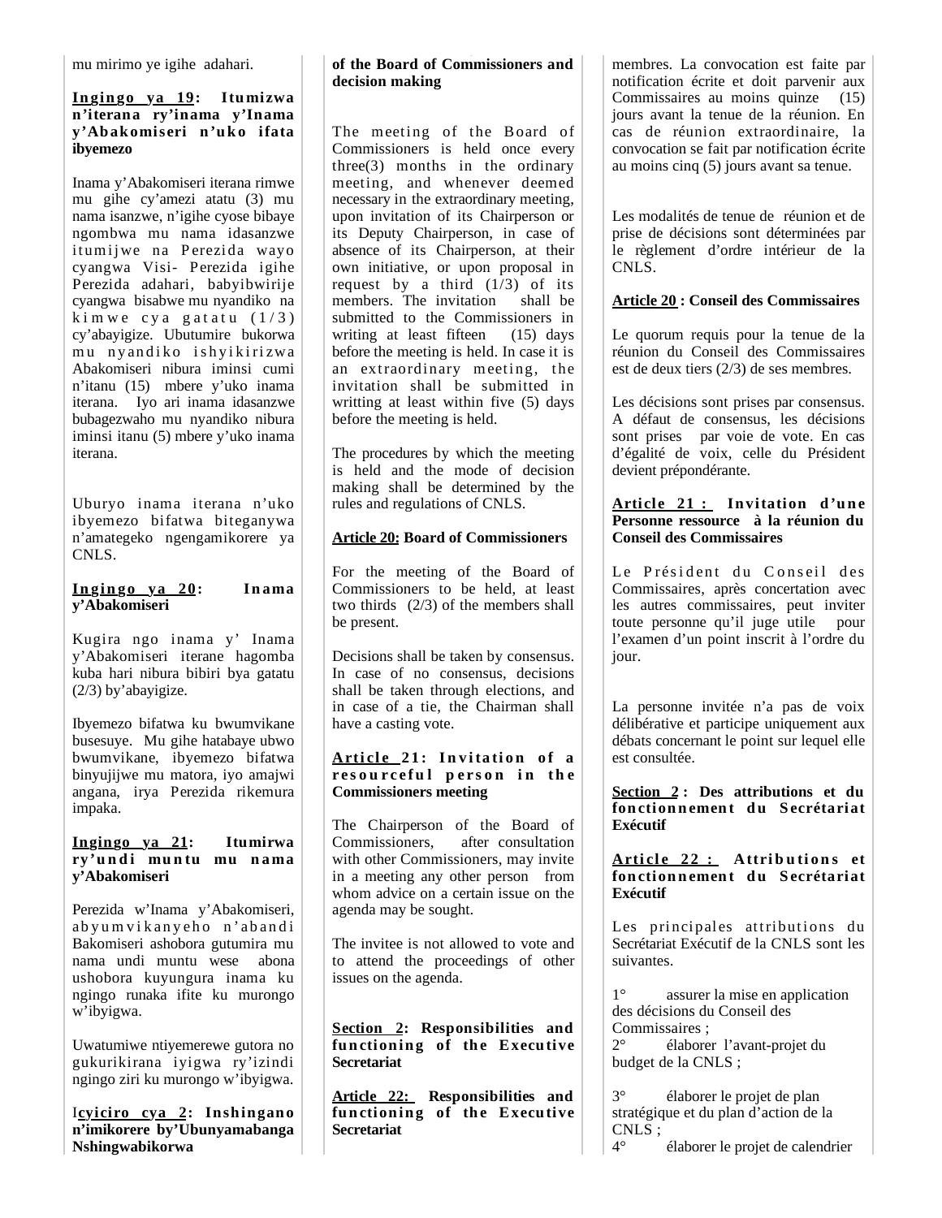mu mirimo ye igihe adahari.

**Ingingo ya 19: Itumizwa n'iterana ry'inama y'Inama y'Abakomiseri n'uko ifata ibyemezo**

Inama y'Abakomiseri iterana rimwe mu gihe cy'amezi atatu (3) mu nama isanzwe, n'igihe cyose bibaye ngombwa mu nama idasanzwe itumijwe na Perezida wayo cyangwa Visi- Perezida igihe Perezida adahari, babyibwirije cyangwa bisabwe mu nyandiko na kimwe cya gatatu (1/3) cy'abayigize. Ubutumire bukorwa mu nyandiko ishyikirizwa Abakomiseri nibura iminsi cumi n'itanu (15) mbere y'uko inama iterana. Iyo ari inama idasanzwe bubagezwaho mu nyandiko nibura iminsi itanu (5) mbere y'uko inama iterana.

Uburyo inama iterana n'uko ibyemezo bifatwa biteganywa n'amategeko ngengamikorere ya CNLS.

**Ingingo ya 20: Inama y'Abakomiseri**

Kugira ngo inama y' Inama y'Abakomiseri iterane hagomba kuba hari nibura bibiri bya gatatu (2/3) by'abayigize.

Ibyemezo bifatwa ku bwumvikane busesuye. Mu gihe hatabaye ubwo bwumvikane, ibyemezo bifatwa binyujijwe mu matora, iyo amajwi angana, irya Perezida rikemura impaka.

**Ingingo ya 21: Itumirwa ry'undi muntu mu nama y'Abakomiseri**

Perezida w'Inama y'Abakomiseri, abyumvikanyeho n'abandi Bakomiseri ashobora gutumira mu nama undi muntu wese abona ushobora kuyungura inama ku ngingo runaka ifite ku murongo w'ibyigwa.

Uwatumiwe ntiyemerewe gutora no gukurikirana iyigwa ry'izindi ngingo ziri ku murongo w'ibyigwa.

**Icyiciro cya 2: Inshingano n'imikorere by'Ubunyamabanga Nshingwabikorwa**

**of the Board of Commissioners and decision making**

The meeting of the Board of Commissioners is held once every three(3) months in the ordinary meeting, and whenever deemed necessary in the extraordinary meeting, upon invitation of its Chairperson or its Deputy Chairperson, in case of absence of its Chairperson, at their own initiative, or upon proposal in request by a third (1/3) of its members. The invitation shall be submitted to the Commissioners in writing at least fifteen (15) days before the meeting is held. In case it is an extraordinary meeting, the invitation shall be submitted in writting at least within five (5) days before the meeting is held.

The procedures by which the meeting is held and the mode of decision making shall be determined by the rules and regulations of CNLS.

**Article 20: Board of Commissioners**

For the meeting of the Board of Commissioners to be held, at least two thirds (2/3) of the members shall be present.

Decisions shall be taken by consensus. In case of no consensus, decisions shall be taken through elections, and in case of a tie, the Chairman shall have a casting vote.

**Article 21: Invitation of a resourceful person in the Commissioners meeting**

The Chairperson of the Board of Commissioners, after consultation with other Commissioners, may invite in a meeting any other person from whom advice on a certain issue on the agenda may be sought.

The invitee is not allowed to vote and to attend the proceedings of other issues on the agenda.

**Section 2: Responsibilities and functioning of the Executive Secretariat**

**Article 22: Responsibilities and functioning of the Executive Secretariat**

membres. La convocation est faite par notification écrite et doit parvenir aux Commissaires au moins quinze (15) jours avant la tenue de la réunion. En cas de réunion extraordinaire, la convocation se fait par notification écrite au moins cinq (5) jours avant sa tenue.

Les modalités de tenue de réunion et de prise de décisions sont déterminées par le règlement d'ordre intérieur de la CNLS.

**Article 20 : Conseil des Commissaires**

Le quorum requis pour la tenue de la réunion du Conseil des Commissaires est de deux tiers (2/3) de ses membres.

Les décisions sont prises par consensus. A défaut de consensus, les décisions sont prises par voie de vote. En cas d'égalité de voix, celle du Président devient prépondérante.

**Article 21 : Invitation d'une Personne ressource à la réunion du Conseil des Commissaires**

Le Président du Conseil des Commissaires, après concertation avec les autres commissaires, peut inviter toute personne qu'il juge utile pour l'examen d'un point inscrit à l'ordre du jour.

La personne invitée n'a pas de voix délibérative et participe uniquement aux débats concernant le point sur lequel elle est consultée.

**Section 2 : Des attributions et du fonctionnement du Secrétariat Exécutif**

**Article 22 : Attributions et fonctionnement du Secrétariat Exécutif**

Les principales attributions du Secrétariat Exécutif de la CNLS sont les suivantes.

1° assurer la mise en application des décisions du Conseil des Commissaires ;
2° élaborer l'avant-projet du budget de la CNLS ;

3° élaborer le projet de plan stratégique et du plan d'action de la CNLS ;
4° élaborer le projet de calendrier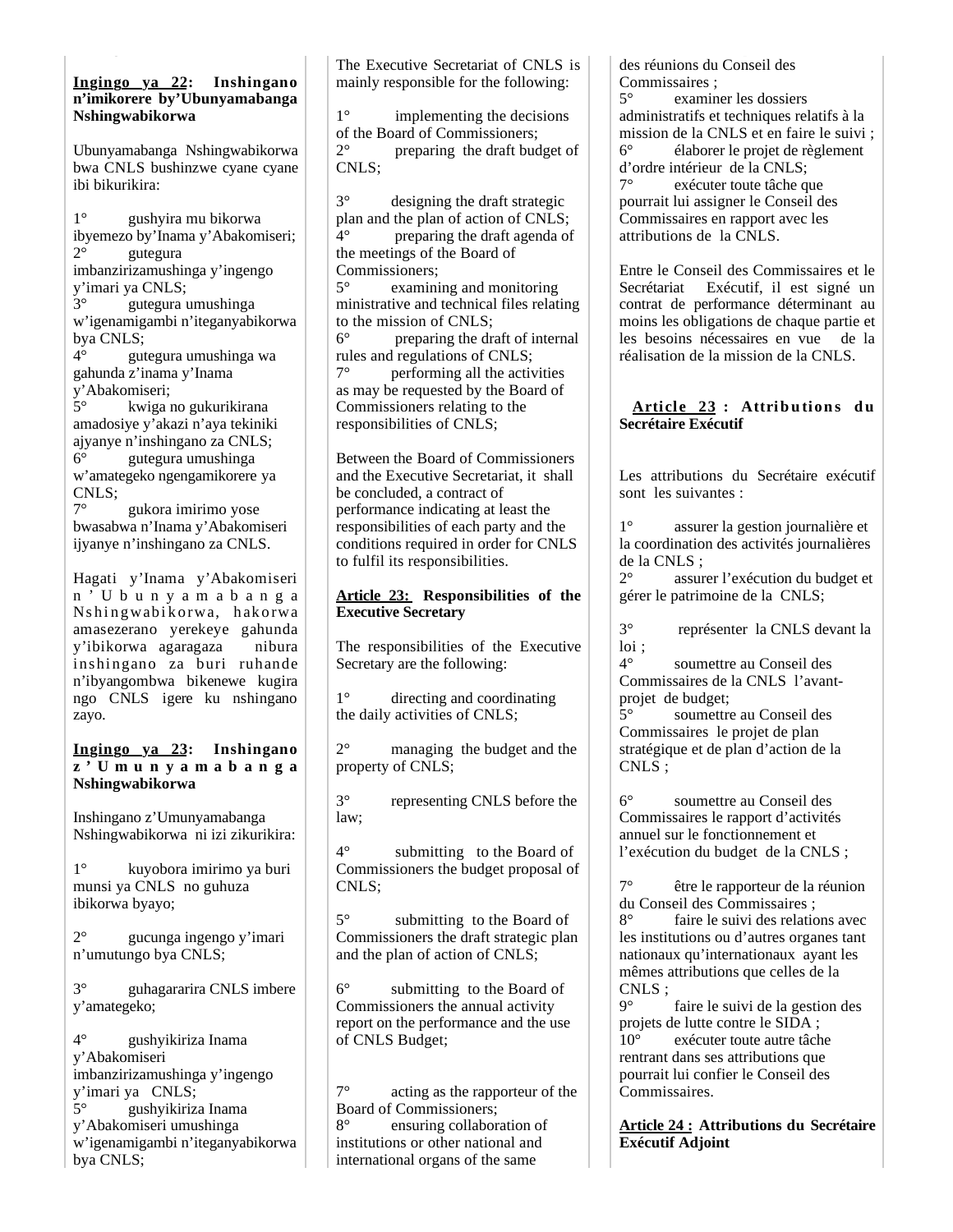**Ingingo ya 22: Inshingano n'imikorere by'Ubunyamabanga Nshingwabikorwa**

Ubunyamabanga Nshingwabikorwa bwa CNLS bushinzwe cyane cyane ibi bikurikira:

1° gushyira mu bikorwa ibyemezo by'Inama y'Abakomiseri;
2° gutegura imbanzirizamushinga y'ingengo y'imari ya CNLS;
3° gutegura umushinga w'igenamigambi n'iteganyabikorwa bya CNLS;
4° gutegura umushinga wa gahunda z'inama y'Inama y'Abakomiseri;
5° kwiga no gukurikirana amadosiye y'akazi n'aya tekiniki ajyanye n'inshingano za CNLS;
6° gutegura umushinga w'amategeko ngengamikorere ya CNLS;
7° gukora imirimo yose bwasabwa n'Inama y'Abakomiseri ijyanye n'inshingano za CNLS.

Hagati y'Inama y'Abakomiseri n'Ubunyamabanga Nshingwabikorwa, hakorwa amasezerano yerekeye gahunda y'ibikorwa agaragaza nibura inshingano za buri ruhande n'ibyangombwa bikenewe kugira ngo CNLS igere ku nshingano zayo.

**Ingingo ya 23: Inshingano z'Umunyamabanga Nshingwabikorwa**

Inshingano z'Umunyamabanga Nshingwabikorwa ni izi zikurikira:

1° kuyobora imirimo ya buri munsi ya CNLS no guhuza ibikorwa byayo;

2° gucunga ingengo y'imari n'umutungo bya CNLS;

3° guhagararira CNLS imbere y'amategeko;

4° gushyikiriza Inama y'Abakomiseri imbanzirizamushinga y'ingengo y'imari ya CNLS;
5° gushyikiriza Inama y'Abakomiseri umushinga w'igenamigambi n'iteganyabikorwa bya CNLS;

The Executive Secretariat of CNLS is mainly responsible for the following:

1° implementing the decisions of the Board of Commissioners;
2° preparing the draft budget of CNLS;

3° designing the draft strategic plan and the plan of action of CNLS;
4° preparing the draft agenda of the meetings of the Board of Commissioners;
5° examining and monitoring ministrative and technical files relating to the mission of CNLS;
6° preparing the draft of internal rules and regulations of CNLS;
7° performing all the activities as may be requested by the Board of Commissioners relating to the responsibilities of CNLS;

Between the Board of Commissioners and the Executive Secretariat, it shall be concluded, a contract of performance indicating at least the responsibilities of each party and the conditions required in order for CNLS to fulfil its responsibilities.

**Article 23: Responsibilities of the Executive Secretary**

The responsibilities of the Executive Secretary are the following:

1° directing and coordinating the daily activities of CNLS;

2° managing the budget and the property of CNLS;

3° representing CNLS before the law;

4° submitting to the Board of Commissioners the budget proposal of CNLS;

5° submitting to the Board of Commissioners the draft strategic plan and the plan of action of CNLS;

6° submitting to the Board of Commissioners the annual activity report on the performance and the use of CNLS Budget;

7° acting as the rapporteur of the Board of Commissioners;
8° ensuring collaboration of institutions or other national and international organs of the same

des réunions du Conseil des Commissaires ;
5° examiner les dossiers administratifs et techniques relatifs à la mission de la CNLS et en faire le suivi ;
6° élaborer le projet de règlement d'ordre intérieur de la CNLS;
7° exécuter toute tâche que pourrait lui assigner le Conseil des Commissaires en rapport avec les attributions de la CNLS.

Entre le Conseil des Commissaires et le Secrétariat Exécutif, il est signé un contrat de performance déterminant au moins les obligations de chaque partie et les besoins nécessaires en vue de la réalisation de la mission de la CNLS.

**Article 23 : Attributions du Secrétaire Exécutif**

Les attributions du Secrétaire exécutif sont les suivantes :

1° assurer la gestion journalière et la coordination des activités journalières de la CNLS ;
2° assurer l'exécution du budget et gérer le patrimoine de la CNLS;

3° représenter la CNLS devant la loi ;
4° soumettre au Conseil des Commissaires de la CNLS l'avant-projet de budget;
5° soumettre au Conseil des Commissaires le projet de plan stratégique et de plan d'action de la CNLS ;

6° soumettre au Conseil des Commissaires le rapport d'activités annuel sur le fonctionnement et l'exécution du budget de la CNLS ;

7° être le rapporteur de la réunion du Conseil des Commissaires ;
8° faire le suivi des relations avec les institutions ou d'autres organes tant nationaux qu'internationaux ayant les mêmes attributions que celles de la CNLS ;
9° faire le suivi de la gestion des projets de lutte contre le SIDA ;
10° exécuter toute autre tâche rentrant dans ses attributions que pourrait lui confier le Conseil des Commissaires.

**Article 24 : Attributions du Secrétaire Exécutif Adjoint**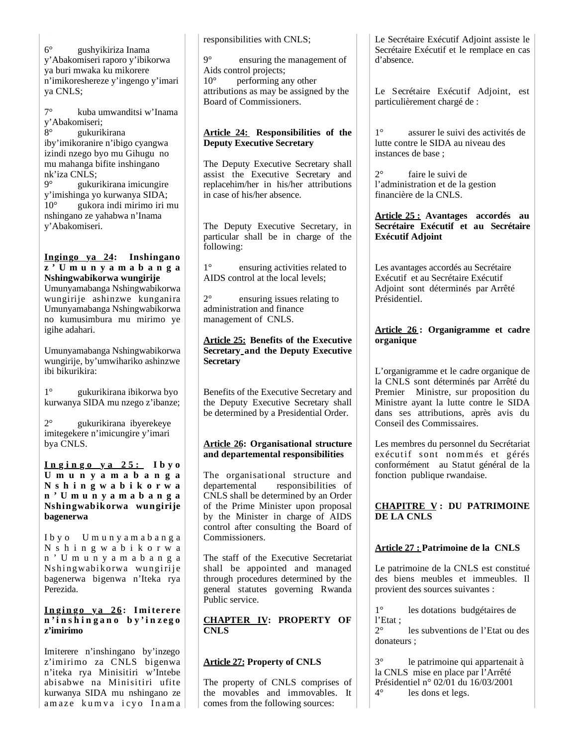6° gushyikiriza Inama y'Abakomiseri raporo y'ibikorwa ya buri mwaka ku mikorere n'imikoreshereze y'ingengo y'imari ya CNLS;

7° kuba umwanditsi w'Inama y'Abakomiseri;

8° gukurikirana iby'imikoranire n'ibigo cyangwa izindi nzego byo mu Gihugu no mu mahanga bifite inshingano nk'iza CNLS;

9° gukurikirana imicungire y'imishinga yo kurwanya SIDA;

10° gukora indi mirimo iri mu nshingano ze yahabwa n'Inama y'Abakomiseri.

**Ingingo ya 24: Inshingano z'Umunyamabanga Nshingwabikorwa wungirije**

Umunyamabanga Nshingwabikorwa wungirije ashinzwe kunganira Umunyamabanga Nshingwabikorwa no kumusimbura mu mirimo ye igihe adahari.

Umunyamabanga Nshingwabikorwa wungirije, by'umwihariko ashinzwe ibi bikurikira:

1° gukurikirana ibikorwa byo kurwanya SIDA mu nzego z'ibanze;

2° gukurikirana ibyerekeye imitegekere n'imicungire y'imari bya CNLS.

**Ingingo ya 25: Ibyo Umunyamabanga Nshingwabikorwa n'Umunyamabanga Nshingwabikorwa wungirije bagenerwa**

Ibyo Umunyamabanga Nshingwabikorwa n'Umunyamabanga Nshingwabikorwa wungirije bagenerwa bigenwa n'Iteka rya Perezida.

**Ingingo ya 26: Imiterere n'inshingano by'inzego z'imirimo**

Imiterere n'inshingano by'inzego z'imirimo za CNLS bigenwa n'iteka rya Minisitiri w'Intebe abisabwe na Minisitiri ufite kurwanya SIDA mu nshingano ze amaze kumva icyo Inama

responsibilities with CNLS;

9° ensuring the management of Aids control projects;

10° performing any other attributions as may be assigned by the Board of Commissioners.

**Article 24: Responsibilities of the Deputy Executive Secretary**

The Deputy Executive Secretary shall assist the Executive Secretary and replacehim/her in his/her attributions in case of his/her absence.

The Deputy Executive Secretary, in particular shall be in charge of the following:

1° ensuring activities related to AIDS control at the local levels;

2° ensuring issues relating to administration and finance management of CNLS.

**Article 25: Benefits of the Executive Secretary and the Deputy Executive Secretary**

Benefits of the Executive Secretary and the Deputy Executive Secretary shall be determined by a Presidential Order.

**Article 26: Organisational structure and departemental responsibilities**

The organisational structure and departemental responsibilities of CNLS shall be determined by an Order of the Prime Minister upon proposal by the Minister in charge of AIDS control after consulting the Board of Commissioners.

The staff of the Executive Secretariat shall be appointed and managed through procedures determined by the general statutes governing Rwanda Public service.

**CHAPTER IV: PROPERTY OF CNLS**

**Article 27: Property of CNLS**

The property of CNLS comprises of the movables and immovables. It comes from the following sources:

Le Secrétaire Exécutif Adjoint assiste le Secrétaire Exécutif et le remplace en cas d'absence.

Le Secrétaire Exécutif Adjoint, est particulièrement chargé de :

1° assurer le suivi des activités de lutte contre le SIDA au niveau des instances de base ;

2° faire le suivi de l'administration et de la gestion financière de la CNLS.

**Article 25 : Avantages accordés au Secrétaire Exécutif et au Secrétaire Exécutif Adjoint**

Les avantages accordés au Secrétaire Exécutif et au Secrétaire Exécutif Adjoint sont déterminés par Arrêté Présidentiel.

**Article 26 : Organigramme et cadre organique**

L'organigramme et le cadre organique de la CNLS sont déterminés par Arrêté du Premier Ministre, sur proposition du Ministre ayant la lutte contre le SIDA dans ses attributions, après avis du Conseil des Commissaires.

Les membres du personnel du Secrétariat exécutif sont nommés et gérés conformément au Statut général de la fonction publique rwandaise.

**CHAPITRE V : DU PATRIMOINE DE LA CNLS**

**Article 27 : Patrimoine de la CNLS**

Le patrimoine de la CNLS est constitué des biens meubles et immeubles. Il provient des sources suivantes :

1° les dotations budgétaires de l'Etat ;

2° les subventions de l'Etat ou des donateurs ;

3° le patrimoine qui appartenait à la CNLS mise en place par l'Arrêté Présidentiel n° 02/01 du 16/03/2001

4° les dons et legs.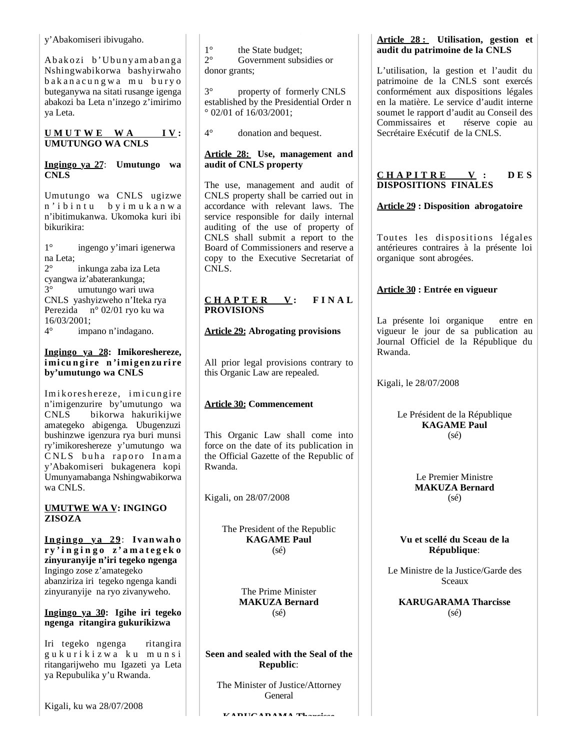y'Abakomiseri ibivugaho.

Abakozi b'Ubunyamabanga Nshingwabikorwa bashyirwaho bakanacungwa mu buryo buteganywa na sitati rusange igenga abakozi ba Leta n'inzego z'imirimo ya Leta.

**UMUTWE WA IV: UMUTUNGO WA CNLS**

**Ingingo ya 27: Umutungo wa CNLS**

Umutungo wa CNLS ugizwe n'ibintu byimukanwa n'ibitimukanwa. Ukomoka kuri ibi bikurikira:

1° ingengo y'imari igenerwa na Leta;
2° inkunga zaba iza Leta cyangwa iz'abaterankunga;
3° umutungo wari uwa CNLS yashyizweho n'Iteka rya Perezida n° 02/01 ryo ku wa 16/03/2001;
4° impano n'indagano.

**Ingingo ya 28: Imikoreshereze, imicungire n'imigenzurire by'umutungo wa CNLS**

Imikoreshereze, imicungire n'imigenzurire by'umutungo wa CNLS bikorwa hakurikijwe amategeko abigenga. Ubugenzuzi bushinzwe igenzura rya buri munsi ry'imikoreshereze y'umutungo wa CNLS buha raporo Inama y'Abakomiseri bukagenera kopi Umunyamabanga Nshingwabikorwa wa CNLS.

**UMUTWE WA V: INGINGO ZISOZA**

**Ingingo ya 29: Ivanwaho ry'ingingo z'amategeko zinyuranyije n'iri tegeko ngenga**

Ingingo zose z'amategeko abanziriza iri tegeko ngenga kandi zinyuranyije na ryo zivanyweho.

**Ingingo ya 30: Igihe iri tegeko ngenga ritangira gukurikizwa**

Iri tegeko ngenga ritangira gukurikizwa ku munsi ritangarijweho mu Igazeti ya Leta ya Repubulika y'u Rwanda.

Kigali, ku wa 28/07/2008

1° the State budget;
2° Government subsidies or donor grants;
3° property of formerly CNLS established by the Presidential Order n° 02/01 of 16/03/2001;
4° donation and bequest.

**Article 28: Use, management and audit of CNLS property**

The use, management and audit of CNLS property shall be carried out in accordance with relevant laws. The service responsible for daily internal auditing of the use of property of CNLS shall submit a report to the Board of Commissioners and reserve a copy to the Executive Secretariat of CNLS.

**CHAPTER V: FINAL PROVISIONS**

**Article 29: Abrogating provisions**

All prior legal provisions contrary to this Organic Law are repealed.

**Article 30: Commencement**

This Organic Law shall come into force on the date of its publication in the Official Gazette of the Republic of Rwanda.

Kigali, on 28/07/2008

The President of the Republic
**KAGAME Paul**
(sé)

The Prime Minister
**MAKUZA Bernard**
(sé)

**Seen and sealed with the Seal of the Republic**:

The Minister of Justice/Attorney General

**KARUGARAMA Tharcisse**

**Article 28 : Utilisation, gestion et audit du patrimoine de la CNLS**

L'utilisation, la gestion et l'audit du patrimoine de la CNLS sont exercés conformément aux dispositions légales en la matière. Le service d'audit interne soumet le rapport d'audit au Conseil des Commissaires et réserve copie au Secrétaire Exécutif de la CNLS.

**CHAPITRE V : DES DISPOSITIONS FINALES**

**Article 29 : Disposition abrogatoire**

Toutes les dispositions légales antérieures contraires à la présente loi organique sont abrogées.

**Article 30 : Entrée en vigueur**

La présente loi organique entre en vigueur le jour de sa publication au Journal Officiel de la République du Rwanda.

Kigali, le 28/07/2008

Le Président de la République
**KAGAME Paul**
(sé)

Le Premier Ministre
**MAKUZA Bernard**
(sé)

**Vu et scellé du Sceau de la République**:

Le Ministre de la Justice/Garde des Sceaux

**KARUGARAMA Tharcisse**
(sé)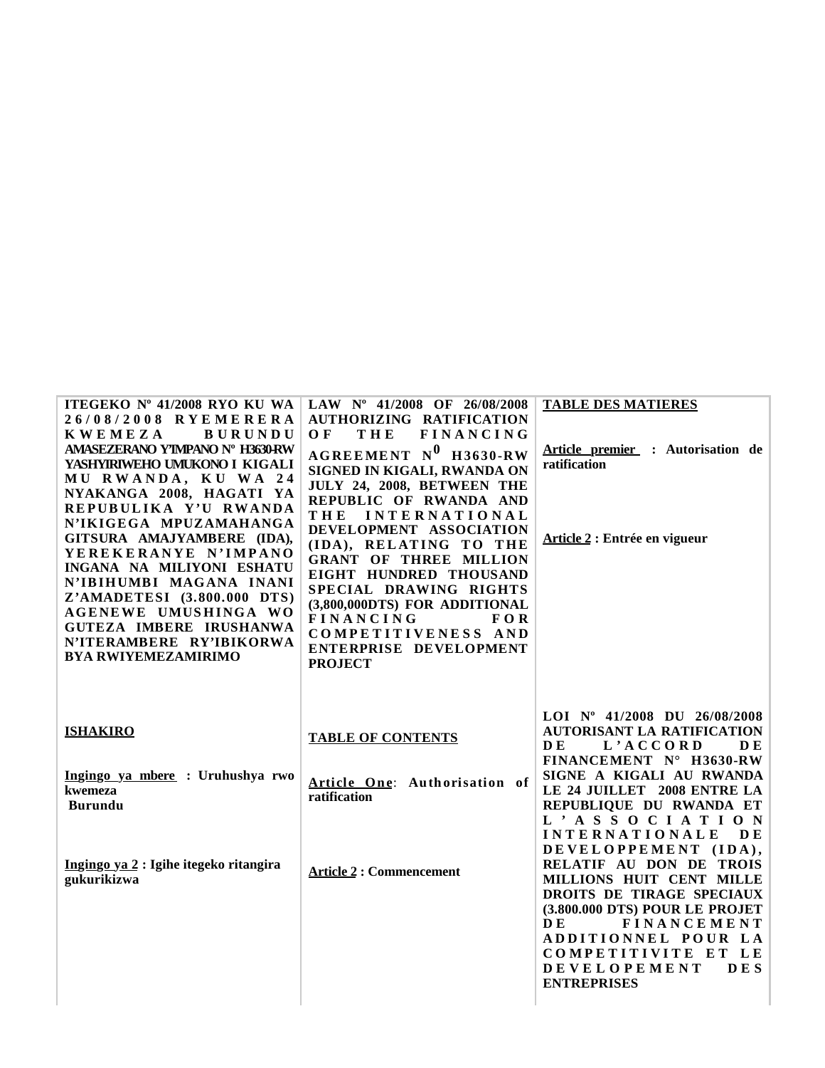**ITEGEKO Nº 41/2008 RYO KU WA 26/08/2008 RYEMERERA KWEMEZA BURUNDU AMASEZERANO Y'IMPANO Nº H3630-RW YASHYIRIWEHO UMUKONO I KIGALI MU RWANDA, KU WA 24 NYAKANGA 2008, HAGATI YA REPUBULIKA Y'U RWANDA N'IKIGEGA MPUZAMAHANGA GITSURA AMAJYAMBERE (IDA), YEREKERANYE N'IMPANO INGANA NA MILIYONI ESHATU N'IBIHUMBI MAGANA INANI Z'AMADETESI (3.800.000 DTS) AGENEWE UMUSHINGA WO GUTEZA IMBERE IRUSHANWA N'ITERAMBERE RY'IBIKORWA BYA RWIYEMEZAMIRIMO**

**ISHAKIRO**

**Ingingo ya mbere : Uruhushya rwo kwemeza Burundu**

**Ingingo ya 2 : Igihe itegeko ritangira gukurikizwa**

**LAW Nº 41/2008 OF 26/08/2008 AUTHORIZING RATIFICATION OF THE FINANCING AGREEMENT N$^0$ H3630-RW SIGNED IN KIGALI, RWANDA ON JULY 24, 2008, BETWEEN THE REPUBLIC OF RWANDA AND THE INTERNATIONAL DEVELOPMENT ASSOCIATION (IDA), RELATING TO THE GRANT OF THREE MILLION EIGHT HUNDRED THOUSAND SPECIAL DRAWING RIGHTS (3,800,000DTS) FOR ADDITIONAL FINANCING FOR COMPETITIVENESS AND ENTERPRISE DEVELOPMENT PROJECT**

**TABLE OF CONTENTS**

**Article One: Authorisation of ratification**

**Article 2 : Commencement**

**TABLE DES MATIERES**

**Article premier : Autorisation de ratification**

**Article 2 : Entrée en vigueur**

**LOI Nº 41/2008 DU 26/08/2008 AUTORISANT LA RATIFICATION DE L'ACCORD DE FINANCEMENT N° H3630-RW SIGNE A KIGALI AU RWANDA LE 24 JUILLET 2008 ENTRE LA REPUBLIQUE DU RWANDA ET L'ASSOCIATION INTERNATIONALE DE DEVELOPPEMENT (IDA), RELATIF AU DON DE TROIS MILLIONS HUIT CENT MILLE DROITS DE TIRAGE SPECIAUX (3.800.000 DTS) POUR LE PROJET DE FINANCEMENT ADDITIONNEL POUR LA COMPETITIVITE ET LE DEVELOPEMENT DES ENTREPRISES**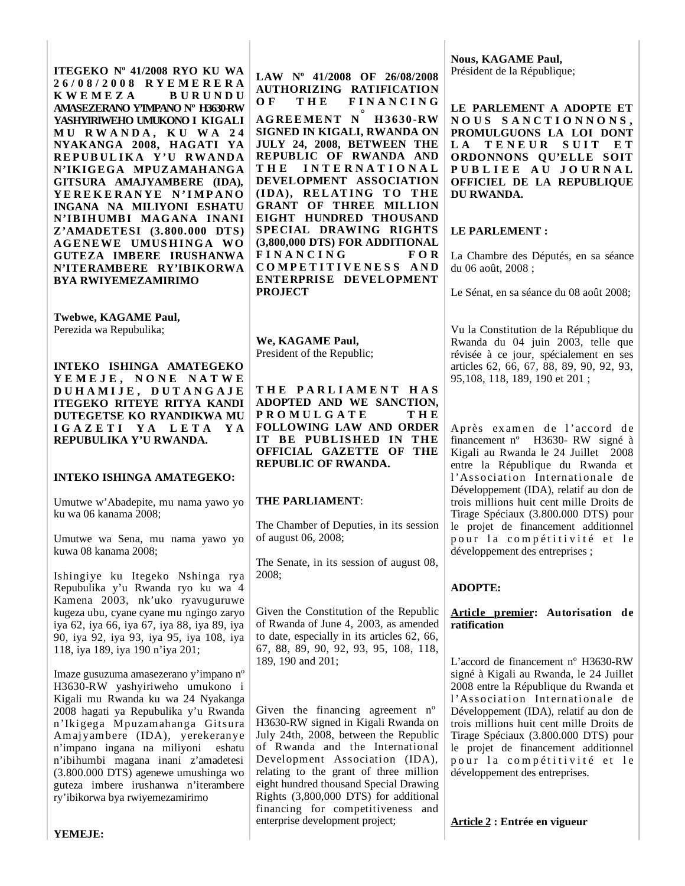**ITEGEKO Nº 41/2008 RYO KU WA 26/08/2008 RYEMERERA KWEMEZA BURUNDU AMASEZERANO Y'IMPANO Nº H3630-RW YASHYIRIWEHO UMUKONO I KIGALI MU RWANDA, KU WA 24 NYAKANGA 2008, HAGATI YA REPUBULIKA Y'U RWANDA N'IKIGEGA MPUZAMAHANGA GITSURA AMAJYAMBERE (IDA), YEREKERANYE N'IMPANO INGANA NA MILIYONI ESHATU N'IBIHUMBI MAGANA INANI Z'AMADETESI (3.800.000 DTS) AGENEWE UMUSHINGA WO GUTEZA IMBERE IRUSHANWA N'ITERAMBERE RY'IBIKORWA BYA RWIYEMEZAMIRIMO**

**Twebwe, KAGAME Paul,**
Perezida wa Repubulika;

**INTEKO ISHINGA AMATEGEKO YEMEJE, NONE NATWE DUHAMIJE, DUTANGAJE ITEGEKO RITEYE RITYA KANDI DUTEGETSE KO RYANDIKWA MU IGAZETI YA LETA YA REPUBULIKA Y'U RWANDA.**

**INTEKO ISHINGA AMATEGEKO:**

Umutwe w'Abadepite, mu nama yawo yo ku wa 06 kanama 2008;

Umutwe wa Sena, mu nama yawo yo kuwa 08 kanama 2008;

Ishingiye ku Itegeko Nshinga rya Repubulika y'u Rwanda ryo ku wa 4 Kamena 2003, nk'uko ryavuguruwe kugeza ubu, cyane cyane mu ngingo zaryo iya 62, iya 66, iya 67, iya 88, iya 89, iya 90, iya 92, iya 93, iya 95, iya 108, iya 118, iya 189, iya 190 n'iya 201;

Imaze gusuzuma amasezerano y'impano nº H3630-RW yashyiriweho umukono i Kigali mu Rwanda ku wa 24 Nyakanga 2008 hagati ya Repubulika y'u Rwanda n'Ikigega Mpuzamahanga Gitsura Amajyambere (IDA), yerekeranye n'impano ingana na miliyoni eshatu n'ibihumbi magana inani z'amadetesi (3.800.000 DTS) agenewe umushinga wo guteza imbere irushanwa n'iterambere ry'ibikorwa bya rwiyemezamirimo

**YEMEJE:**

**LAW Nº 41/2008 OF 26/08/2008 AUTHORIZING RATIFICATION OF THE FINANCING AGREEMENT N° H3630-RW SIGNED IN KIGALI, RWANDA ON JULY 24, 2008, BETWEEN THE REPUBLIC OF RWANDA AND THE INTERNATIONAL DEVELOPMENT ASSOCIATION (IDA), RELATING TO THE GRANT OF THREE MILLION EIGHT HUNDRED THOUSAND SPECIAL DRAWING RIGHTS (3,800,000 DTS) FOR ADDITIONAL FINANCING FOR COMPETITIVENESS AND ENTERPRISE DEVELOPMENT PROJECT**

**We, KAGAME Paul,**
President of the Republic;

**THE PARLIAMENT HAS ADOPTED AND WE SANCTION, PROMULGATE THE FOLLOWING LAW AND ORDER IT BE PUBLISHED IN THE OFFICIAL GAZETTE OF THE REPUBLIC OF RWANDA.**

**THE PARLIAMENT**:

The Chamber of Deputies, in its session of august 06, 2008;

The Senate, in its session of august 08, 2008;

Given the Constitution of the Republic of Rwanda of June 4, 2003, as amended to date, especially in its articles 62, 66, 67, 88, 89, 90, 92, 93, 95, 108, 118, 189, 190 and 201;

Given the financing agreement nº H3630-RW signed in Kigali Rwanda on July 24th, 2008, between the Republic of Rwanda and the International Development Association (IDA), relating to the grant of three million eight hundred thousand Special Drawing Rights (3,800,000 DTS) for additional financing for competitiveness and enterprise development project;

**Nous, KAGAME Paul,**
Président de la République;

**LE PARLEMENT A ADOPTE ET NOUS SANCTIONNONS, PROMULGUONS LA LOI DONT LA TENEUR SUIT ET ORDONNONS QU'ELLE SOIT PUBLIEE AU JOURNAL OFFICIEL DE LA REPUBLIQUE DU RWANDA.**

**LE PARLEMENT :**

La Chambre des Députés, en sa séance du 06 août, 2008 ;

Le Sénat, en sa séance du 08 août 2008;

Vu la Constitution de la République du Rwanda du 04 juin 2003, telle que révisée à ce jour, spécialement en ses articles 62, 66, 67, 88, 89, 90, 92, 93, 95,108, 118, 189, 190 et 201 ;

Après examen de l'accord de financement nº H3630- RW signé à Kigali au Rwanda le 24 Juillet 2008 entre la République du Rwanda et l'Association Internationale de Développement (IDA), relatif au don de trois millions huit cent mille Droits de Tirage Spéciaux (3.800.000 DTS) pour le projet de financement additionnel pour la compétitivité et le développement des entreprises ;

**ADOPTE:**

**<u>Article premier</u>: Autorisation de ratification**

L'accord de financement nº H3630-RW signé à Kigali au Rwanda, le 24 Juillet 2008 entre la République du Rwanda et l'Association Internationale de Développement (IDA), relatif au don de trois millions huit cent mille Droits de Tirage Spéciaux (3.800.000 DTS) pour le projet de financement additionnel pour la compétitivité et le développement des entreprises.

**<u>Article 2</u> : Entrée en vigueur**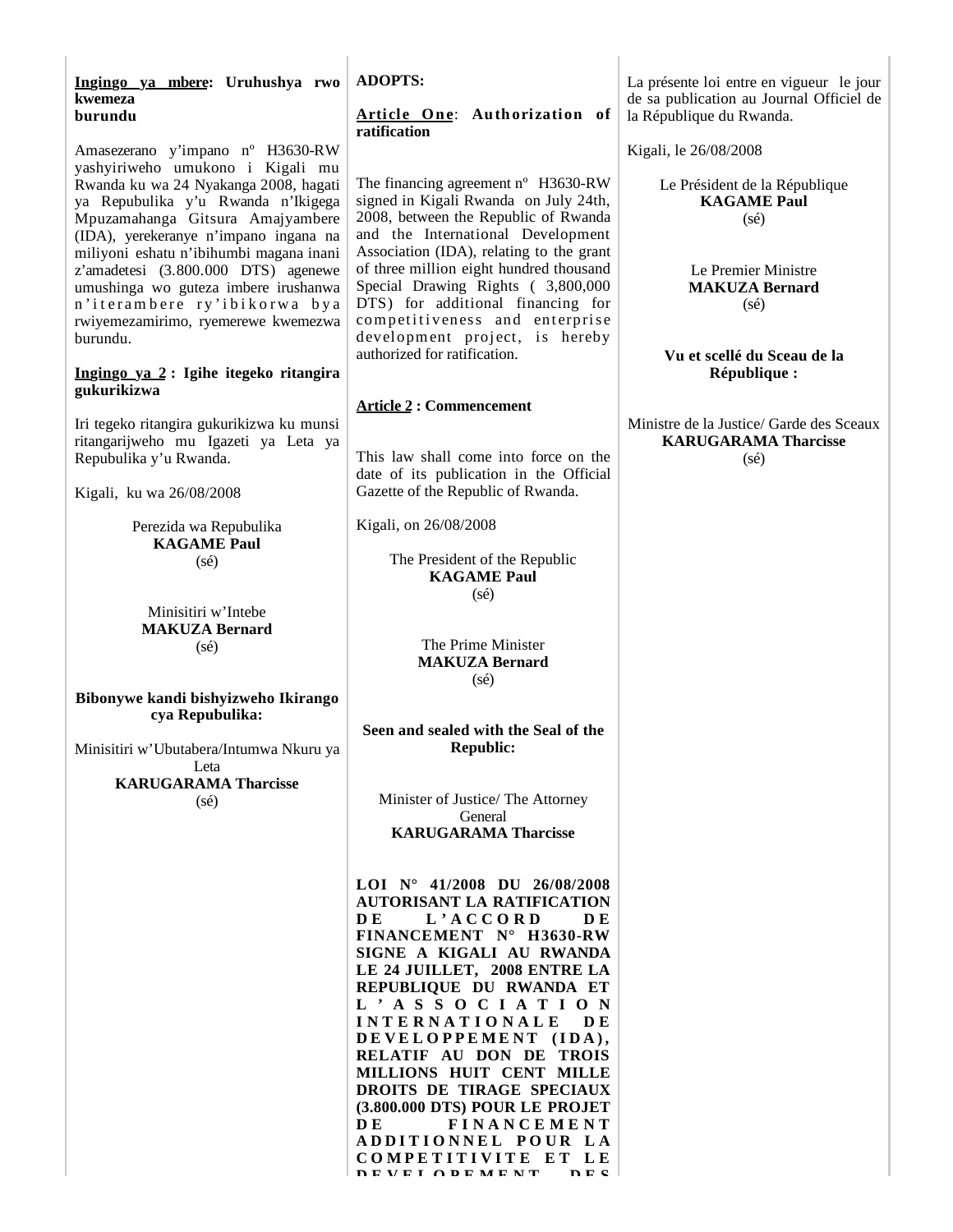**Ingingo ya mbere: Uruhushya rwo kwemeza burundu**

Amasezerano y'impano nº H3630-RW yashyiriweho umukono i Kigali mu Rwanda ku wa 24 Nyakanga 2008, hagati ya Repubulika y'u Rwanda n'Ikigega Mpuzamahanga Gitsura Amajyambere (IDA), yerekeranye n'impano ingana na miliyoni eshatu n'ibihumbi magana inani z'amadetesi (3.800.000 DTS) agenewe umushinga wo guteza imbere irushanwa n'iterambere ry'ibikorwa bya rwiyemezamirimo, ryemerewe kwemezwa burundu.

**Ingingo ya 2 : Igihe itegeko ritangira gukurikizwa**

Iri tegeko ritangira gukurikizwa ku munsi ritangarijweho mu Igazeti ya Leta ya Repubulika y'u Rwanda.

Kigali, ku wa 26/08/2008

Perezida wa Repubulika
**KAGAME Paul**
(sé)

Minisitiri w'Intebe
**MAKUZA Bernard**
(sé)

**Bibonywe kandi bishyizweho Ikirango cya Repubulika:**

Minisitiri w'Ubutabera/Intumwa Nkuru ya Leta
**KARUGARAMA Tharcisse**
(sé)

**ADOPTS:**

**Article One: Authorization of ratification**

The financing agreement nº H3630-RW signed in Kigali Rwanda on July 24th, 2008, between the Republic of Rwanda and the International Development Association (IDA), relating to the grant of three million eight hundred thousand Special Drawing Rights ( 3,800,000 DTS) for additional financing for competitiveness and enterprise development project, is hereby authorized for ratification.

**Article 2 : Commencement**

This law shall come into force on the date of its publication in the Official Gazette of the Republic of Rwanda.

Kigali, on 26/08/2008

The President of the Republic
**KAGAME Paul**
(sé)

The Prime Minister
**MAKUZA Bernard**
(sé)

**Seen and sealed with the Seal of the Republic:**

Minister of Justice/ The Attorney General
**KARUGARAMA Tharcisse**

**LOI N° 41/2008 DU 26/08/2008 AUTORISANT LA RATIFICATION DE L'ACCORD DE FINANCEMENT N° H3630-RW SIGNE A KIGALI AU RWANDA LE 24 JUILLET, 2008 ENTRE LA REPUBLIQUE DU RWANDA ET L'ASSOCIATION INTERNATIONALE DE DEVELOPPEMENT (IDA), RELATIF AU DON DE TROIS MILLIONS HUIT CENT MILLE DROITS DE TIRAGE SPECIAUX (3.800.000 DTS) POUR LE PROJET DE FINANCEMENT ADDITIONNEL POUR LA COMPETITIVITE ET LE DEVELOPPEMENT DES**

La présente loi entre en vigueur le jour de sa publication au Journal Officiel de la République du Rwanda.

Kigali, le 26/08/2008

Le Président de la République
**KAGAME Paul**
(sé)

Le Premier Ministre
**MAKUZA Bernard**
(sé)

**Vu et scellé du Sceau de la République :**

Ministre de la Justice/ Garde des Sceaux
**KARUGARAMA Tharcisse**
(sé)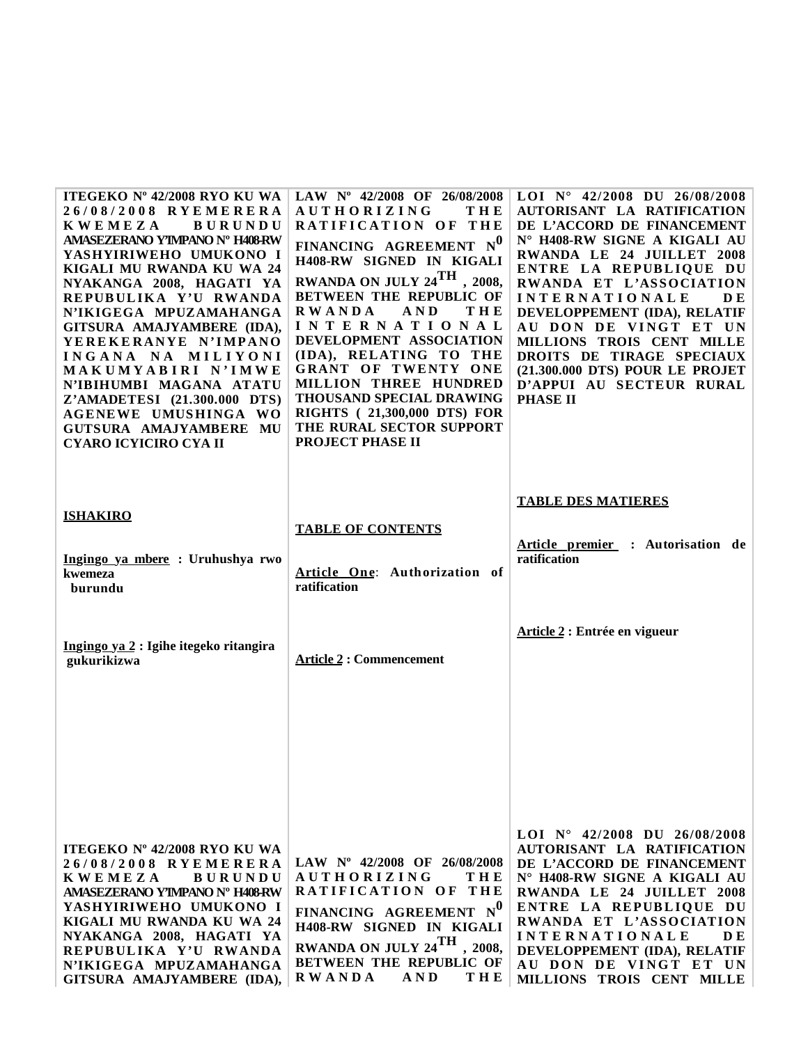**ITEGEKO Nº 42/2008 RYO KU WA 26/08/2008 RYEMERERA KWEMEZA BURUNDU AMASEZERANO Y'IMPANO Nº H408-RW YASHYIRIWEHO UMUKONO I KIGALI MU RWANDA KU WA 24 NYAKANGA 2008, HAGATI YA REPUBULIKA Y'U RWANDA N'IKIGEGA MPUZAMAHANGA GITSURA AMAJYAMBERE (IDA), YEREKERANYE N'IMPANO INGANA NA MILIYONI MAKUMYABIRI N'IMWE N'IBIHUMBI MAGANA ATATU Z'AMADETESI (21.300.000 DTS) AGENEWE UMUSHINGA WO GUTSURA AMAJYAMBERE MU CYARO ICYICIRO CYA II**

**ISHAKIRO**

**Ingingo ya mbere : Uruhushya rwo kwemeza burundu**

**Ingingo ya 2 : Igihe itegeko ritangira gukurikizwa**

**ITEGEKO Nº 42/2008 RYO KU WA 26/08/2008 RYEMERERA KWEMEZA BURUNDU AMASEZERANO Y'IMPANO Nº H408-RW YASHYIRIWEHO UMUKONO I KIGALI MU RWANDA KU WA 24 NYAKANGA 2008, HAGATI YA REPUBULIKA Y'U RWANDA N'IKIGEGA MPUZAMAHANGA GITSURA AMAJYAMBERE (IDA),**

**LAW Nº 42/2008 OF 26/08/2008 AUTHORIZING THE RATIFICATION OF THE FINANCING AGREEMENT N⁰ H408-RW SIGNED IN KIGALI RWANDA ON JULY 24TH, 2008, BETWEEN THE REPUBLIC OF RWANDA AND THE INTERNATIONAL DEVELOPMENT ASSOCIATION (IDA), RELATING TO THE GRANT OF TWENTY ONE MILLION THREE HUNDRED THOUSAND SPECIAL DRAWING RIGHTS ( 21,300,000 DTS) FOR THE RURAL SECTOR SUPPORT PROJECT PHASE II**

**TABLE OF CONTENTS**

**Article One: Authorization of ratification**

**Article 2 : Commencement**

**LAW Nº 42/2008 OF 26/08/2008 AUTHORIZING THE RATIFICATION OF THE FINANCING AGREEMENT N⁰ H408-RW SIGNED IN KIGALI RWANDA ON JULY 24TH, 2008, BETWEEN THE REPUBLIC OF RWANDA AND THE**

**LOI N° 42/2008 DU 26/08/2008 AUTORISANT LA RATIFICATION DE L'ACCORD DE FINANCEMENT N° H408-RW SIGNE A KIGALI AU RWANDA LE 24 JUILLET 2008 ENTRE LA REPUBLIQUE DU RWANDA ET L'ASSOCIATION INTERNATIONALE DE DEVELOPPEMENT (IDA), RELATIF AU DON DE VINGT ET UN MILLIONS TROIS CENT MILLE DROITS DE TIRAGE SPECIAUX (21.300.000 DTS) POUR LE PROJET D'APPUI AU SECTEUR RURAL PHASE II**

**TABLE DES MATIERES**

**Article premier : Autorisation de ratification**

**Article 2 : Entrée en vigueur**

**LOI N° 42/2008 DU 26/08/2008 AUTORISANT LA RATIFICATION DE L'ACCORD DE FINANCEMENT N° H408-RW SIGNE A KIGALI AU RWANDA LE 24 JUILLET 2008 ENTRE LA REPUBLIQUE DU RWANDA ET L'ASSOCIATION INTERNATIONALE DE DEVELOPPEMENT (IDA), RELATIF AU DON DE VINGT ET UN MILLIONS TROIS CENT MILLE**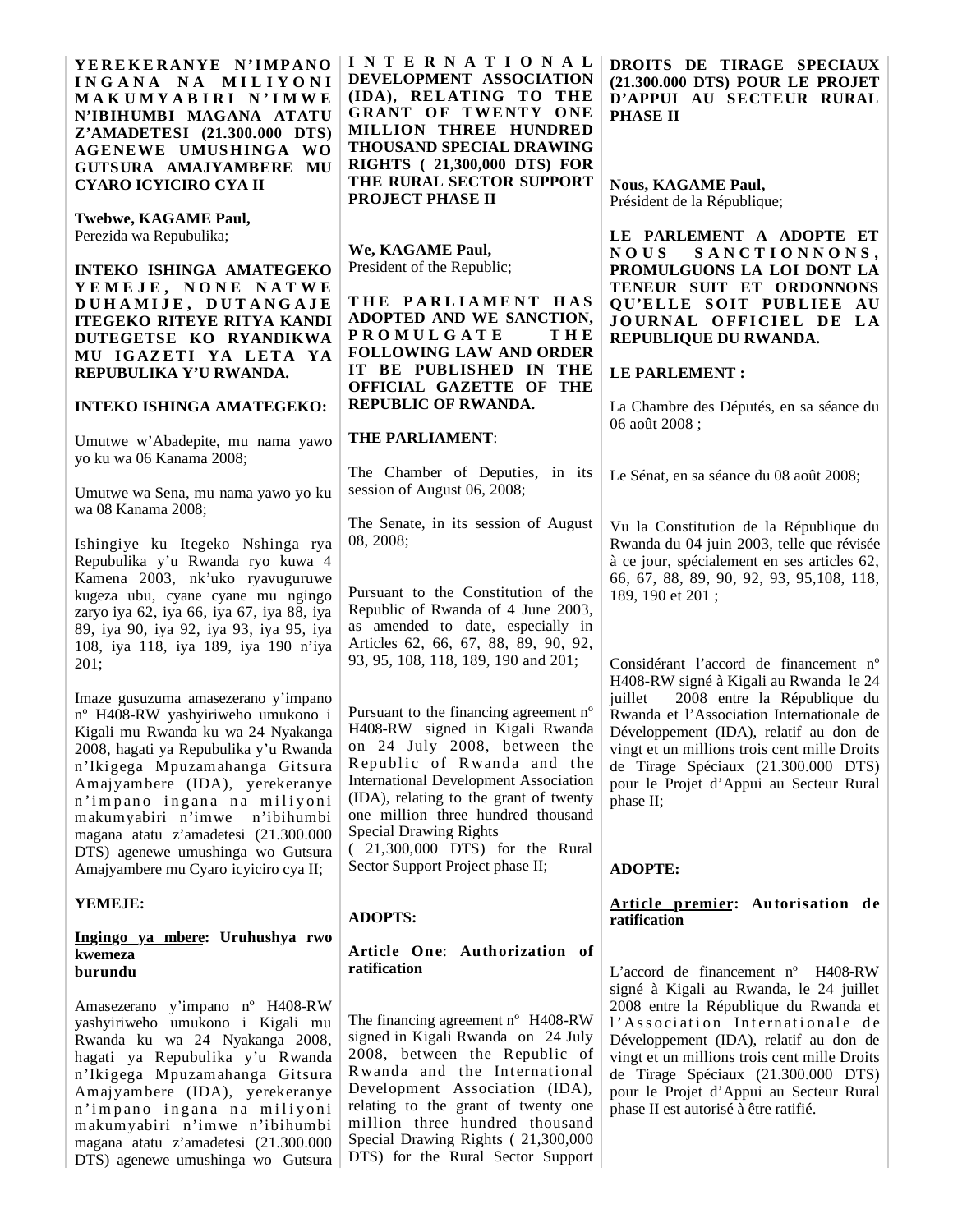**YEREKERANYE N'IMPANO INGANA NA MILIYONI MAKUMYABIRI N'IMWE N'IBIHUMBI MAGANA ATATU Z'AMADETESI (21.300.000 DTS) AGENEWE UMUSHINGA WO GUTSURA AMAJYAMBERE MU CYARO ICYICIRO CYA II**

**Twebwe, KAGAME Paul,**
Perezida wa Repubulika;

**INTEKO ISHINGA AMATEGEKO YEMEJE, NONE NATWE DUHAMIJE, DUTANGAJE ITEGEKO RITEYE RITYA KANDI DUTEGETSE KO RYANDIKWA MU IGAZETI YA LETA YA REPUBULIKA Y'U RWANDA.**

**INTEKO ISHINGA AMATEGEKO:**

Umutwe w'Abadepite, mu nama yawo yo ku wa 06 Kanama 2008;

Umutwe wa Sena, mu nama yawo yo ku wa 08 Kanama 2008;

Ishingiye ku Itegeko Nshinga rya Repubulika y'u Rwanda ryo kuwa 4 Kamena 2003, nk'uko ryavuguruwe kugeza ubu, cyane cyane mu ngingo zaryo iya 62, iya 66, iya 67, iya 88, iya 89, iya 90, iya 92, iya 93, iya 95, iya 108, iya 118, iya 189, iya 190 n'iya 201;

Imaze gusuzuma amasezerano y'impano nº H408-RW yashyiriweho umukono i Kigali mu Rwanda ku wa 24 Nyakanga 2008, hagati ya Repubulika y'u Rwanda n'Ikigega Mpuzamahanga Gitsura Amajyambere (IDA), yerekeranye n'impano ingana na miliyoni makumyabiri n'imwe n'ibihumbi magana atatu z'amadetesi (21.300.000 DTS) agenewe umushinga wo Gutsura Amajyambere mu Cyaro icyiciro cya II;

**YEMEJE:**

**Ingingo ya mbere: Uruhushya rwo kwemeza burundu**

Amasezerano y'impano nº H408-RW yashyiriweho umukono i Kigali mu Rwanda ku wa 24 Nyakanga 2008, hagati ya Repubulika y'u Rwanda n'Ikigega Mpuzamahanga Gitsura Amajyambere (IDA), yerekeranye n'impano ingana na miliyoni makumyabiri n'imwe n'ibihumbi magana atatu z'amadetesi (21.300.000 DTS) agenewe umushinga wo Gutsura

**INTERNATIONAL DEVELOPMENT ASSOCIATION (IDA), RELATING TO THE GRANT OF TWENTY ONE MILLION THREE HUNDRED THOUSAND SPECIAL DRAWING RIGHTS ( 21,300,000 DTS) FOR THE RURAL SECTOR SUPPORT PROJECT PHASE II**

**We, KAGAME Paul,**
President of the Republic;

**THE PARLIAMENT HAS ADOPTED AND WE SANCTION, PROMULGATE THE FOLLOWING LAW AND ORDER IT BE PUBLISHED IN THE OFFICIAL GAZETTE OF THE REPUBLIC OF RWANDA.**

**THE PARLIAMENT**:

The Chamber of Deputies, in its session of August 06, 2008;

The Senate, in its session of August 08, 2008;

Pursuant to the Constitution of the Republic of Rwanda of 4 June 2003, as amended to date, especially in Articles 62, 66, 67, 88, 89, 90, 92, 93, 95, 108, 118, 189, 190 and 201;

Pursuant to the financing agreement nº H408-RW signed in Kigali Rwanda on 24 July 2008, between the Republic of Rwanda and the International Development Association (IDA), relating to the grant of twenty one million three hundred thousand Special Drawing Rights ( 21,300,000 DTS) for the Rural Sector Support Project phase II;

**ADOPTS:**

**Article One: Authorization of ratification**

The financing agreement nº H408-RW signed in Kigali Rwanda on 24 July 2008, between the Republic of Rwanda and the International Development Association (IDA), relating to the grant of twenty one million three hundred thousand Special Drawing Rights ( 21,300,000 DTS) for the Rural Sector Support

**DROITS DE TIRAGE SPECIAUX (21.300.000 DTS) POUR LE PROJET D'APPUI AU SECTEUR RURAL PHASE II**

**Nous, KAGAME Paul,**
Président de la République;

**LE PARLEMENT A ADOPTE ET NOUS SANCTIONNONS, PROMULGUONS LA LOI DONT LA TENEUR SUIT ET ORDONNONS QU'ELLE SOIT PUBLIEE AU JOURNAL OFFICIEL DE LA REPUBLIQUE DU RWANDA.**

**LE PARLEMENT :**

La Chambre des Députés, en sa séance du 06 août 2008 ;

Le Sénat, en sa séance du 08 août 2008;

Vu la Constitution de la République du Rwanda du 04 juin 2003, telle que révisée à ce jour, spécialement en ses articles 62, 66, 67, 88, 89, 90, 92, 93, 95,108, 118, 189, 190 et 201 ;

Considérant l'accord de financement nº H408-RW signé à Kigali au Rwanda le 24 juillet 2008 entre la République du Rwanda et l'Association Internationale de Développement (IDA), relatif au don de vingt et un millions trois cent mille Droits de Tirage Spéciaux (21.300.000 DTS) pour le Projet d'Appui au Secteur Rural phase II;

**ADOPTE:**

**Article premier: Autorisation de ratification**

L'accord de financement nº H408-RW signé à Kigali au Rwanda, le 24 juillet 2008 entre la République du Rwanda et l'Association Internationale de Développement (IDA), relatif au don de vingt et un millions trois cent mille Droits de Tirage Spéciaux (21.300.000 DTS) pour le Projet d'Appui au Secteur Rural phase II est autorisé à être ratifié.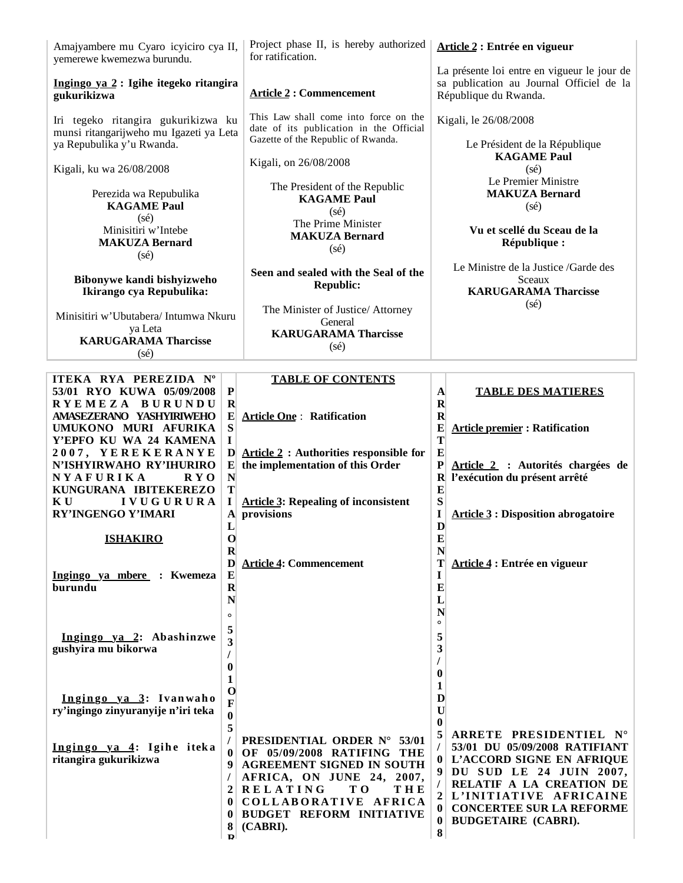Amajyambere mu Cyaro icyiciro cya II, yemerewe kwemezwa burundu.

**Ingingo ya 2 : Igihe itegeko ritangira gukurikizwa**

Iri tegeko ritangira gukurikizwa ku munsi ritangarijweho mu Igazeti ya Leta ya Repubulika y'u Rwanda.

Kigali, ku wa 26/08/2008

Perezida wa Repubulika
**KAGAME Paul**
(sé)
Minisitiri w'Intebe
**MAKUZA Bernard**
(sé)

**Bibonywe kandi bishyizweho Ikirango cya Repubulika:**

Minisitiri w'Ubutabera/ Intumwa Nkuru ya Leta
**KARUGARAMA Tharcisse**
(sé)

Project phase II, is hereby authorized for ratification.

**Article 2 : Commencement**

This Law shall come into force on the date of its publication in the Official Gazette of the Republic of Rwanda.

Kigali, on 26/08/2008

The President of the Republic
**KAGAME Paul**
(sé)
The Prime Minister
**MAKUZA Bernard**
(sé)

**Seen and sealed with the Seal of the Republic:**

The Minister of Justice/ Attorney General
**KARUGARAMA Tharcisse**
(sé)

**Article 2 : Entrée en vigueur**

La présente loi entre en vigueur le jour de sa publication au Journal Officiel de la République du Rwanda.

Kigali, le 26/08/2008

Le Président de la République
**KAGAME Paul**
(sé)
Le Premier Ministre
**MAKUZA Bernard**
(sé)

**Vu et scellé du Sceau de la République :**

Le Ministre de la Justice /Garde des Sceaux
**KARUGARAMA Tharcisse**
(sé)

---

**ITEKA RYA PEREZIDA Nº 53/01 RYO KUWA 05/09/2008 RYEMEZA BURUNDU AMASEZERANO YASHYIRIWEHO UMUKONO MURI AFURIKA Y'EPFO KU WA 24 KAMENA 2007, YEREKERANYE N'ISHYIRWAHO RY'IHURIRO NYAFURIKA RYO KUNGURANA IBITEKEREZO KU IVUGURURA RY'INGENGO Y'IMARI**

**ISHAKIRO**

**Ingingo ya mbere : Kwemeza burundu**

**Ingingo ya 2: Abashinzwe gushyira mu bikorwa**

**Ingingo ya 3: Ivanwaho ry'ingingo zinyuranyije n'iri teka**

**Ingingo ya 4: Igihe iteka ritangira gukurikizwa**

**PRESIDENTIAL ORDER N° 53/01 OF 05/09/2008 RATIFING THE AGREEMENT SIGNED IN SOUTH AFRICA, ON JUNE 24, 2007, RELATING TO THE COLLABORATIVE AFRICA BUDGET REFORM INITIATIVE (CABRI).**

**TABLE OF CONTENTS**

**Article One : Ratification**

**Article 2 : Authorities responsible for the implementation of this Order**

**Article 3: Repealing of inconsistent provisions**

**Article 4: Commencement**

**ARRETE PRESIDENTIEL N° 53/01 DU 05/09/2008 RATIFIANT L'ACCORD SIGNE EN AFRIQUE DU SUD LE 24 JUIN 2007, RELATIF A LA CREATION DE L'INITIATIVE AFRICAINE CONCERTEE SUR LA REFORME BUDGETAIRE (CABRI).**

**TABLE DES MATIERES**

**Article premier : Ratification**

**Article 2 : Autorités chargées de l'exécution du présent arrêté**

**Article 3 : Disposition abrogatoire**

**Article 4 : Entrée en vigueur**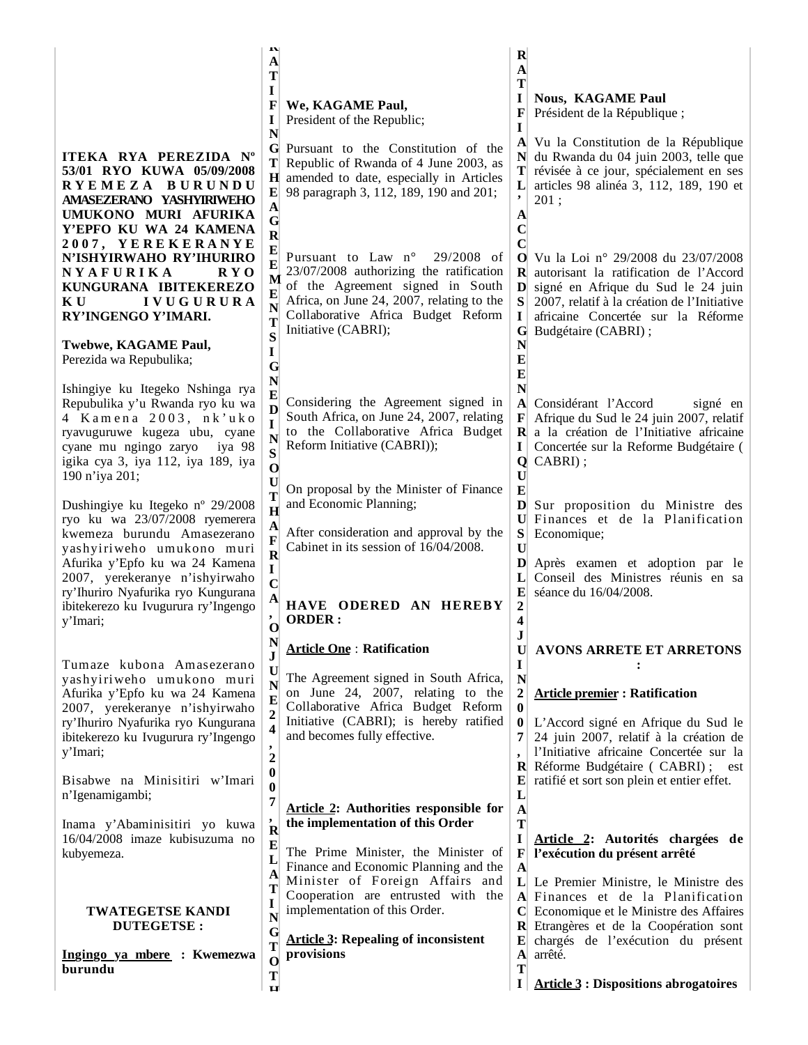**ITEKA RYA PEREZIDA Nº 53/01 RYO KUWA 05/09/2008 RYEMEZA BURUNDU AMASEZERANO YASHYIRIWEHO UMUKONO MURI AFURIKA Y'EPFO KU WA 24 KAMENA 2007, YEREKERANYE N'ISHYIRWAHO RY'IHURIRO NYAFURIKA RYO KUNGURANA IBITEKEREZO KU IVUGURURA RY'INGENGO Y'IMARI.**

**Twebwe, KAGAME Paul,**
Perezida wa Repubulika;

Ishingiye ku Itegeko Nshinga rya Repubulika y'u Rwanda ryo ku wa 4 Kamena 2003, nk'uko ryavuguruwe kugeza ubu, cyane cyane mu ngingo zaryo iya 98 igika cya 3, iya 112, iya 189, iya 190 n'iya 201;

Dushingiye ku Itegeko nº 29/2008 ryo ku wa 23/07/2008 ryemerera kwemeza burundu Amasezerano yashyiriweho umukono muri Afurika y'Epfo ku wa 24 Kamena 2007, yerekeranye n'ishyirwaho ry'Ihuriro Nyafurika ryo Kungurana ibitekerezo ku Ivugurura ry'Ingengo y'Imari;

Tumaze kubona Amasezerano yashyiriweho umukono muri Afurika y'Epfo ku wa 24 Kamena 2007, yerekeranye n'ishyirwaho ry'Ihuriro Nyafurika ryo Kungurana ibitekerezo ku Ivugurura ry'Ingengo y'Imari;

Bisabwe na Minisitiri w'Imari n'Igenamigambi;

Inama y'Abaminisitiri yo kuwa 16/04/2008 imaze kubisuzuma no kubyemeza.

**TWATEGETSE KANDI DUTEGETSE :**

**Ingingo ya mbere : Kwemezwa burundu**

---

**PRESIDENTIAL ORDER N° 53/01 OF 05/09/2008 RATIFYING THE AGREEMENT SIGNED IN SOUTH AFRICA, ON JUNE 24, 2007, RELATING TO THE COLLABORATIVE AFRICA BUDGET REFORM INITIATIVE (CABRI)**

**We, KAGAME Paul,**
President of the Republic;

Pursuant to the Constitution of the Republic of Rwanda of 4 June 2003, as amended to date, especially in Articles 98 paragraph 3, 112, 189, 190 and 201;

Pursuant to Law n° 29/2008 of 23/07/2008 authorizing the ratification of the Agreement signed in South Africa, on June 24, 2007, relating to the Collaborative Africa Budget Reform Initiative (CABRI);

Considering the Agreement signed in South Africa, on June 24, 2007, relating to the Collaborative Africa Budget Reform Initiative (CABRI));

On proposal by the Minister of Finance and Economic Planning;

After consideration and approval by the Cabinet in its session of 16/04/2008.

**HAVE ODERED AN HEREBY ORDER :**

**Article One : Ratification**

The Agreement signed in South Africa, on June 24, 2007, relating to the Collaborative Africa Budget Reform Initiative (CABRI); is hereby ratified and becomes fully effective.

**Article 2: Authorities responsible for the implementation of this Order**

The Prime Minister, the Minister of Finance and Economic Planning and the Minister of Foreign Affairs and Cooperation are entrusted with the implementation of this Order.

**Article 3: Repealing of inconsistent provisions**

---

**ARRETE PRESIDENTIEL N° 53/01 DU 05/09/2008 PORTANT RATIFICATION DE L'ACCORD SIGNE EN AFRIQUE DU SUD LE 24 JUIN 2007, RELATIF A LA CREATION DE L'INITIATIVE AFRICAINE CONCERTEE SUR LA REFORME BUDGETAIRE (CABRI)**

**Nous, KAGAME Paul**
Président de la République ;

Vu la Constitution de la République du Rwanda du 04 juin 2003, telle que révisée à ce jour, spécialement en ses articles 98 alinéa 3, 112, 189, 190 et 201 ;

Vu la Loi n° 29/2008 du 23/07/2008 autorisant la ratification de l'Accord signé en Afrique du Sud le 24 juin 2007, relatif à la création de l'Initiative africaine Concertée sur la Réforme Budgétaire (CABRI) ;

Considérant l'Accord signé en Afrique du Sud le 24 juin 2007, relatif a la création de l'Initiative africaine Concertée sur la Reforme Budgétaire ( CABRI) ;

Sur proposition du Ministre des Finances et de la Planification Economique;

Après examen et adoption par le Conseil des Ministres réunis en sa séance du 16/04/2008.

**AVONS ARRETE ET ARRETONS :**

**Article premier : Ratification**

L'Accord signé en Afrique du Sud le 24 juin 2007, relatif à la création de l'Initiative africaine Concertée sur la Réforme Budgétaire ( CABRI) ; est ratifié et sort son plein et entier effet.

**Article 2: Autorités chargées de l'exécution du présent arrêté**

Le Premier Ministre, le Ministre des Finances et de la Planification Economique et le Ministre des Affaires Etrangères et de la Coopération sont chargés de l'exécution du présent arrêté.

**Article 3 : Dispositions abrogatoires**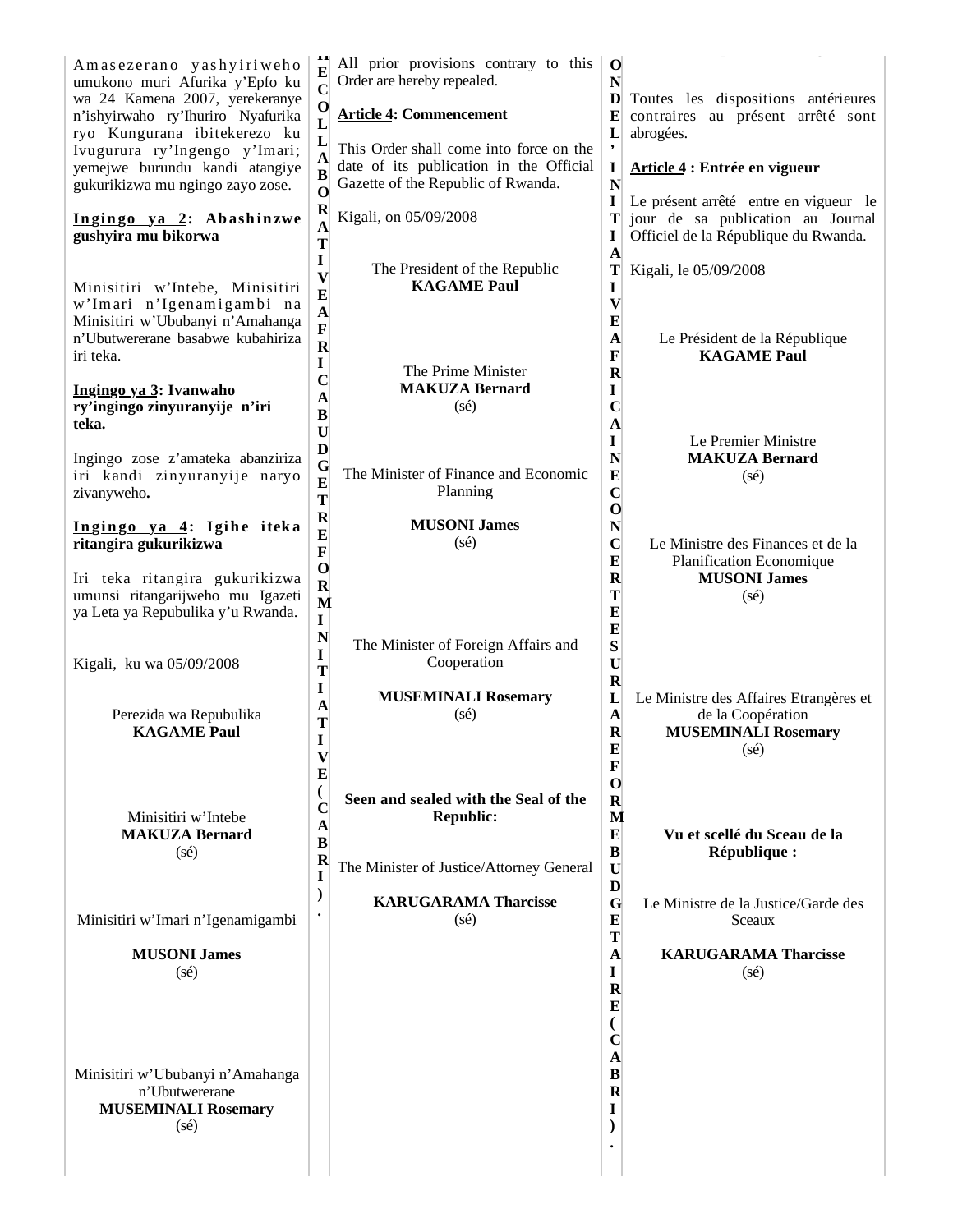Amasezerano yashyiriweho umukono muri Afurika y'Epfo ku wa 24 Kamena 2007, yerekeranye n'ishyirwaho ry'Ihuriro Nyafurika ryo Kungurana ibitekerezo ku Ivugurura ry'Ingengo y'Imari; yemejwe burundu kandi atangiye gukurikizwa mu ngingo zayo zose.

**Ingingo ya 2: Abashinzwe gushyira mu bikorwa**

Minisitiri w'Intebe, Minisitiri w'Imari n'Igenamigambi na Minisitiri w'Ububanyi n'Amahanga n'Ubutwererane basabwe kubahiriza iri teka.

**Ingingo ya 3: Ivanwaho ry'ingingo zinyuranyije n'iri teka.**

Ingingo zose z'amateka abanziriza iri kandi zinyuranyije naryo zivanyweho.

**Ingingo ya 4: Igihe iteka ritangira gukurikizwa**

Iri teka ritangira gukurikizwa umunsi ritangarijweho mu Igazeti ya Leta ya Repubulika y'u Rwanda.

Kigali, ku wa 05/09/2008

Perezida wa Repubulika
**KAGAME Paul**

Minisitiri w'Intebe
**MAKUZA Bernard**
(sé)

Minisitiri w'Imari n'Igenamigambi

**MUSONI James**
(sé)

Minisitiri w'Ububanyi n'Amahanga n'Ubutwererane
**MUSEMINALI Rosemary**
(sé)

---

All prior provisions contrary to this Order are hereby repealed.

**Article 4: Commencement**

This Order shall come into force on the date of its publication in the Official Gazette of the Republic of Rwanda.

Kigali, on 05/09/2008

The President of the Republic
**KAGAME Paul**

The Prime Minister
**MAKUZA Bernard**
(sé)

The Minister of Finance and Economic Planning

**MUSONI James**
(sé)

The Minister of Foreign Affairs and Cooperation

**MUSEMINALI Rosemary**
(sé)

**Seen and sealed with the Seal of the Republic:**

The Minister of Justice/Attorney General

**KARUGARAMA Tharcisse**
(sé)

---

Toutes les dispositions antérieures contraires au présent arrêté sont abrogées.

**Article 4 : Entrée en vigueur**

Le présent arrêté entre en vigueur le jour de sa publication au Journal Officiel de la République du Rwanda.

Kigali, le 05/09/2008

Le Président de la République
**KAGAME Paul**

Le Premier Ministre
**MAKUZA Bernard**
(sé)

Le Ministre des Finances et de la Planification Economique
**MUSONI James**
(sé)

Le Ministre des Affaires Etrangères et de la Coopération
**MUSEMINALI Rosemary**
(sé)

**Vu et scellé du Sceau de la République :**

Le Ministre de la Justice/Garde des Sceaux

**KARUGARAMA Tharcisse**
(sé)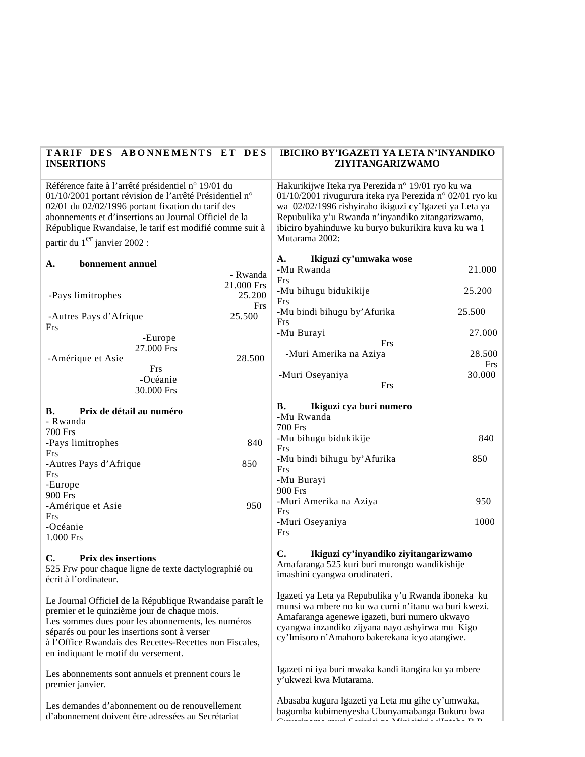| TARIF DES ABONNEMENTS ET DES INSERTIONS | IBICIRO BY'IGAZETI YA LETA N'INYANDIKO ZIYITANGARIZWAMO |
|---|---|
| Référence faite à l'arrêté présidentiel n° 19/01 du 01/10/2001 portant révision de l'arrêté Présidentiel n° 02/01 du 02/02/1996 portant fixation du tarif des abonnements et d'insertions au Journal Officiel de la République Rwandaise, le tarif est modifié comme suit à partir du 1er janvier 2002 : | Hakurikijwe Iteka rya Perezida n° 19/01 ryo ku wa 01/10/2001 rivugurura iteka rya Perezida n° 02/01 ryo ku wa 02/02/1996 rishyiraho ikiguzi cy'Igazeti ya Leta ya Repubulika y'u Rwanda n'inyandiko zitangarizwamo, ibiciro byahinduwe ku buryo bukurikira kuva ku wa 1 Mutarama 2002: |
| **A. bonnement annuel**<br>- Rwanda 21.000 Frs<br>-Pays limitrophes 25.200 Frs<br>-Autres Pays d'Afrique 25.500 Frs<br>-Europe 27.000 Frs<br>-Amérique et Asie 28.500 Frs<br>-Océanie 30.000 Frs | **A. Ikiguzi cy'umwaka wose**<br>-Mu Rwanda 21.000 Frs<br>-Mu bihugu bidukikije 25.200 Frs<br>-Mu bindi bihugu by'Afurika 25.500 Frs<br>-Mu Burayi 27.000 Frs<br>-Muri Amerika na Aziya 28.500 Frs<br>-Muri Oseyaniya 30.000 Frs |
| **B. Prix de détail au numéro**<br>- Rwanda 700 Frs<br>-Pays limitrophes 840 Frs<br>-Autres Pays d'Afrique 850 Frs<br>-Europe 900 Frs<br>-Amérique et Asie 950 Frs<br>-Océanie 1.000 Frs | **B. Ikiguzi cya buri numero**<br>-Mu Rwanda 700 Frs<br>-Mu bihugu bidukikije 840 Frs<br>-Mu bindi bihugu by'Afurika 850 Frs<br>-Mu Burayi 900 Frs<br>-Muri Amerika na Aziya 950 Frs<br>-Muri Oseyaniya 1000 Frs |
| **C. Prix des insertions**<br>525 Frw pour chaque ligne de texte dactylographié ou écrit à l'ordinateur. | **C. Ikiguzi cy'inyandiko ziyitangarizwamo**<br>Amafaranga 525 kuri buri murongo wandikishije imashini cyangwa orudinateri. |
| Le Journal Officiel de la République Rwandaise paraît le premier et le quinzième jour de chaque mois.<br>Les sommes dues pour les abonnements, les numéros séparés ou pour les insertions sont à verser à l'Office Rwandais des Recettes-Recettes non Fiscales, en indiquant le motif du versement. | Igazeti ya Leta ya Repubulika y'u Rwanda iboneka ku munsi wa mbere no ku wa cumi n'itanu wa buri kwezi. Amafaranga agenewe igazeti, buri numero ukwayo cyangwa inzandiko zijyana nayo ashyirwa mu Kigo cy'Imisoro n'Amahoro bakerekana icyo atangiwe. |
| Les abonnements sont annuels et prennent cours le premier janvier. | Igazeti ni iya buri mwaka kandi itangira ku ya mbere y'ukwezi kwa Mutarama. |
| Les demandes d'abonnement ou de renouvellement d'abonnement doivent être adressées au Secrétariat | Abasaba kugura Igazeti ya Leta mu gihe cy'umwaka, bagomba kubimenyesha Ubunyamabanga Bukuru bwa |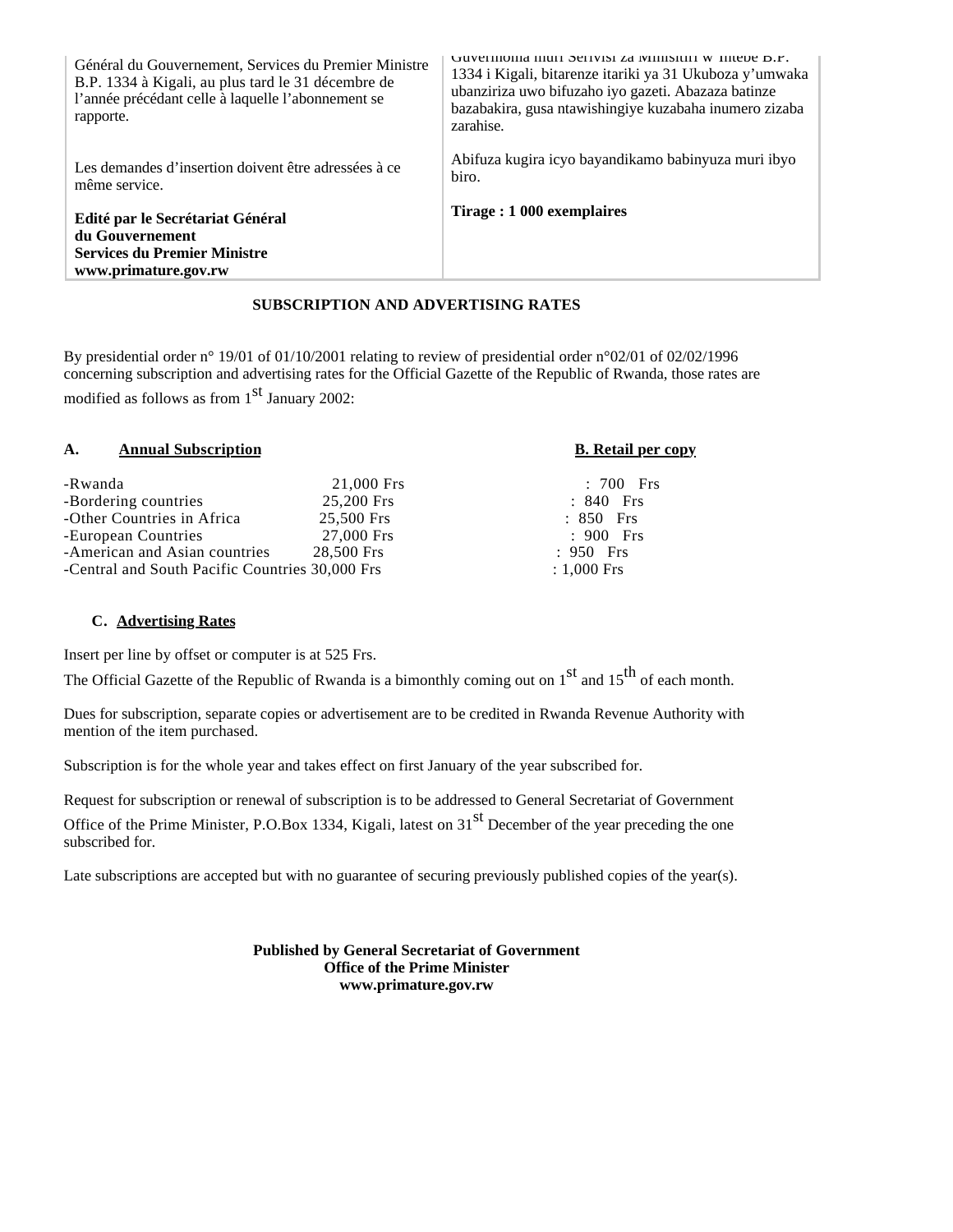| | |
|---|---|
| Général du Gouvernement, Services du Premier Ministre B.P. 1334 à Kigali, au plus tard le 31 décembre de l'année précédant celle à laquelle l'abonnement se rapporte. | Guvernoma muri Serivisi za Minisitiri w'Intebe B.P. 1334 i Kigali, bitarenze itariki ya 31 Ukuboza y'umwaka ubanziriza uwo bifuzaho iyo gazeti. Abazaza batinze bazabakira, gusa ntawishingiye kuzabaha inumero zizaba zarahise. |
| Les demandes d'insertion doivent être adressées à ce même service. | Abifuza kugira icyo bayandikamo babinyuza muri ibyo biro. |
| **Edité par le Secrétariat Général du Gouvernement Services du Premier Ministre www.primature.gov.rw** | **Tirage : 1 000 exemplaires** |

**SUBSCRIPTION AND ADVERTISING RATES**

By presidential order n° 19/01 of 01/10/2001 relating to review of presidential order n°02/01 of 02/02/1996 concerning subscription and advertising rates for the Official Gazette of the Republic of Rwanda, those rates are modified as follows as from 1st January 2002:

| A. Annual Subscription | | B. Retail per copy |
|---|---|---|
| -Rwanda | 21,000 Frs | : 700 Frs |
| -Bordering countries | 25,200 Frs | : 840 Frs |
| -Other Countries in Africa | 25,500 Frs | : 850 Frs |
| -European Countries | 27,000 Frs | : 900 Frs |
| -American and Asian countries | 28,500 Frs | : 950 Frs |
| -Central and South Pacific Countries | 30,000 Frs | : 1,000 Frs |

**C. Advertising Rates**

Insert per line by offset or computer is at 525 Frs.

The Official Gazette of the Republic of Rwanda is a bimonthly coming out on 1st and 15th of each month.

Dues for subscription, separate copies or advertisement are to be credited in Rwanda Revenue Authority with mention of the item purchased.

Subscription is for the whole year and takes effect on first January of the year subscribed for.

Request for subscription or renewal of subscription is to be addressed to General Secretariat of Government Office of the Prime Minister, P.O.Box 1334, Kigali, latest on 31st December of the year preceding the one subscribed for.

Late subscriptions are accepted but with no guarantee of securing previously published copies of the year(s).

**Published by General Secretariat of Government**
**Office of the Prime Minister**
**www.primature.gov.rw**